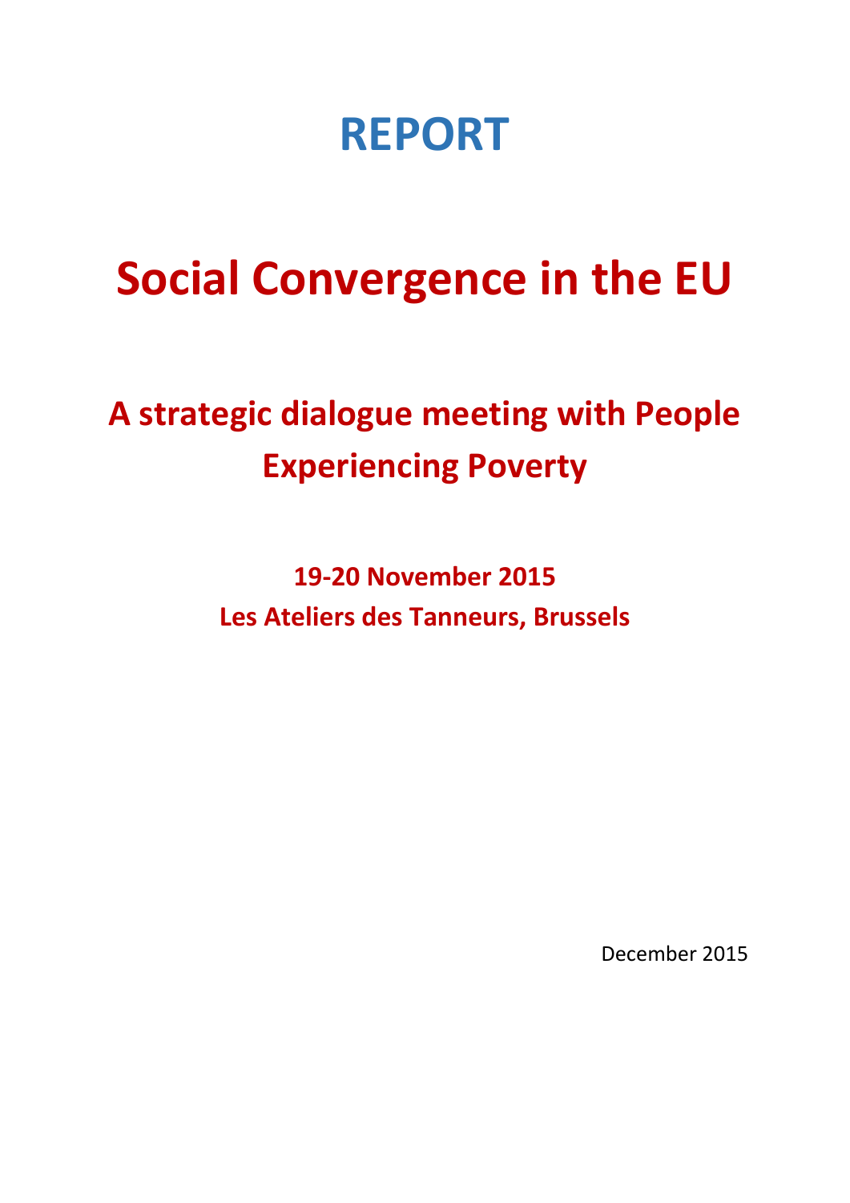# REPORT

# Social Convergence in the EU

## A strategic dialogue meeting with People Experiencing Poverty

**19-20 November 2015**
**Les Ateliers des Tanneurs, Brussels**

December 2015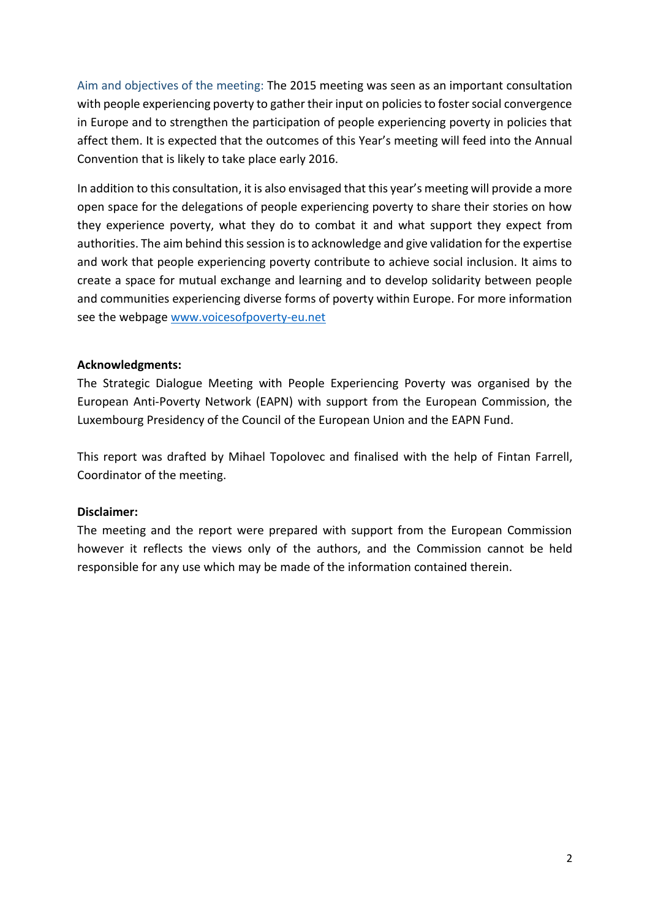Aim and objectives of the meeting: The 2015 meeting was seen as an important consultation with people experiencing poverty to gather their input on policies to foster social convergence in Europe and to strengthen the participation of people experiencing poverty in policies that affect them. It is expected that the outcomes of this Year's meeting will feed into the Annual Convention that is likely to take place early 2016.

In addition to this consultation, it is also envisaged that this year's meeting will provide a more open space for the delegations of people experiencing poverty to share their stories on how they experience poverty, what they do to combat it and what support they expect from authorities. The aim behind this session is to acknowledge and give validation for the expertise and work that people experiencing poverty contribute to achieve social inclusion. It aims to create a space for mutual exchange and learning and to develop solidarity between people and communities experiencing diverse forms of poverty within Europe. For more information see the webpage www.voicesofpoverty-eu.net

**Acknowledgments:**

The Strategic Dialogue Meeting with People Experiencing Poverty was organised by the European Anti-Poverty Network (EAPN) with support from the European Commission, the Luxembourg Presidency of the Council of the European Union and the EAPN Fund.

This report was drafted by Mihael Topolovec and finalised with the help of Fintan Farrell, Coordinator of the meeting.

**Disclaimer:**

The meeting and the report were prepared with support from the European Commission however it reflects the views only of the authors, and the Commission cannot be held responsible for any use which may be made of the information contained therein.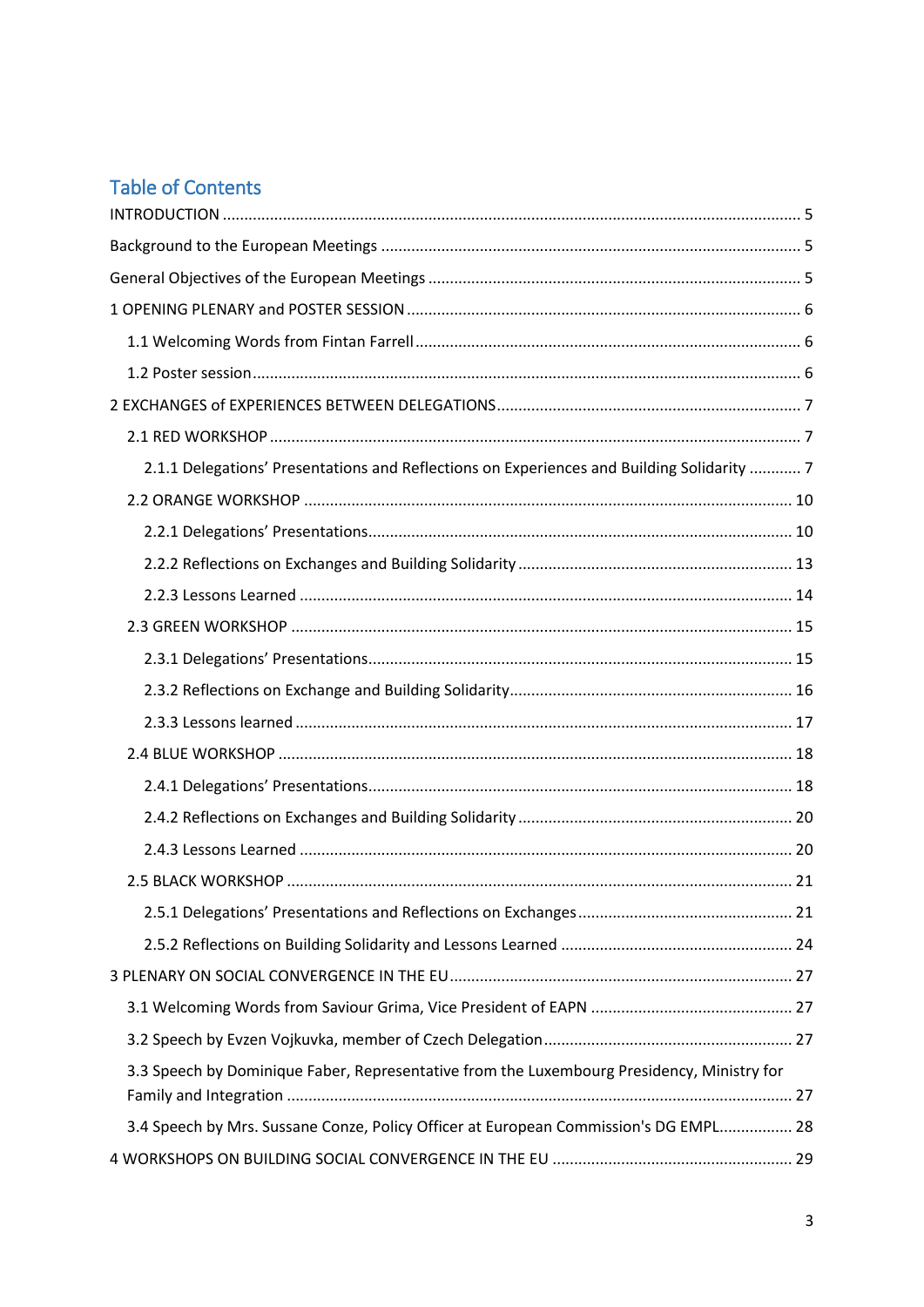## Table of Contents

INTRODUCTION ..... 5

Background to the European Meetings ..... 5

General Objectives of the European Meetings ..... 5

1 OPENING PLENARY and POSTER SESSION ..... 6

- 1.1 Welcoming Words from Fintan Farrell ..... 6
- 1.2 Poster session ..... 6

2 EXCHANGES of EXPERIENCES BETWEEN DELEGATIONS ..... 7

- 2.1 RED WORKSHOP ..... 7
  - 2.1.1 Delegations' Presentations and Reflections on Experiences and Building Solidarity ..... 7
- 2.2 ORANGE WORKSHOP ..... 10
  - 2.2.1 Delegations' Presentations ..... 10
  - 2.2.2 Reflections on Exchanges and Building Solidarity ..... 13
  - 2.2.3 Lessons Learned ..... 14
- 2.3 GREEN WORKSHOP ..... 15
  - 2.3.1 Delegations' Presentations ..... 15
  - 2.3.2 Reflections on Exchange and Building Solidarity ..... 16
  - 2.3.3 Lessons learned ..... 17
- 2.4 BLUE WORKSHOP ..... 18
  - 2.4.1 Delegations' Presentations ..... 18
  - 2.4.2 Reflections on Exchanges and Building Solidarity ..... 20
  - 2.4.3 Lessons Learned ..... 20
- 2.5 BLACK WORKSHOP ..... 21
  - 2.5.1 Delegations' Presentations and Reflections on Exchanges ..... 21
  - 2.5.2 Reflections on Building Solidarity and Lessons Learned ..... 24

3 PLENARY ON SOCIAL CONVERGENCE IN THE EU ..... 27

- 3.1 Welcoming Words from Saviour Grima, Vice President of EAPN ..... 27
- 3.2 Speech by Evzen Vojkuvka, member of Czech Delegation ..... 27
- 3.3 Speech by Dominique Faber, Representative from the Luxembourg Presidency, Ministry for Family and Integration ..... 27
- 3.4 Speech by Mrs. Sussane Conze, Policy Officer at European Commission's DG EMPL ..... 28

4 WORKSHOPS ON BUILDING SOCIAL CONVERGENCE IN THE EU ..... 29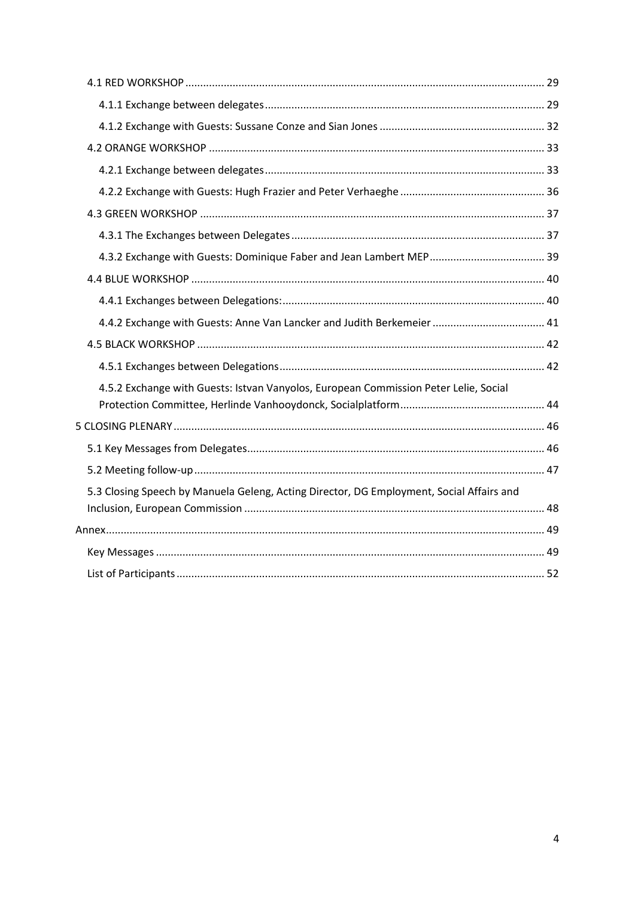- 4.1 RED WORKSHOP ........ 29
  - 4.1.1 Exchange between delegates ........ 29
  - 4.1.2 Exchange with Guests: Sussane Conze and Sian Jones ........ 32
- 4.2 ORANGE WORKSHOP ........ 33
  - 4.2.1 Exchange between delegates ........ 33
  - 4.2.2 Exchange with Guests: Hugh Frazier and Peter Verhaeghe ........ 36
- 4.3 GREEN WORKSHOP ........ 37
  - 4.3.1 The Exchanges between Delegates ........ 37
  - 4.3.2 Exchange with Guests: Dominique Faber and Jean Lambert MEP ........ 39
- 4.4 BLUE WORKSHOP ........ 40
  - 4.4.1 Exchanges between Delegations: ........ 40
  - 4.4.2 Exchange with Guests: Anne Van Lancker and Judith Berkemeier ........ 41
- 4.5 BLACK WORKSHOP ........ 42
  - 4.5.1 Exchanges between Delegations ........ 42
  - 4.5.2 Exchange with Guests: Istvan Vanyolos, European Commission Peter Lelie, Social Protection Committee, Herlinde Vanhooydonck, Socialplatform ........ 44

5 CLOSING PLENARY ........ 46
- 5.1 Key Messages from Delegates ........ 46
- 5.2 Meeting follow-up ........ 47
- 5.3 Closing Speech by Manuela Geleng, Acting Director, DG Employment, Social Affairs and Inclusion, European Commission ........ 48

Annex ........ 49
- Key Messages ........ 49
- List of Participants ........ 52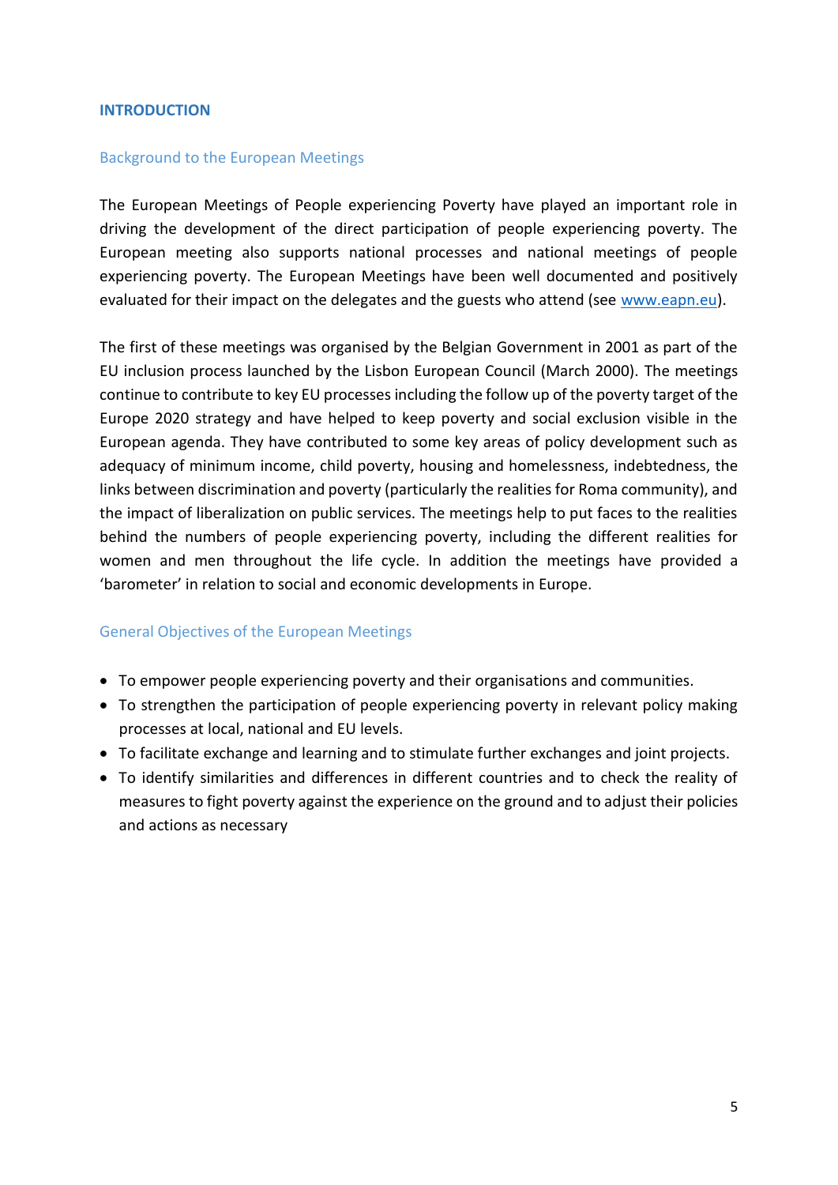## INTRODUCTION

### Background to the European Meetings

The European Meetings of People experiencing Poverty have played an important role in driving the development of the direct participation of people experiencing poverty. The European meeting also supports national processes and national meetings of people experiencing poverty. The European Meetings have been well documented and positively evaluated for their impact on the delegates and the guests who attend (see www.eapn.eu).

The first of these meetings was organised by the Belgian Government in 2001 as part of the EU inclusion process launched by the Lisbon European Council (March 2000). The meetings continue to contribute to key EU processes including the follow up of the poverty target of the Europe 2020 strategy and have helped to keep poverty and social exclusion visible in the European agenda. They have contributed to some key areas of policy development such as adequacy of minimum income, child poverty, housing and homelessness, indebtedness, the links between discrimination and poverty (particularly the realities for Roma community), and the impact of liberalization on public services. The meetings help to put faces to the realities behind the numbers of people experiencing poverty, including the different realities for women and men throughout the life cycle. In addition the meetings have provided a 'barometer' in relation to social and economic developments in Europe.

### General Objectives of the European Meetings

- To empower people experiencing poverty and their organisations and communities.
- To strengthen the participation of people experiencing poverty in relevant policy making processes at local, national and EU levels.
- To facilitate exchange and learning and to stimulate further exchanges and joint projects.
- To identify similarities and differences in different countries and to check the reality of measures to fight poverty against the experience on the ground and to adjust their policies and actions as necessary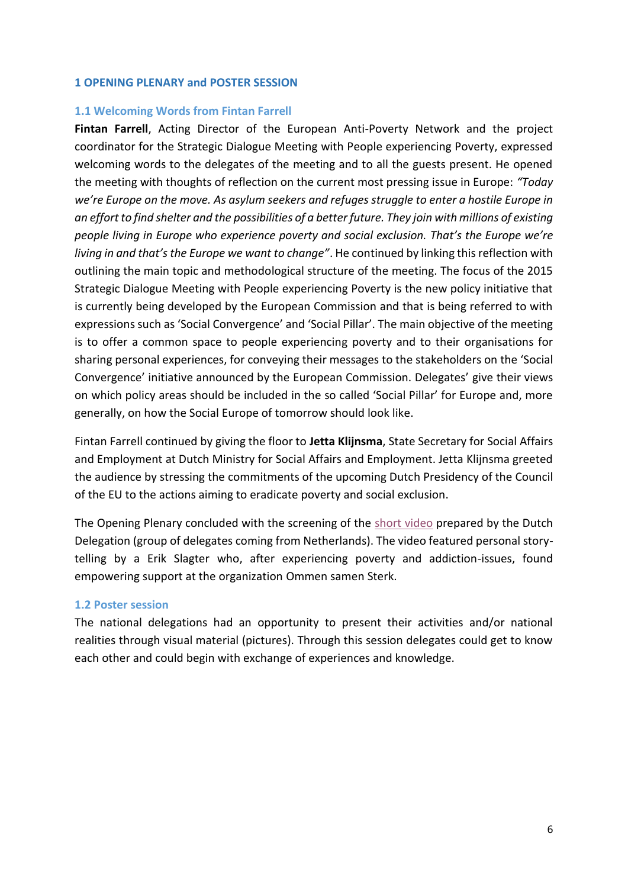## 1 OPENING PLENARY and POSTER SESSION

### 1.1 Welcoming Words from Fintan Farrell

**Fintan Farrell**, Acting Director of the European Anti-Poverty Network and the project coordinator for the Strategic Dialogue Meeting with People experiencing Poverty, expressed welcoming words to the delegates of the meeting and to all the guests present. He opened the meeting with thoughts of reflection on the current most pressing issue in Europe: *"Today we're Europe on the move. As asylum seekers and refuges struggle to enter a hostile Europe in an effort to find shelter and the possibilities of a better future. They join with millions of existing people living in Europe who experience poverty and social exclusion. That's the Europe we're living in and that's the Europe we want to change"*. He continued by linking this reflection with outlining the main topic and methodological structure of the meeting. The focus of the 2015 Strategic Dialogue Meeting with People experiencing Poverty is the new policy initiative that is currently being developed by the European Commission and that is being referred to with expressions such as 'Social Convergence' and 'Social Pillar'. The main objective of the meeting is to offer a common space to people experiencing poverty and to their organisations for sharing personal experiences, for conveying their messages to the stakeholders on the 'Social Convergence' initiative announced by the European Commission. Delegates' give their views on which policy areas should be included in the so called 'Social Pillar' for Europe and, more generally, on how the Social Europe of tomorrow should look like.

Fintan Farrell continued by giving the floor to **Jetta Klijnsma**, State Secretary for Social Affairs and Employment at Dutch Ministry for Social Affairs and Employment. Jetta Klijnsma greeted the audience by stressing the commitments of the upcoming Dutch Presidency of the Council of the EU to the actions aiming to eradicate poverty and social exclusion.

The Opening Plenary concluded with the screening of the short video prepared by the Dutch Delegation (group of delegates coming from Netherlands). The video featured personal story-telling by a Erik Slagter who, after experiencing poverty and addiction-issues, found empowering support at the organization Ommen samen Sterk.

### 1.2 Poster session

The national delegations had an opportunity to present their activities and/or national realities through visual material (pictures). Through this session delegates could get to know each other and could begin with exchange of experiences and knowledge.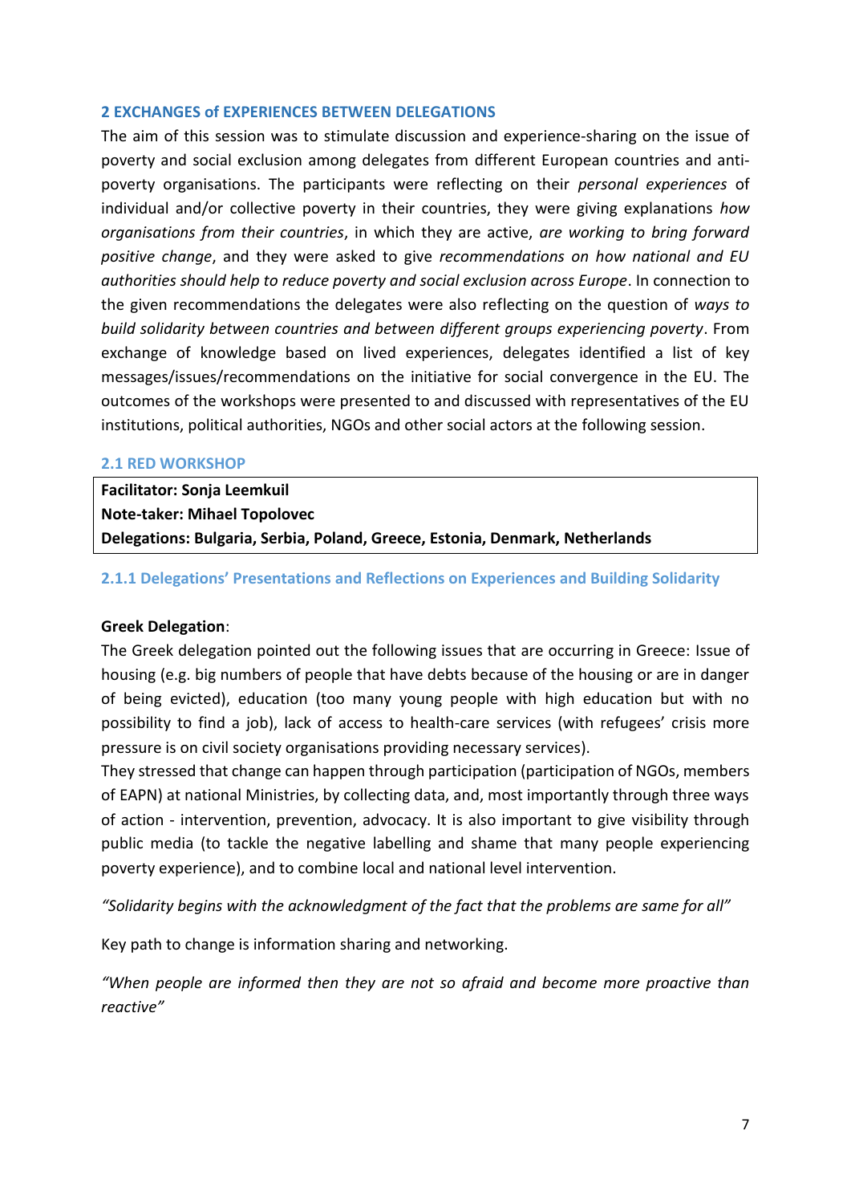## 2 EXCHANGES of EXPERIENCES BETWEEN DELEGATIONS

The aim of this session was to stimulate discussion and experience-sharing on the issue of poverty and social exclusion among delegates from different European countries and anti-poverty organisations. The participants were reflecting on their *personal experiences* of individual and/or collective poverty in their countries, they were giving explanations *how organisations from their countries*, in which they are active, *are working to bring forward positive change*, and they were asked to give *recommendations on how national and EU authorities should help to reduce poverty and social exclusion across Europe*. In connection to the given recommendations the delegates were also reflecting on the question of *ways to build solidarity between countries and between different groups experiencing poverty*. From exchange of knowledge based on lived experiences, delegates identified a list of key messages/issues/recommendations on the initiative for social convergence in the EU. The outcomes of the workshops were presented to and discussed with representatives of the EU institutions, political authorities, NGOs and other social actors at the following session.

### 2.1 RED WORKSHOP

**Facilitator: Sonja Leemkuil**
**Note-taker: Mihael Topolovec**
**Delegations: Bulgaria, Serbia, Poland, Greece, Estonia, Denmark, Netherlands**

#### 2.1.1 Delegations' Presentations and Reflections on Experiences and Building Solidarity

**Greek Delegation**:

The Greek delegation pointed out the following issues that are occurring in Greece: Issue of housing (e.g. big numbers of people that have debts because of the housing or are in danger of being evicted), education (too many young people with high education but with no possibility to find a job), lack of access to health-care services (with refugees' crisis more pressure is on civil society organisations providing necessary services).

They stressed that change can happen through participation (participation of NGOs, members of EAPN) at national Ministries, by collecting data, and, most importantly through three ways of action - intervention, prevention, advocacy. It is also important to give visibility through public media (to tackle the negative labelling and shame that many people experiencing poverty experience), and to combine local and national level intervention.

*"Solidarity begins with the acknowledgment of the fact that the problems are same for all"*

Key path to change is information sharing and networking.

*"When people are informed then they are not so afraid and become more proactive than reactive"*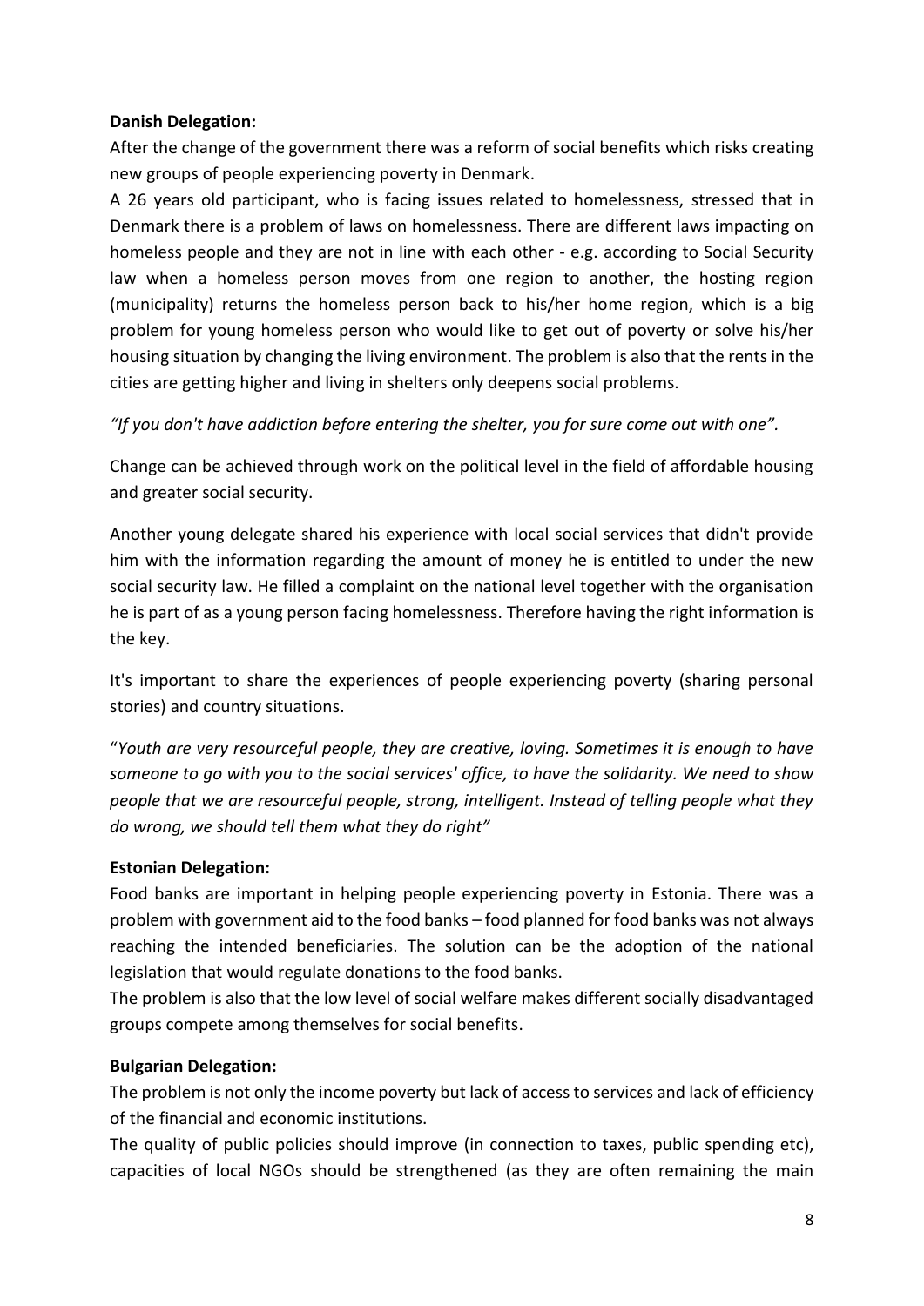**Danish Delegation:**

After the change of the government there was a reform of social benefits which risks creating new groups of people experiencing poverty in Denmark.

A 26 years old participant, who is facing issues related to homelessness, stressed that in Denmark there is a problem of laws on homelessness. There are different laws impacting on homeless people and they are not in line with each other - e.g. according to Social Security law when a homeless person moves from one region to another, the hosting region (municipality) returns the homeless person back to his/her home region, which is a big problem for young homeless person who would like to get out of poverty or solve his/her housing situation by changing the living environment. The problem is also that the rents in the cities are getting higher and living in shelters only deepens social problems.

*"If you don't have addiction before entering the shelter, you for sure come out with one".*

Change can be achieved through work on the political level in the field of affordable housing and greater social security.

Another young delegate shared his experience with local social services that didn't provide him with the information regarding the amount of money he is entitled to under the new social security law. He filled a complaint on the national level together with the organisation he is part of as a young person facing homelessness. Therefore having the right information is the key.

It's important to share the experiences of people experiencing poverty (sharing personal stories) and country situations.

"*Youth are very resourceful people, they are creative, loving. Sometimes it is enough to have someone to go with you to the social services' office, to have the solidarity. We need to show people that we are resourceful people, strong, intelligent. Instead of telling people what they do wrong, we should tell them what they do right"*

**Estonian Delegation:**

Food banks are important in helping people experiencing poverty in Estonia. There was a problem with government aid to the food banks – food planned for food banks was not always reaching the intended beneficiaries. The solution can be the adoption of the national legislation that would regulate donations to the food banks.

The problem is also that the low level of social welfare makes different socially disadvantaged groups compete among themselves for social benefits.

**Bulgarian Delegation:**

The problem is not only the income poverty but lack of access to services and lack of efficiency of the financial and economic institutions.

The quality of public policies should improve (in connection to taxes, public spending etc), capacities of local NGOs should be strengthened (as they are often remaining the main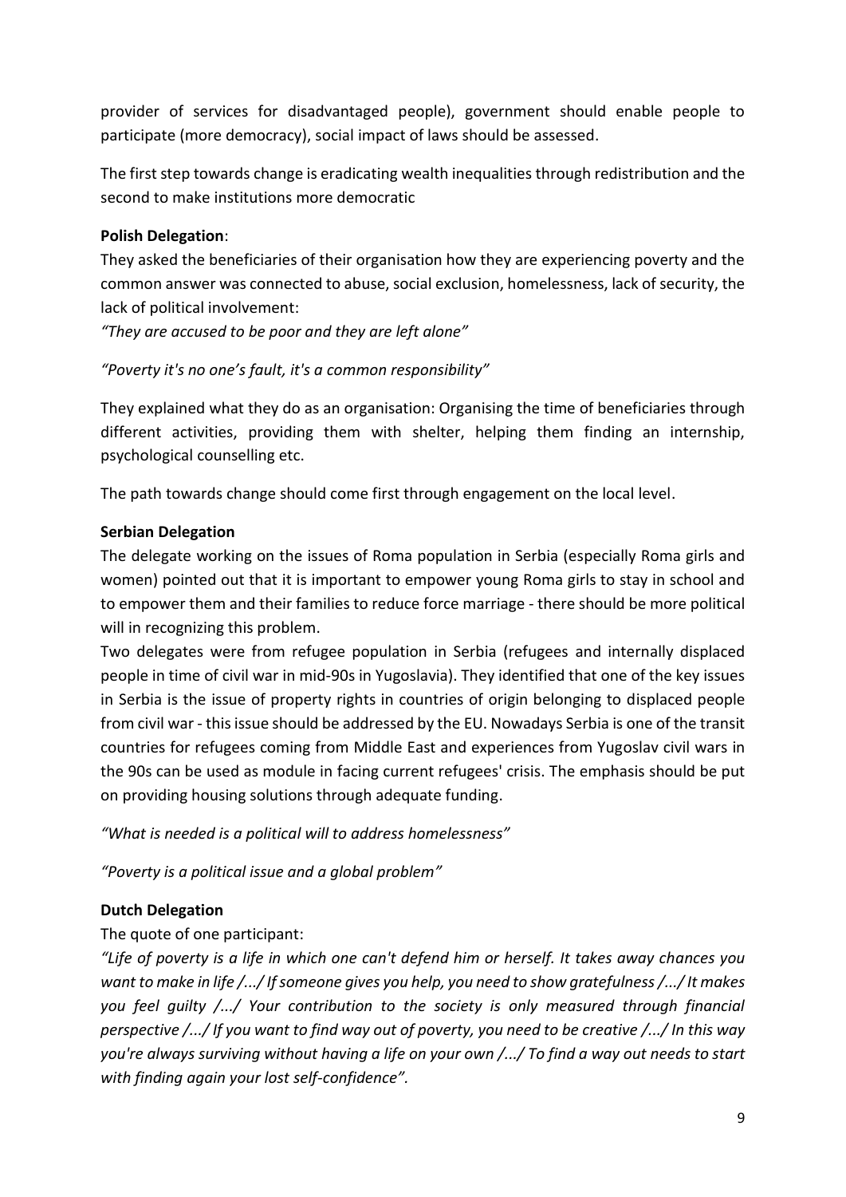provider of services for disadvantaged people), government should enable people to participate (more democracy), social impact of laws should be assessed.

The first step towards change is eradicating wealth inequalities through redistribution and the second to make institutions more democratic

**Polish Delegation**:

They asked the beneficiaries of their organisation how they are experiencing poverty and the common answer was connected to abuse, social exclusion, homelessness, lack of security, the lack of political involvement:

*"They are accused to be poor and they are left alone"*

*"Poverty it's no one's fault, it's a common responsibility"*

They explained what they do as an organisation: Organising the time of beneficiaries through different activities, providing them with shelter, helping them finding an internship, psychological counselling etc.

The path towards change should come first through engagement on the local level.

**Serbian Delegation**

The delegate working on the issues of Roma population in Serbia (especially Roma girls and women) pointed out that it is important to empower young Roma girls to stay in school and to empower them and their families to reduce force marriage - there should be more political will in recognizing this problem.

Two delegates were from refugee population in Serbia (refugees and internally displaced people in time of civil war in mid-90s in Yugoslavia). They identified that one of the key issues in Serbia is the issue of property rights in countries of origin belonging to displaced people from civil war - this issue should be addressed by the EU. Nowadays Serbia is one of the transit countries for refugees coming from Middle East and experiences from Yugoslav civil wars in the 90s can be used as module in facing current refugees' crisis. The emphasis should be put on providing housing solutions through adequate funding.

*"What is needed is a political will to address homelessness"*

*"Poverty is a political issue and a global problem"*

**Dutch Delegation**

The quote of one participant:

*"Life of poverty is a life in which one can't defend him or herself. It takes away chances you want to make in life /.../ If someone gives you help, you need to show gratefulness /.../ It makes you feel guilty /.../ Your contribution to the society is only measured through financial perspective /.../ If you want to find way out of poverty, you need to be creative /.../ In this way you're always surviving without having a life on your own /.../ To find a way out needs to start with finding again your lost self-confidence".*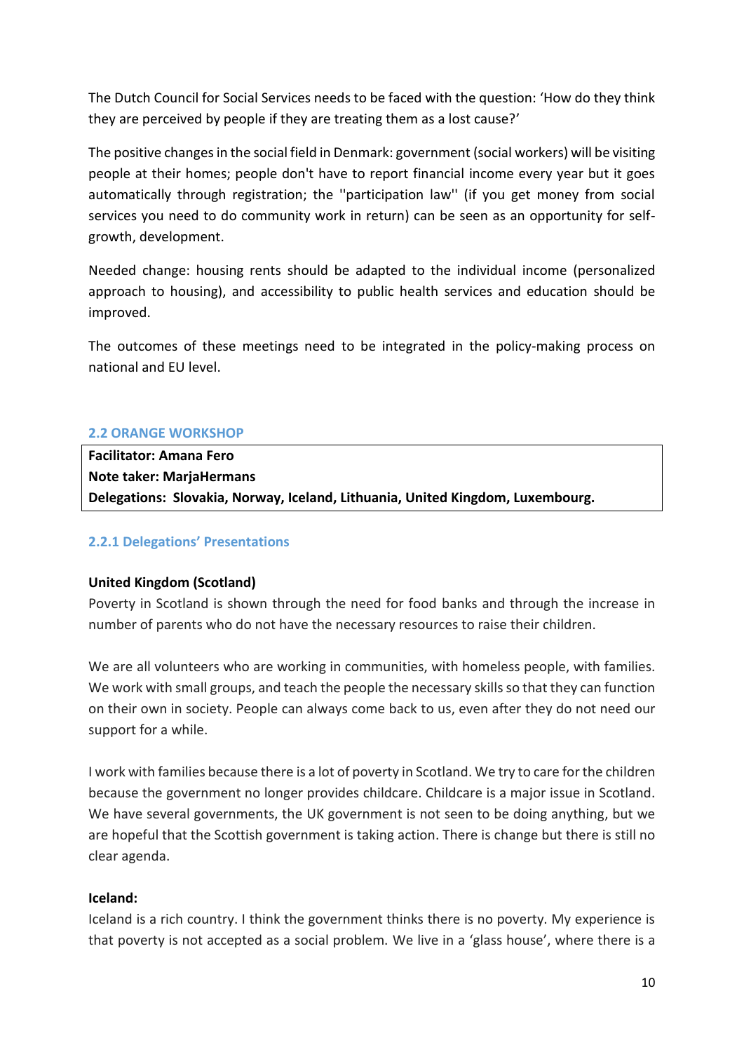The Dutch Council for Social Services needs to be faced with the question: 'How do they think they are perceived by people if they are treating them as a lost cause?'

The positive changes in the social field in Denmark: government (social workers) will be visiting people at their homes; people don't have to report financial income every year but it goes automatically through registration; the ''participation law'' (if you get money from social services you need to do community work in return) can be seen as an opportunity for self-growth, development.

Needed change: housing rents should be adapted to the individual income (personalized approach to housing), and accessibility to public health services and education should be improved.

The outcomes of these meetings need to be integrated in the policy-making process on national and EU level.

## 2.2 ORANGE WORKSHOP

**Facilitator: Amana Fero**
**Note taker: MarjaHermans**
**Delegations: Slovakia, Norway, Iceland, Lithuania, United Kingdom, Luxembourg.**

### 2.2.1 Delegations' Presentations

**United Kingdom (Scotland)**

Poverty in Scotland is shown through the need for food banks and through the increase in number of parents who do not have the necessary resources to raise their children.

We are all volunteers who are working in communities, with homeless people, with families. We work with small groups, and teach the people the necessary skills so that they can function on their own in society. People can always come back to us, even after they do not need our support for a while.

I work with families because there is a lot of poverty in Scotland. We try to care for the children because the government no longer provides childcare. Childcare is a major issue in Scotland. We have several governments, the UK government is not seen to be doing anything, but we are hopeful that the Scottish government is taking action. There is change but there is still no clear agenda.

**Iceland:**

Iceland is a rich country. I think the government thinks there is no poverty. My experience is that poverty is not accepted as a social problem. We live in a 'glass house', where there is a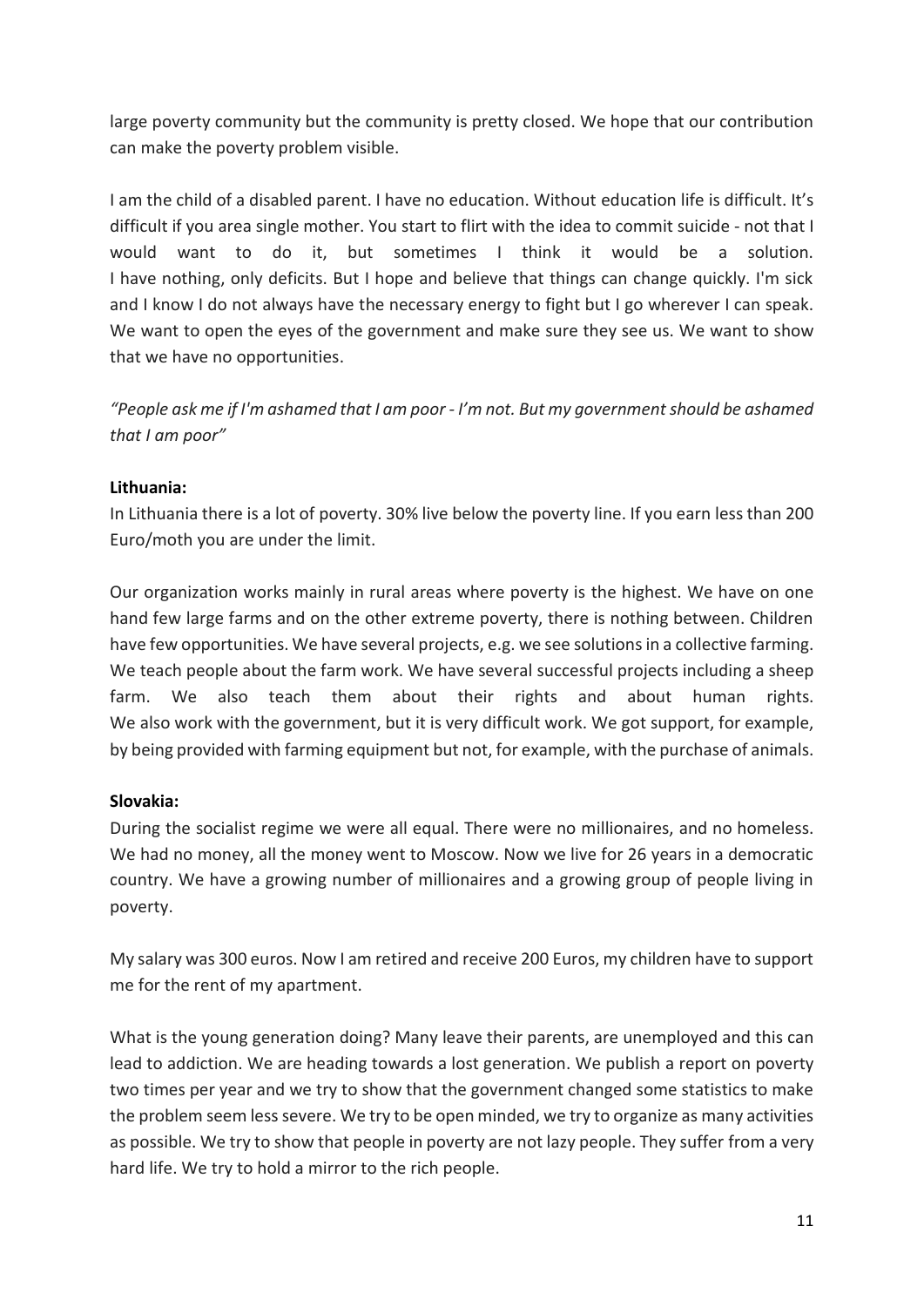large poverty community but the community is pretty closed. We hope that our contribution can make the poverty problem visible.

I am the child of a disabled parent. I have no education. Without education life is difficult. It's difficult if you area single mother. You start to flirt with the idea to commit suicide - not that I would want to do it, but sometimes I think it would be a solution. I have nothing, only deficits. But I hope and believe that things can change quickly. I'm sick and I know I do not always have the necessary energy to fight but I go wherever I can speak. We want to open the eyes of the government and make sure they see us. We want to show that we have no opportunities.

*"People ask me if I'm ashamed that I am poor - I'm not. But my government should be ashamed that I am poor"*

**Lithuania:**
In Lithuania there is a lot of poverty. 30% live below the poverty line. If you earn less than 200 Euro/moth you are under the limit.

Our organization works mainly in rural areas where poverty is the highest. We have on one hand few large farms and on the other extreme poverty, there is nothing between. Children have few opportunities. We have several projects, e.g. we see solutions in a collective farming. We teach people about the farm work. We have several successful projects including a sheep farm. We also teach them about their rights and about human rights. We also work with the government, but it is very difficult work. We got support, for example, by being provided with farming equipment but not, for example, with the purchase of animals.

**Slovakia:**
During the socialist regime we were all equal. There were no millionaires, and no homeless. We had no money, all the money went to Moscow. Now we live for 26 years in a democratic country. We have a growing number of millionaires and a growing group of people living in poverty.

My salary was 300 euros. Now I am retired and receive 200 Euros, my children have to support me for the rent of my apartment.

What is the young generation doing? Many leave their parents, are unemployed and this can lead to addiction. We are heading towards a lost generation. We publish a report on poverty two times per year and we try to show that the government changed some statistics to make the problem seem less severe. We try to be open minded, we try to organize as many activities as possible. We try to show that people in poverty are not lazy people. They suffer from a very hard life. We try to hold a mirror to the rich people.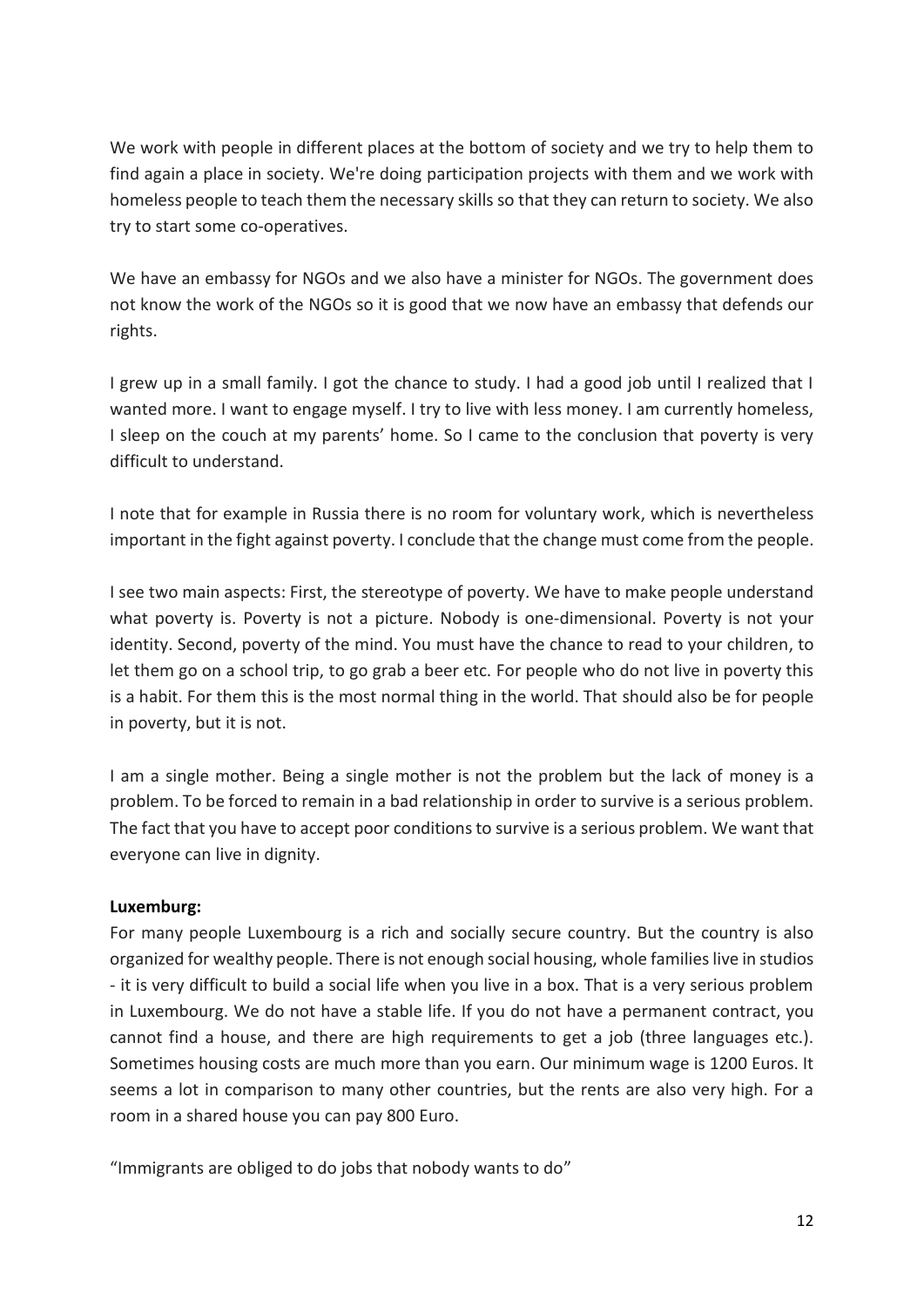We work with people in different places at the bottom of society and we try to help them to find again a place in society. We're doing participation projects with them and we work with homeless people to teach them the necessary skills so that they can return to society. We also try to start some co-operatives.

We have an embassy for NGOs and we also have a minister for NGOs. The government does not know the work of the NGOs so it is good that we now have an embassy that defends our rights.

I grew up in a small family. I got the chance to study. I had a good job until I realized that I wanted more. I want to engage myself. I try to live with less money. I am currently homeless, I sleep on the couch at my parents' home. So I came to the conclusion that poverty is very difficult to understand.

I note that for example in Russia there is no room for voluntary work, which is nevertheless important in the fight against poverty. I conclude that the change must come from the people.

I see two main aspects: First, the stereotype of poverty. We have to make people understand what poverty is. Poverty is not a picture. Nobody is one-dimensional. Poverty is not your identity. Second, poverty of the mind. You must have the chance to read to your children, to let them go on a school trip, to go grab a beer etc. For people who do not live in poverty this is a habit. For them this is the most normal thing in the world. That should also be for people in poverty, but it is not.

I am a single mother. Being a single mother is not the problem but the lack of money is a problem. To be forced to remain in a bad relationship in order to survive is a serious problem. The fact that you have to accept poor conditions to survive is a serious problem. We want that everyone can live in dignity.

**Luxemburg:**

For many people Luxembourg is a rich and socially secure country. But the country is also organized for wealthy people. There is not enough social housing, whole families live in studios - it is very difficult to build a social life when you live in a box. That is a very serious problem in Luxembourg. We do not have a stable life. If you do not have a permanent contract, you cannot find a house, and there are high requirements to get a job (three languages etc.). Sometimes housing costs are much more than you earn. Our minimum wage is 1200 Euros. It seems a lot in comparison to many other countries, but the rents are also very high. For a room in a shared house you can pay 800 Euro.

"Immigrants are obliged to do jobs that nobody wants to do"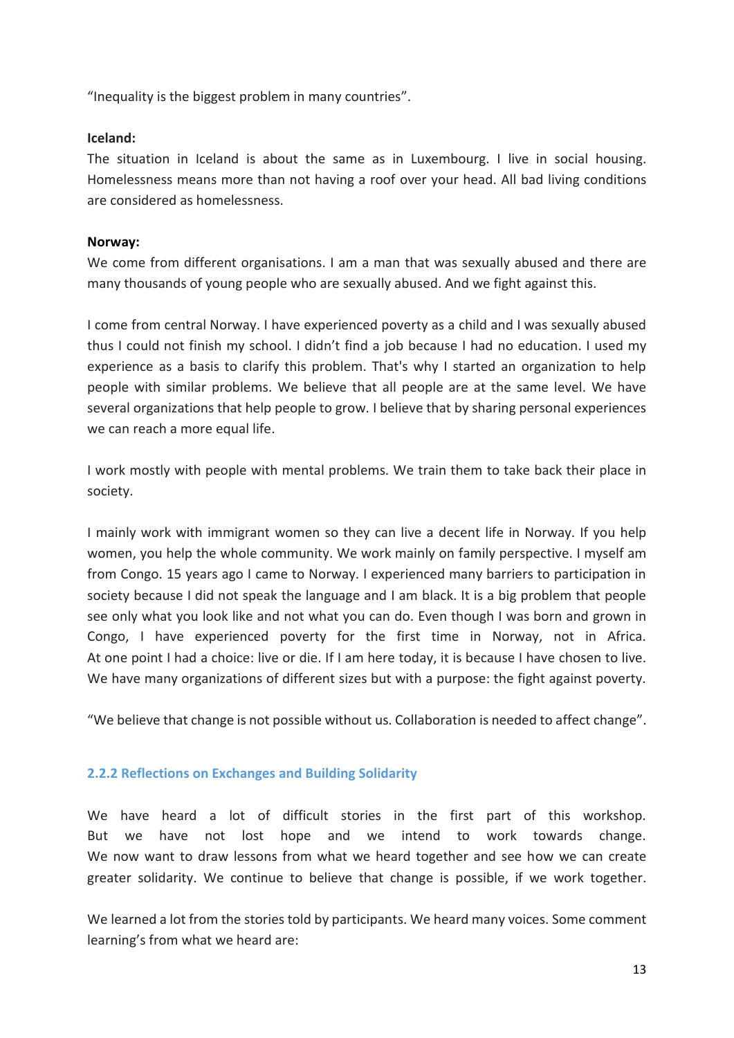"Inequality is the biggest problem in many countries".

**Iceland:**
The situation in Iceland is about the same as in Luxembourg. I live in social housing. Homelessness means more than not having a roof over your head. All bad living conditions are considered as homelessness.

**Norway:**
We come from different organisations. I am a man that was sexually abused and there are many thousands of young people who are sexually abused. And we fight against this.

I come from central Norway. I have experienced poverty as a child and I was sexually abused thus I could not finish my school. I didn't find a job because I had no education. I used my experience as a basis to clarify this problem. That's why I started an organization to help people with similar problems. We believe that all people are at the same level. We have several organizations that help people to grow. I believe that by sharing personal experiences we can reach a more equal life.

I work mostly with people with mental problems. We train them to take back their place in society.

I mainly work with immigrant women so they can live a decent life in Norway. If you help women, you help the whole community. We work mainly on family perspective. I myself am from Congo. 15 years ago I came to Norway. I experienced many barriers to participation in society because I did not speak the language and I am black. It is a big problem that people see only what you look like and not what you can do. Even though I was born and grown in Congo, I have experienced poverty for the first time in Norway, not in Africa. At one point I had a choice: live or die. If I am here today, it is because I have chosen to live. We have many organizations of different sizes but with a purpose: the fight against poverty.

"We believe that change is not possible without us. Collaboration is needed to affect change".

### 2.2.2 Reflections on Exchanges and Building Solidarity

We have heard a lot of difficult stories in the first part of this workshop. But we have not lost hope and we intend to work towards change. We now want to draw lessons from what we heard together and see how we can create greater solidarity. We continue to believe that change is possible, if we work together.

We learned a lot from the stories told by participants. We heard many voices. Some comment learning's from what we heard are: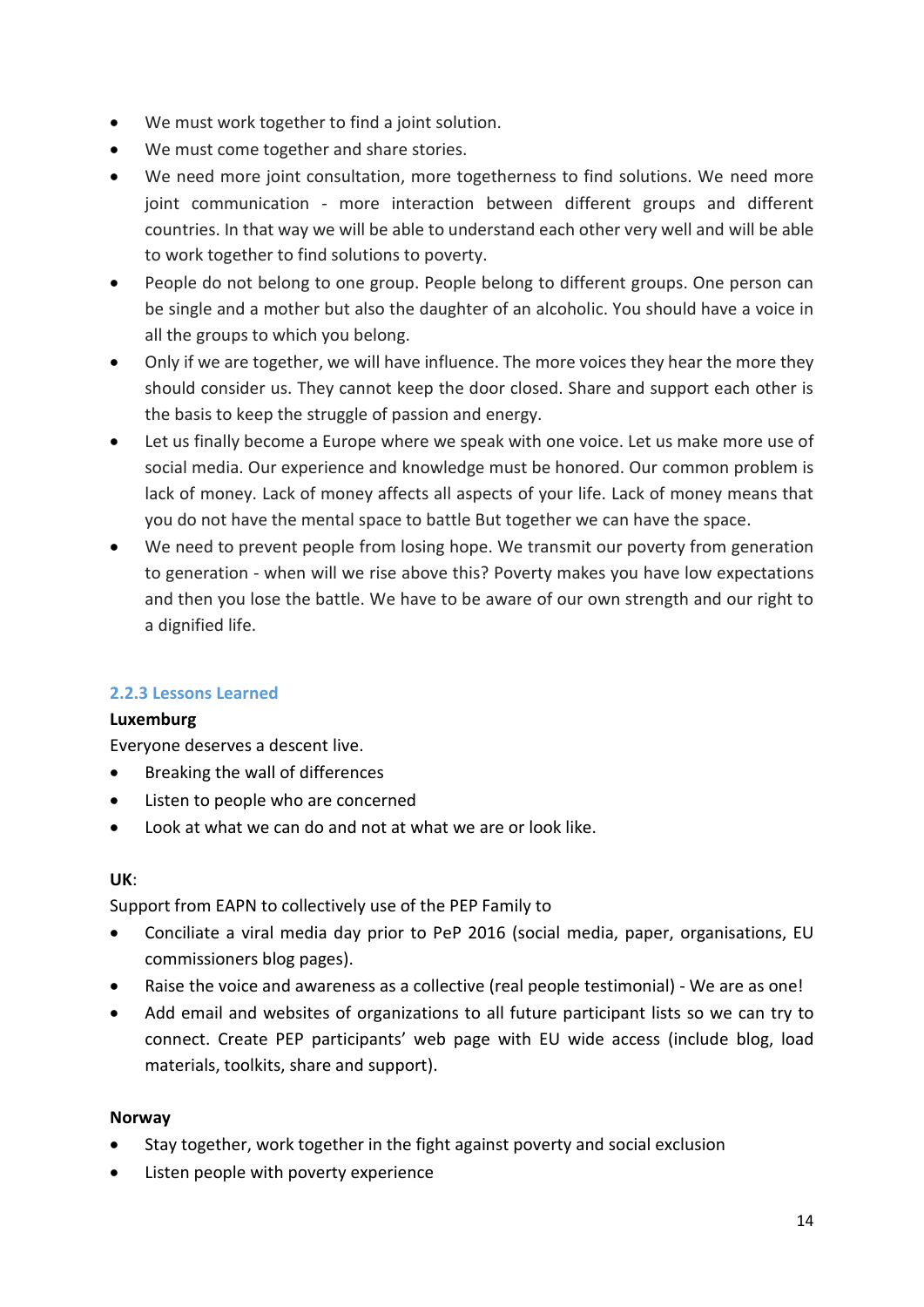- We must work together to find a joint solution.
- We must come together and share stories.
- We need more joint consultation, more togetherness to find solutions. We need more joint communication - more interaction between different groups and different countries. In that way we will be able to understand each other very well and will be able to work together to find solutions to poverty.
- People do not belong to one group. People belong to different groups. One person can be single and a mother but also the daughter of an alcoholic. You should have a voice in all the groups to which you belong.
- Only if we are together, we will have influence. The more voices they hear the more they should consider us. They cannot keep the door closed. Share and support each other is the basis to keep the struggle of passion and energy.
- Let us finally become a Europe where we speak with one voice. Let us make more use of social media. Our experience and knowledge must be honored. Our common problem is lack of money. Lack of money affects all aspects of your life. Lack of money means that you do not have the mental space to battle But together we can have the space.
- We need to prevent people from losing hope. We transmit our poverty from generation to generation - when will we rise above this? Poverty makes you have low expectations and then you lose the battle. We have to be aware of our own strength and our right to a dignified life.

### 2.2.3 Lessons Learned

**Luxemburg**

Everyone deserves a descent live.

- Breaking the wall of differences
- Listen to people who are concerned
- Look at what we can do and not at what we are or look like.

**UK**:

Support from EAPN to collectively use of the PEP Family to

- Conciliate a viral media day prior to PeP 2016 (social media, paper, organisations, EU commissioners blog pages).
- Raise the voice and awareness as a collective (real people testimonial) - We are as one!
- Add email and websites of organizations to all future participant lists so we can try to connect. Create PEP participants' web page with EU wide access (include blog, load materials, toolkits, share and support).

**Norway**

- Stay together, work together in the fight against poverty and social exclusion
- Listen people with poverty experience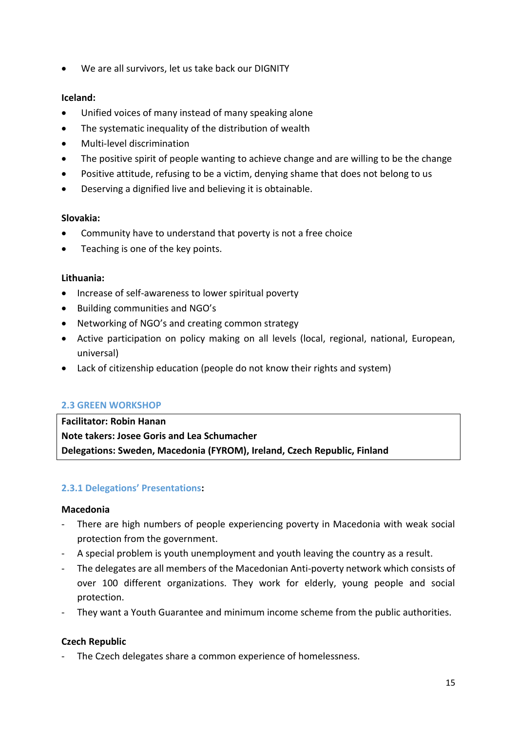- We are all survivors, let us take back our DIGNITY

**Iceland:**

- Unified voices of many instead of many speaking alone
- The systematic inequality of the distribution of wealth
- Multi-level discrimination
- The positive spirit of people wanting to achieve change and are willing to be the change
- Positive attitude, refusing to be a victim, denying shame that does not belong to us
- Deserving a dignified live and believing it is obtainable.

**Slovakia:**

- Community have to understand that poverty is not a free choice
- Teaching is one of the key points.

**Lithuania:**

- Increase of self-awareness to lower spiritual poverty
- Building communities and NGO's
- Networking of NGO's and creating common strategy
- Active participation on policy making on all levels (local, regional, national, European, universal)
- Lack of citizenship education (people do not know their rights and system)

### 2.3 GREEN WORKSHOP

**Facilitator: Robin Hanan**
**Note takers: Josee Goris and Lea Schumacher**
**Delegations: Sweden, Macedonia (FYROM), Ireland, Czech Republic, Finland**

#### 2.3.1 Delegations' Presentations:

**Macedonia**

- There are high numbers of people experiencing poverty in Macedonia with weak social protection from the government.
- A special problem is youth unemployment and youth leaving the country as a result.
- The delegates are all members of the Macedonian Anti-poverty network which consists of over 100 different organizations. They work for elderly, young people and social protection.
- They want a Youth Guarantee and minimum income scheme from the public authorities.

**Czech Republic**

- The Czech delegates share a common experience of homelessness.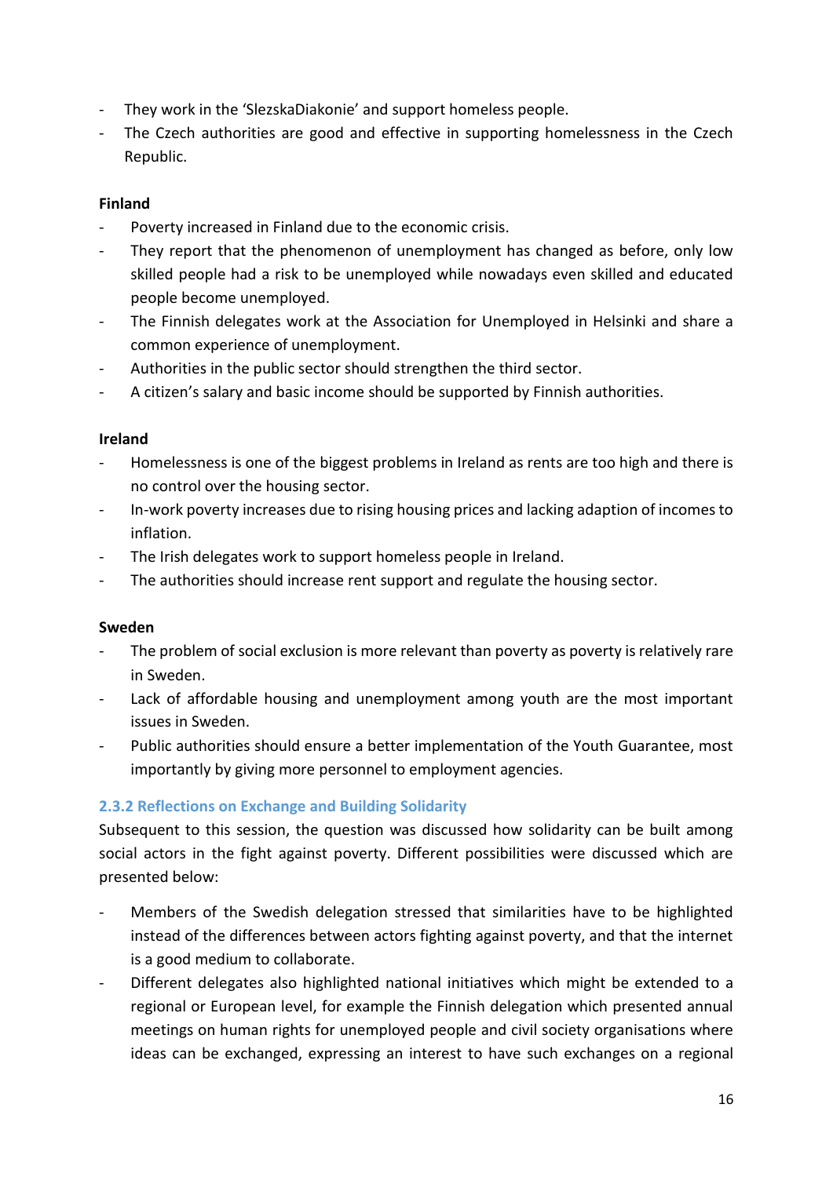- They work in the 'SlezskaDiakonie' and support homeless people.
- The Czech authorities are good and effective in supporting homelessness in the Czech Republic.

**Finland**

- Poverty increased in Finland due to the economic crisis.
- They report that the phenomenon of unemployment has changed as before, only low skilled people had a risk to be unemployed while nowadays even skilled and educated people become unemployed.
- The Finnish delegates work at the Association for Unemployed in Helsinki and share a common experience of unemployment.
- Authorities in the public sector should strengthen the third sector.
- A citizen's salary and basic income should be supported by Finnish authorities.

**Ireland**

- Homelessness is one of the biggest problems in Ireland as rents are too high and there is no control over the housing sector.
- In-work poverty increases due to rising housing prices and lacking adaption of incomes to inflation.
- The Irish delegates work to support homeless people in Ireland.
- The authorities should increase rent support and regulate the housing sector.

**Sweden**

- The problem of social exclusion is more relevant than poverty as poverty is relatively rare in Sweden.
- Lack of affordable housing and unemployment among youth are the most important issues in Sweden.
- Public authorities should ensure a better implementation of the Youth Guarantee, most importantly by giving more personnel to employment agencies.

### 2.3.2 Reflections on Exchange and Building Solidarity

Subsequent to this session, the question was discussed how solidarity can be built among social actors in the fight against poverty. Different possibilities were discussed which are presented below:

- Members of the Swedish delegation stressed that similarities have to be highlighted instead of the differences between actors fighting against poverty, and that the internet is a good medium to collaborate.
- Different delegates also highlighted national initiatives which might be extended to a regional or European level, for example the Finnish delegation which presented annual meetings on human rights for unemployed people and civil society organisations where ideas can be exchanged, expressing an interest to have such exchanges on a regional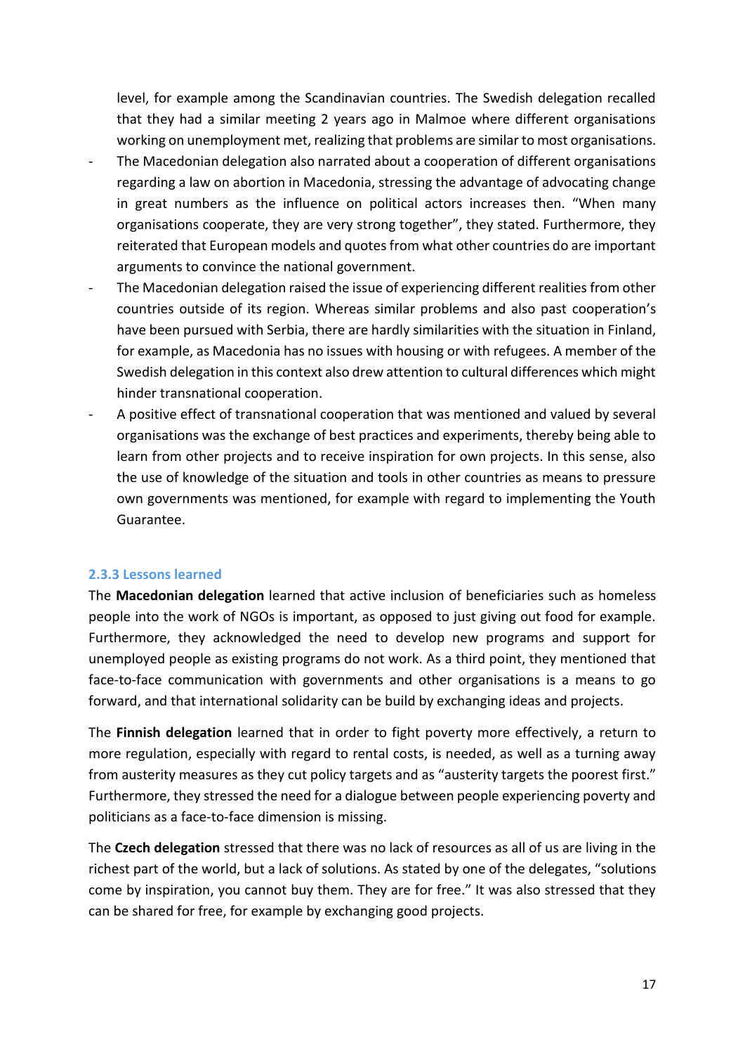level, for example among the Scandinavian countries. The Swedish delegation recalled that they had a similar meeting 2 years ago in Malmoe where different organisations working on unemployment met, realizing that problems are similar to most organisations.

- The Macedonian delegation also narrated about a cooperation of different organisations regarding a law on abortion in Macedonia, stressing the advantage of advocating change in great numbers as the influence on political actors increases then. "When many organisations cooperate, they are very strong together", they stated. Furthermore, they reiterated that European models and quotes from what other countries do are important arguments to convince the national government.
- The Macedonian delegation raised the issue of experiencing different realities from other countries outside of its region. Whereas similar problems and also past cooperation's have been pursued with Serbia, there are hardly similarities with the situation in Finland, for example, as Macedonia has no issues with housing or with refugees. A member of the Swedish delegation in this context also drew attention to cultural differences which might hinder transnational cooperation.
- A positive effect of transnational cooperation that was mentioned and valued by several organisations was the exchange of best practices and experiments, thereby being able to learn from other projects and to receive inspiration for own projects. In this sense, also the use of knowledge of the situation and tools in other countries as means to pressure own governments was mentioned, for example with regard to implementing the Youth Guarantee.

### 2.3.3 Lessons learned

The **Macedonian delegation** learned that active inclusion of beneficiaries such as homeless people into the work of NGOs is important, as opposed to just giving out food for example. Furthermore, they acknowledged the need to develop new programs and support for unemployed people as existing programs do not work. As a third point, they mentioned that face-to-face communication with governments and other organisations is a means to go forward, and that international solidarity can be build by exchanging ideas and projects.

The **Finnish delegation** learned that in order to fight poverty more effectively, a return to more regulation, especially with regard to rental costs, is needed, as well as a turning away from austerity measures as they cut policy targets and as "austerity targets the poorest first." Furthermore, they stressed the need for a dialogue between people experiencing poverty and politicians as a face-to-face dimension is missing.

The **Czech delegation** stressed that there was no lack of resources as all of us are living in the richest part of the world, but a lack of solutions. As stated by one of the delegates, "solutions come by inspiration, you cannot buy them. They are for free." It was also stressed that they can be shared for free, for example by exchanging good projects.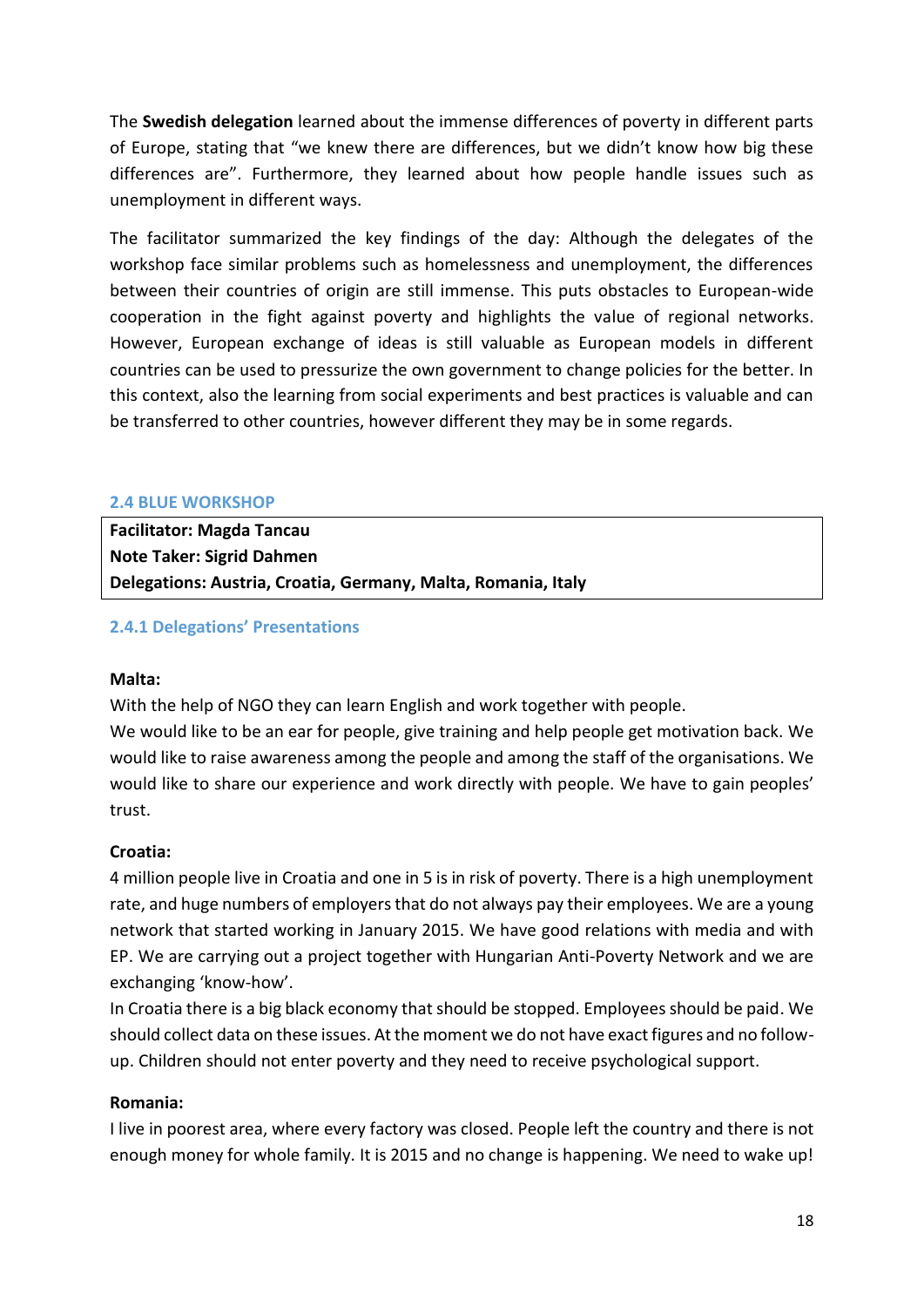The **Swedish delegation** learned about the immense differences of poverty in different parts of Europe, stating that "we knew there are differences, but we didn't know how big these differences are". Furthermore, they learned about how people handle issues such as unemployment in different ways.

The facilitator summarized the key findings of the day: Although the delegates of the workshop face similar problems such as homelessness and unemployment, the differences between their countries of origin are still immense. This puts obstacles to European-wide cooperation in the fight against poverty and highlights the value of regional networks. However, European exchange of ideas is still valuable as European models in different countries can be used to pressurize the own government to change policies for the better. In this context, also the learning from social experiments and best practices is valuable and can be transferred to other countries, however different they may be in some regards.

### 2.4 BLUE WORKSHOP

**Facilitator: Magda Tancau**
**Note Taker: Sigrid Dahmen**
**Delegations: Austria, Croatia, Germany, Malta, Romania, Italy**

#### 2.4.1 Delegations' Presentations

**Malta:**

With the help of NGO they can learn English and work together with people.
We would like to be an ear for people, give training and help people get motivation back. We would like to raise awareness among the people and among the staff of the organisations. We would like to share our experience and work directly with people. We have to gain peoples' trust.

**Croatia:**

4 million people live in Croatia and one in 5 is in risk of poverty. There is a high unemployment rate, and huge numbers of employers that do not always pay their employees. We are a young network that started working in January 2015. We have good relations with media and with EP. We are carrying out a project together with Hungarian Anti-Poverty Network and we are exchanging 'know-how'.
In Croatia there is a big black economy that should be stopped. Employees should be paid. We should collect data on these issues. At the moment we do not have exact figures and no follow-up. Children should not enter poverty and they need to receive psychological support.

**Romania:**

I live in poorest area, where every factory was closed. People left the country and there is not enough money for whole family. It is 2015 and no change is happening. We need to wake up!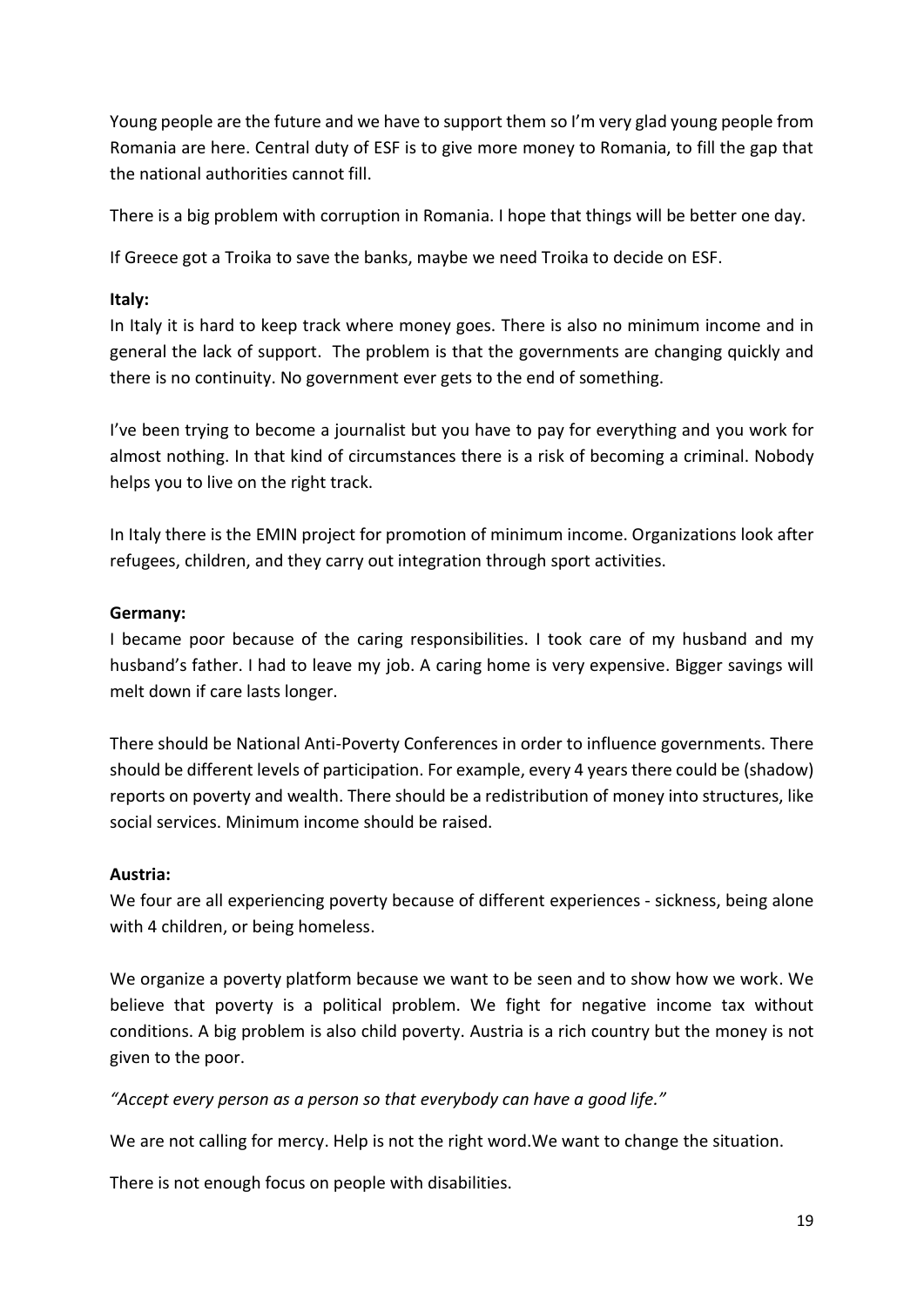Young people are the future and we have to support them so I'm very glad young people from Romania are here. Central duty of ESF is to give more money to Romania, to fill the gap that the national authorities cannot fill.

There is a big problem with corruption in Romania. I hope that things will be better one day.

If Greece got a Troika to save the banks, maybe we need Troika to decide on ESF.

**Italy:**

In Italy it is hard to keep track where money goes. There is also no minimum income and in general the lack of support. The problem is that the governments are changing quickly and there is no continuity. No government ever gets to the end of something.

I've been trying to become a journalist but you have to pay for everything and you work for almost nothing. In that kind of circumstances there is a risk of becoming a criminal. Nobody helps you to live on the right track.

In Italy there is the EMIN project for promotion of minimum income. Organizations look after refugees, children, and they carry out integration through sport activities.

**Germany:**

I became poor because of the caring responsibilities. I took care of my husband and my husband's father. I had to leave my job. A caring home is very expensive. Bigger savings will melt down if care lasts longer.

There should be National Anti-Poverty Conferences in order to influence governments. There should be different levels of participation. For example, every 4 years there could be (shadow) reports on poverty and wealth. There should be a redistribution of money into structures, like social services. Minimum income should be raised.

**Austria:**

We four are all experiencing poverty because of different experiences - sickness, being alone with 4 children, or being homeless.

We organize a poverty platform because we want to be seen and to show how we work. We believe that poverty is a political problem. We fight for negative income tax without conditions. A big problem is also child poverty. Austria is a rich country but the money is not given to the poor.

*"Accept every person as a person so that everybody can have a good life."*

We are not calling for mercy. Help is not the right word.We want to change the situation.

There is not enough focus on people with disabilities.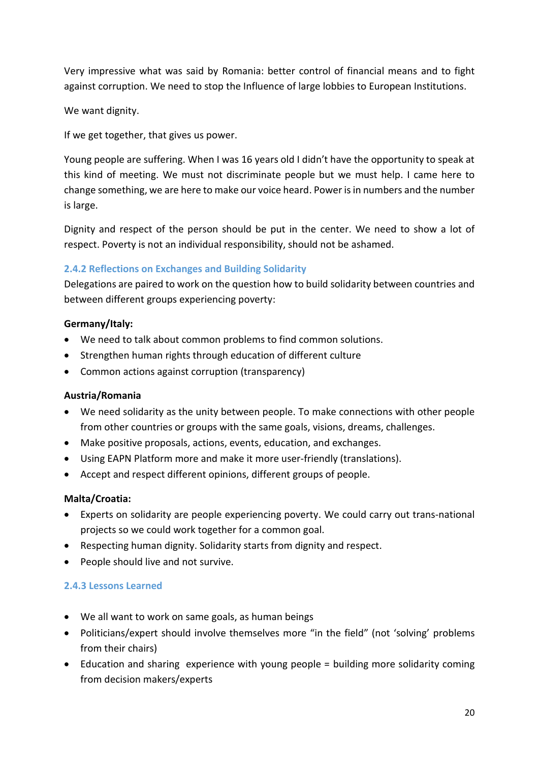Very impressive what was said by Romania: better control of financial means and to fight against corruption. We need to stop the Influence of large lobbies to European Institutions.

We want dignity.

If we get together, that gives us power.

Young people are suffering. When I was 16 years old I didn't have the opportunity to speak at this kind of meeting. We must not discriminate people but we must help. I came here to change something, we are here to make our voice heard. Power is in numbers and the number is large.

Dignity and respect of the person should be put in the center. We need to show a lot of respect. Poverty is not an individual responsibility, should not be ashamed.

### 2.4.2 Reflections on Exchanges and Building Solidarity

Delegations are paired to work on the question how to build solidarity between countries and between different groups experiencing poverty:

**Germany/Italy:**

- We need to talk about common problems to find common solutions.
- Strengthen human rights through education of different culture
- Common actions against corruption (transparency)

**Austria/Romania**

- We need solidarity as the unity between people. To make connections with other people from other countries or groups with the same goals, visions, dreams, challenges.
- Make positive proposals, actions, events, education, and exchanges.
- Using EAPN Platform more and make it more user-friendly (translations).
- Accept and respect different opinions, different groups of people.

**Malta/Croatia:**

- Experts on solidarity are people experiencing poverty. We could carry out trans-national projects so we could work together for a common goal.
- Respecting human dignity. Solidarity starts from dignity and respect.
- People should live and not survive.

### 2.4.3 Lessons Learned

- We all want to work on same goals, as human beings
- Politicians/expert should involve themselves more "in the field" (not 'solving' problems from their chairs)
- Education and sharing experience with young people = building more solidarity coming from decision makers/experts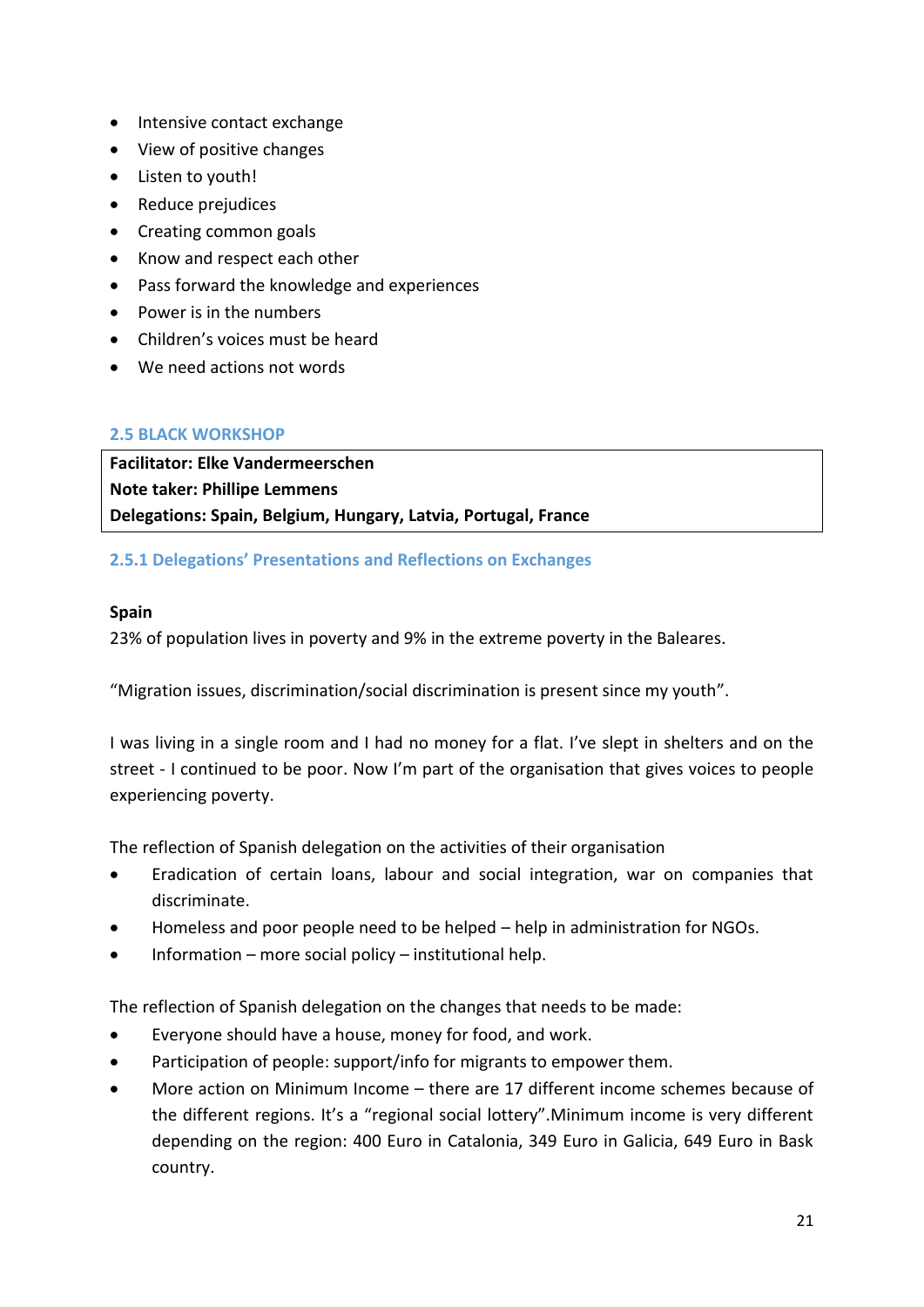- Intensive contact exchange
- View of positive changes
- Listen to youth!
- Reduce prejudices
- Creating common goals
- Know and respect each other
- Pass forward the knowledge and experiences
- Power is in the numbers
- Children's voices must be heard
- We need actions not words

## 2.5 BLACK WORKSHOP

| **Facilitator: Elke Vandermeerschen** |
|---|
| **Note taker: Phillipe Lemmens** |
| **Delegations: Spain, Belgium, Hungary, Latvia, Portugal, France** |

### 2.5.1 Delegations' Presentations and Reflections on Exchanges

**Spain**

23% of population lives in poverty and 9% in the extreme poverty in the Baleares.

"Migration issues, discrimination/social discrimination is present since my youth".

I was living in a single room and I had no money for a flat. I've slept in shelters and on the street - I continued to be poor. Now I'm part of the organisation that gives voices to people experiencing poverty.

The reflection of Spanish delegation on the activities of their organisation

- Eradication of certain loans, labour and social integration, war on companies that discriminate.
- Homeless and poor people need to be helped – help in administration for NGOs.
- Information – more social policy – institutional help.

The reflection of Spanish delegation on the changes that needs to be made:

- Everyone should have a house, money for food, and work.
- Participation of people: support/info for migrants to empower them.
- More action on Minimum Income – there are 17 different income schemes because of the different regions. It's a "regional social lottery".Minimum income is very different depending on the region: 400 Euro in Catalonia, 349 Euro in Galicia, 649 Euro in Bask country.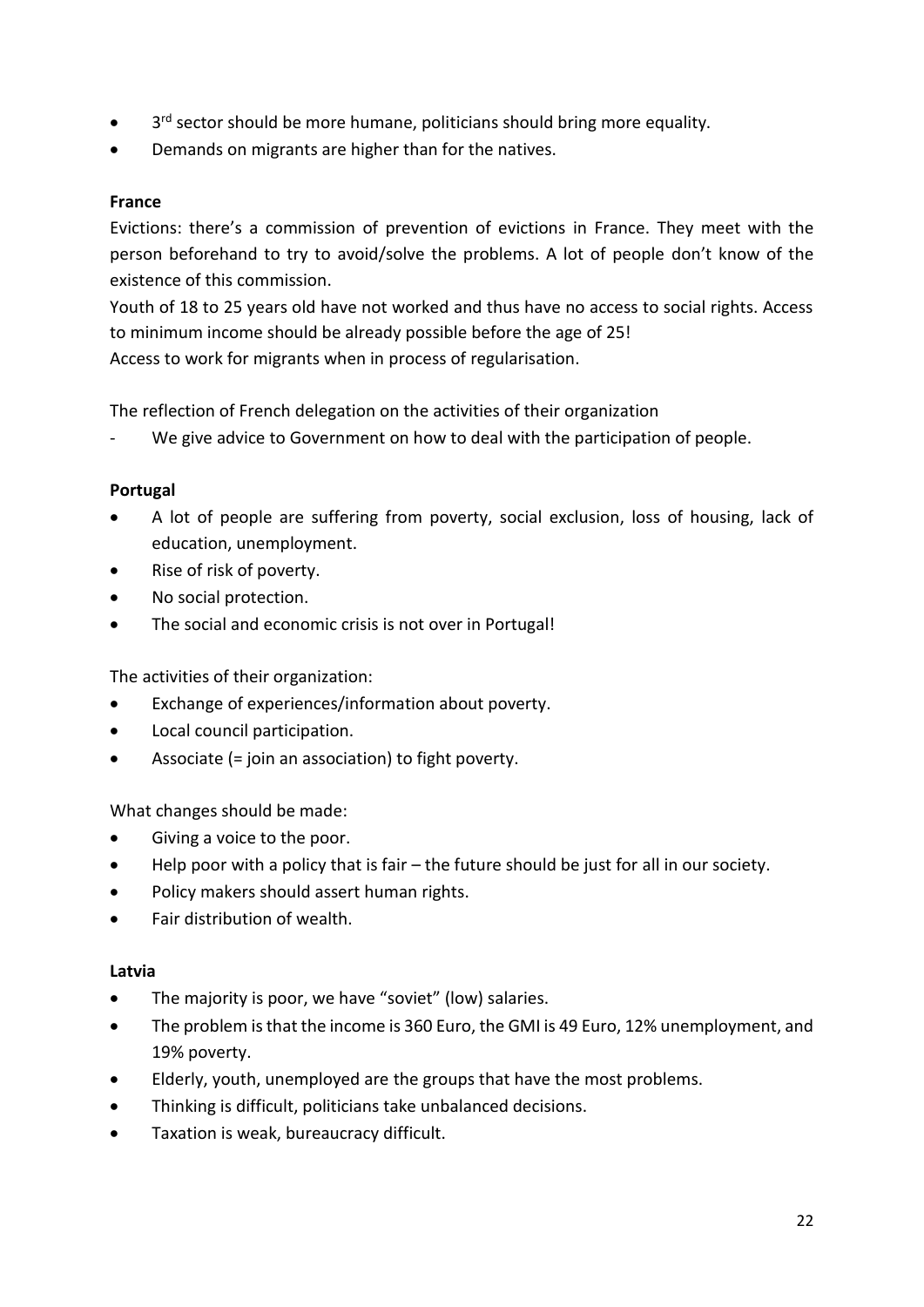- 3rd sector should be more humane, politicians should bring more equality.
- Demands on migrants are higher than for the natives.

**France**

Evictions: there's a commission of prevention of evictions in France. They meet with the person beforehand to try to avoid/solve the problems. A lot of people don't know of the existence of this commission.

Youth of 18 to 25 years old have not worked and thus have no access to social rights. Access to minimum income should be already possible before the age of 25!

Access to work for migrants when in process of regularisation.

The reflection of French delegation on the activities of their organization

- We give advice to Government on how to deal with the participation of people.

**Portugal**

- A lot of people are suffering from poverty, social exclusion, loss of housing, lack of education, unemployment.
- Rise of risk of poverty.
- No social protection.
- The social and economic crisis is not over in Portugal!

The activities of their organization:

- Exchange of experiences/information about poverty.
- Local council participation.
- Associate (= join an association) to fight poverty.

What changes should be made:

- Giving a voice to the poor.
- Help poor with a policy that is fair – the future should be just for all in our society.
- Policy makers should assert human rights.
- Fair distribution of wealth.

**Latvia**

- The majority is poor, we have "soviet" (low) salaries.
- The problem is that the income is 360 Euro, the GMI is 49 Euro, 12% unemployment, and 19% poverty.
- Elderly, youth, unemployed are the groups that have the most problems.
- Thinking is difficult, politicians take unbalanced decisions.
- Taxation is weak, bureaucracy difficult.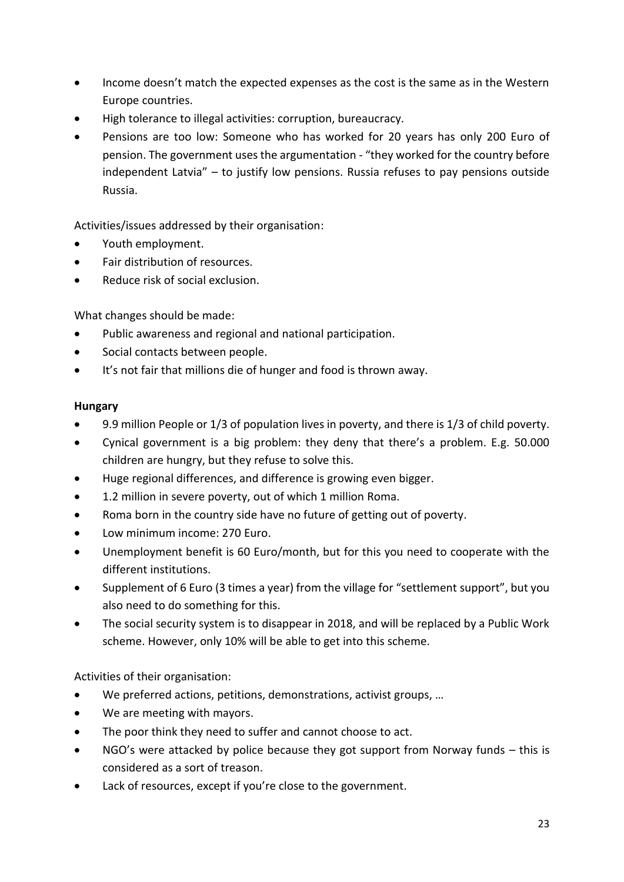- Income doesn't match the expected expenses as the cost is the same as in the Western Europe countries.
- High tolerance to illegal activities: corruption, bureaucracy.
- Pensions are too low: Someone who has worked for 20 years has only 200 Euro of pension. The government uses the argumentation - "they worked for the country before independent Latvia" – to justify low pensions. Russia refuses to pay pensions outside Russia.

Activities/issues addressed by their organisation:

- Youth employment.
- Fair distribution of resources.
- Reduce risk of social exclusion.

What changes should be made:

- Public awareness and regional and national participation.
- Social contacts between people.
- It's not fair that millions die of hunger and food is thrown away.

**Hungary**

- 9.9 million People or 1/3 of population lives in poverty, and there is 1/3 of child poverty.
- Cynical government is a big problem: they deny that there's a problem. E.g. 50.000 children are hungry, but they refuse to solve this.
- Huge regional differences, and difference is growing even bigger.
- 1.2 million in severe poverty, out of which 1 million Roma.
- Roma born in the country side have no future of getting out of poverty.
- Low minimum income: 270 Euro.
- Unemployment benefit is 60 Euro/month, but for this you need to cooperate with the different institutions.
- Supplement of 6 Euro (3 times a year) from the village for "settlement support", but you also need to do something for this.
- The social security system is to disappear in 2018, and will be replaced by a Public Work scheme. However, only 10% will be able to get into this scheme.

Activities of their organisation:

- We preferred actions, petitions, demonstrations, activist groups, …
- We are meeting with mayors.
- The poor think they need to suffer and cannot choose to act.
- NGO's were attacked by police because they got support from Norway funds – this is considered as a sort of treason.
- Lack of resources, except if you're close to the government.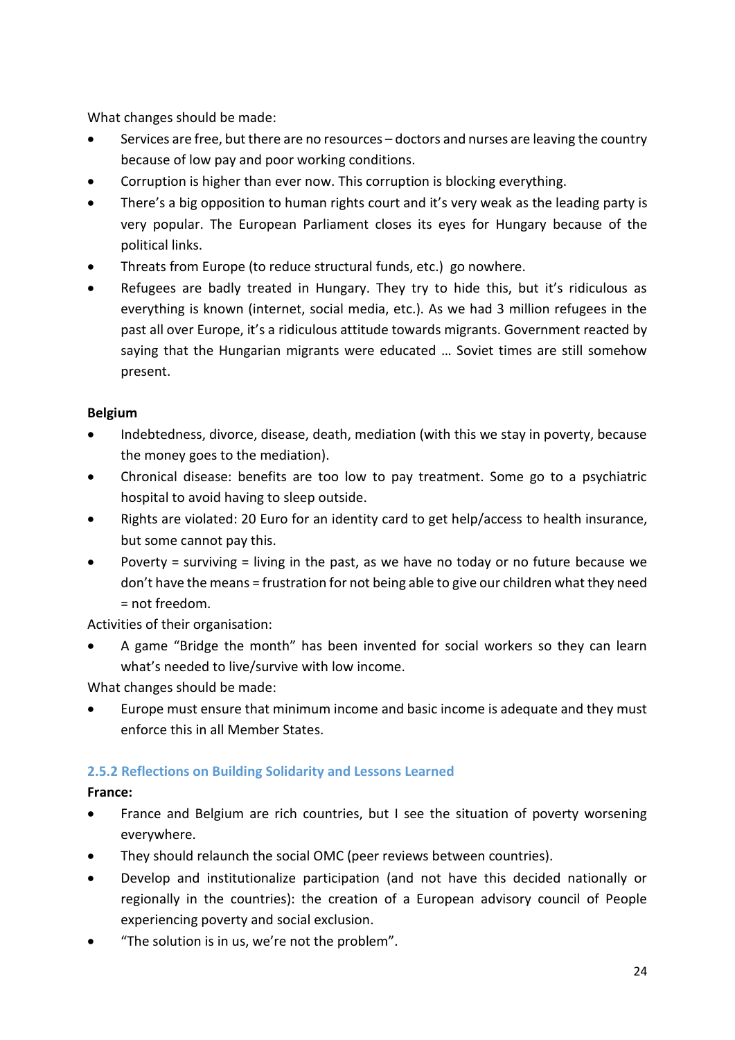What changes should be made:

- Services are free, but there are no resources – doctors and nurses are leaving the country because of low pay and poor working conditions.
- Corruption is higher than ever now. This corruption is blocking everything.
- There's a big opposition to human rights court and it's very weak as the leading party is very popular. The European Parliament closes its eyes for Hungary because of the political links.
- Threats from Europe (to reduce structural funds, etc.) go nowhere.
- Refugees are badly treated in Hungary. They try to hide this, but it's ridiculous as everything is known (internet, social media, etc.). As we had 3 million refugees in the past all over Europe, it's a ridiculous attitude towards migrants. Government reacted by saying that the Hungarian migrants were educated … Soviet times are still somehow present.

**Belgium**

- Indebtedness, divorce, disease, death, mediation (with this we stay in poverty, because the money goes to the mediation).
- Chronical disease: benefits are too low to pay treatment. Some go to a psychiatric hospital to avoid having to sleep outside.
- Rights are violated: 20 Euro for an identity card to get help/access to health insurance, but some cannot pay this.
- Poverty = surviving = living in the past, as we have no today or no future because we don't have the means = frustration for not being able to give our children what they need = not freedom.

Activities of their organisation:

- A game "Bridge the month" has been invented for social workers so they can learn what's needed to live/survive with low income.

What changes should be made:

- Europe must ensure that minimum income and basic income is adequate and they must enforce this in all Member States.

### 2.5.2 Reflections on Building Solidarity and Lessons Learned

**France:**

- France and Belgium are rich countries, but I see the situation of poverty worsening everywhere.
- They should relaunch the social OMC (peer reviews between countries).
- Develop and institutionalize participation (and not have this decided nationally or regionally in the countries): the creation of a European advisory council of People experiencing poverty and social exclusion.
- "The solution is in us, we're not the problem".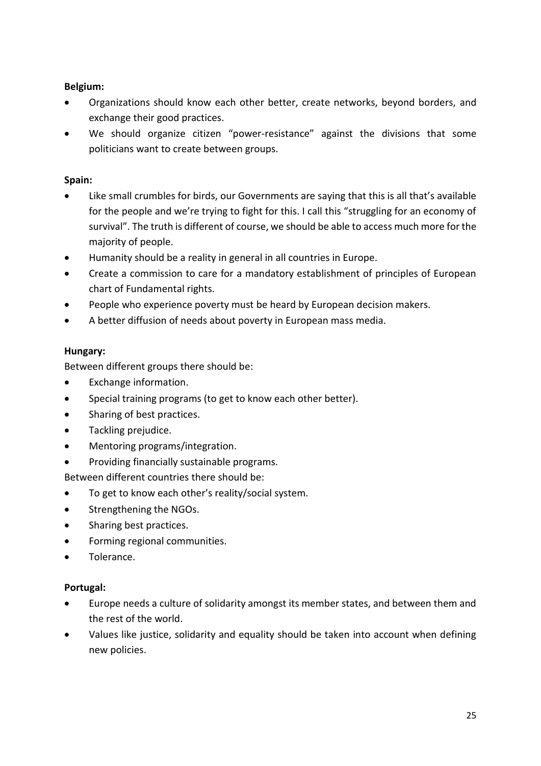**Belgium:**

- Organizations should know each other better, create networks, beyond borders, and exchange their good practices.
- We should organize citizen "power-resistance" against the divisions that some politicians want to create between groups.

**Spain:**

- Like small crumbles for birds, our Governments are saying that this is all that's available for the people and we're trying to fight for this. I call this "struggling for an economy of survival". The truth is different of course, we should be able to access much more for the majority of people.
- Humanity should be a reality in general in all countries in Europe.
- Create a commission to care for a mandatory establishment of principles of European chart of Fundamental rights.
- People who experience poverty must be heard by European decision makers.
- A better diffusion of needs about poverty in European mass media.

**Hungary:**

Between different groups there should be:

- Exchange information.
- Special training programs (to get to know each other better).
- Sharing of best practices.
- Tackling prejudice.
- Mentoring programs/integration.
- Providing financially sustainable programs.

Between different countries there should be:

- To get to know each other's reality/social system.
- Strengthening the NGOs.
- Sharing best practices.
- Forming regional communities.
- Tolerance.

**Portugal:**

- Europe needs a culture of solidarity amongst its member states, and between them and the rest of the world.
- Values like justice, solidarity and equality should be taken into account when defining new policies.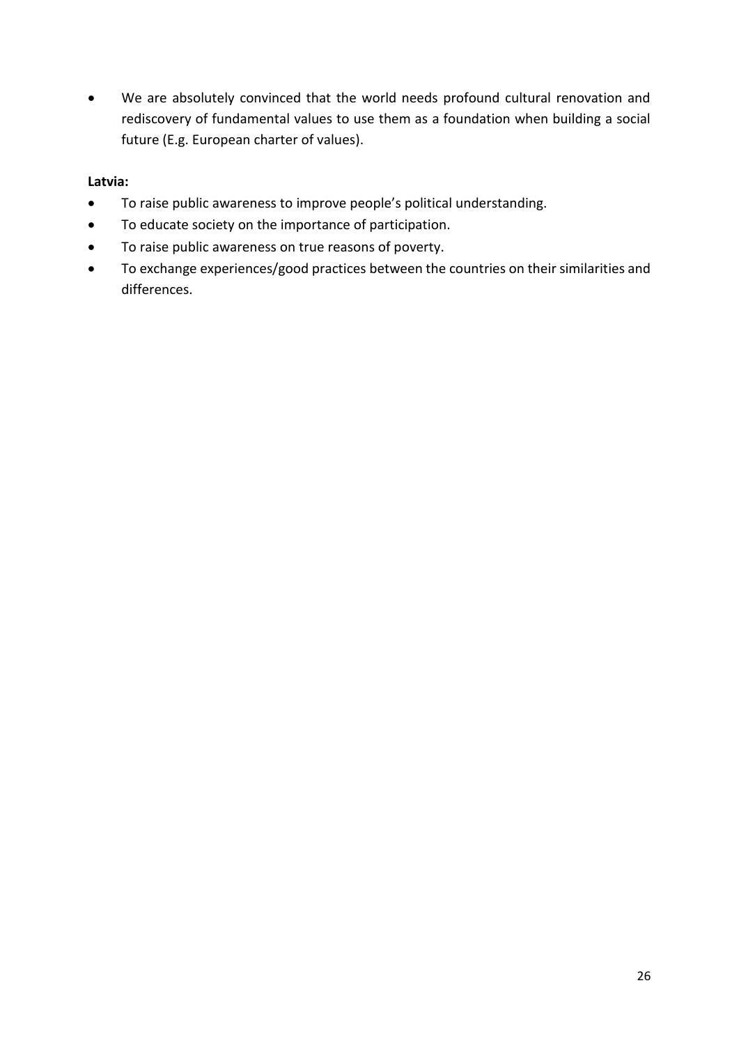- We are absolutely convinced that the world needs profound cultural renovation and rediscovery of fundamental values to use them as a foundation when building a social future (E.g. European charter of values).

**Latvia:**

- To raise public awareness to improve people's political understanding.
- To educate society on the importance of participation.
- To raise public awareness on true reasons of poverty.
- To exchange experiences/good practices between the countries on their similarities and differences.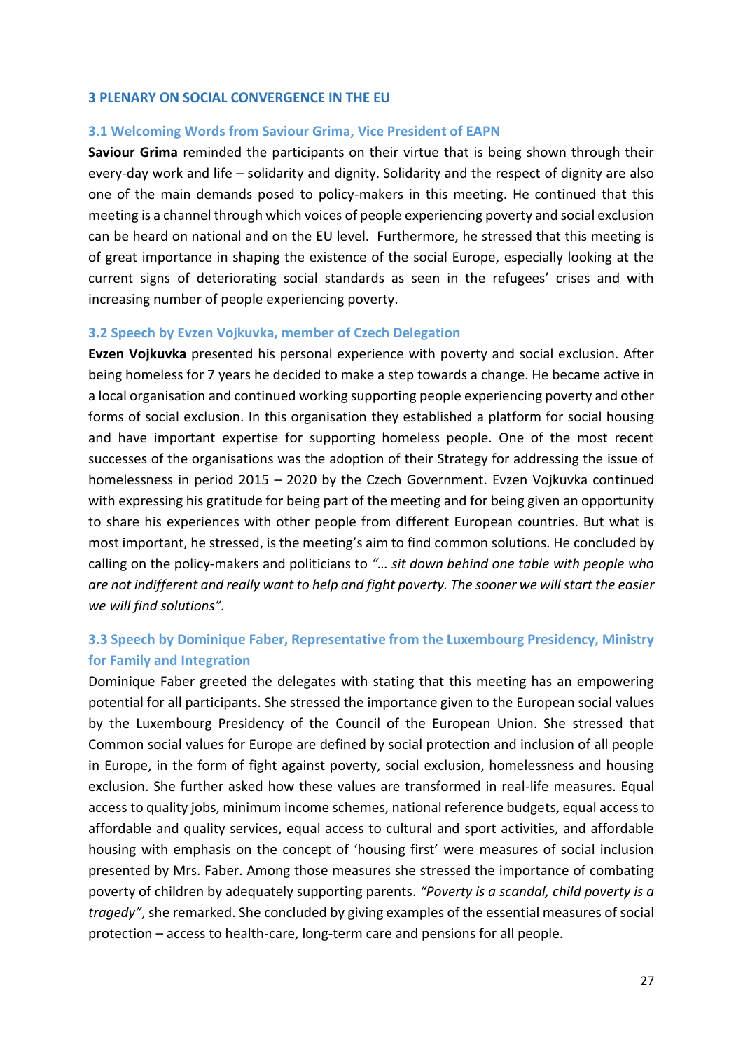## 3 PLENARY ON SOCIAL CONVERGENCE IN THE EU

### 3.1 Welcoming Words from Saviour Grima, Vice President of EAPN

**Saviour Grima** reminded the participants on their virtue that is being shown through their every-day work and life – solidarity and dignity. Solidarity and the respect of dignity are also one of the main demands posed to policy-makers in this meeting. He continued that this meeting is a channel through which voices of people experiencing poverty and social exclusion can be heard on national and on the EU level. Furthermore, he stressed that this meeting is of great importance in shaping the existence of the social Europe, especially looking at the current signs of deteriorating social standards as seen in the refugees' crises and with increasing number of people experiencing poverty.

### 3.2 Speech by Evzen Vojkuvka, member of Czech Delegation

**Evzen Vojkuvka** presented his personal experience with poverty and social exclusion. After being homeless for 7 years he decided to make a step towards a change. He became active in a local organisation and continued working supporting people experiencing poverty and other forms of social exclusion. In this organisation they established a platform for social housing and have important expertise for supporting homeless people. One of the most recent successes of the organisations was the adoption of their Strategy for addressing the issue of homelessness in period 2015 – 2020 by the Czech Government. Evzen Vojkuvka continued with expressing his gratitude for being part of the meeting and for being given an opportunity to share his experiences with other people from different European countries. But what is most important, he stressed, is the meeting's aim to find common solutions. He concluded by calling on the policy-makers and politicians to *"… sit down behind one table with people who are not indifferent and really want to help and fight poverty. The sooner we will start the easier we will find solutions".*

### 3.3 Speech by Dominique Faber, Representative from the Luxembourg Presidency, Ministry for Family and Integration

Dominique Faber greeted the delegates with stating that this meeting has an empowering potential for all participants. She stressed the importance given to the European social values by the Luxembourg Presidency of the Council of the European Union. She stressed that Common social values for Europe are defined by social protection and inclusion of all people in Europe, in the form of fight against poverty, social exclusion, homelessness and housing exclusion. She further asked how these values are transformed in real-life measures. Equal access to quality jobs, minimum income schemes, national reference budgets, equal access to affordable and quality services, equal access to cultural and sport activities, and affordable housing with emphasis on the concept of 'housing first' were measures of social inclusion presented by Mrs. Faber. Among those measures she stressed the importance of combating poverty of children by adequately supporting parents. *"Poverty is a scandal, child poverty is a tragedy"*, she remarked. She concluded by giving examples of the essential measures of social protection – access to health-care, long-term care and pensions for all people.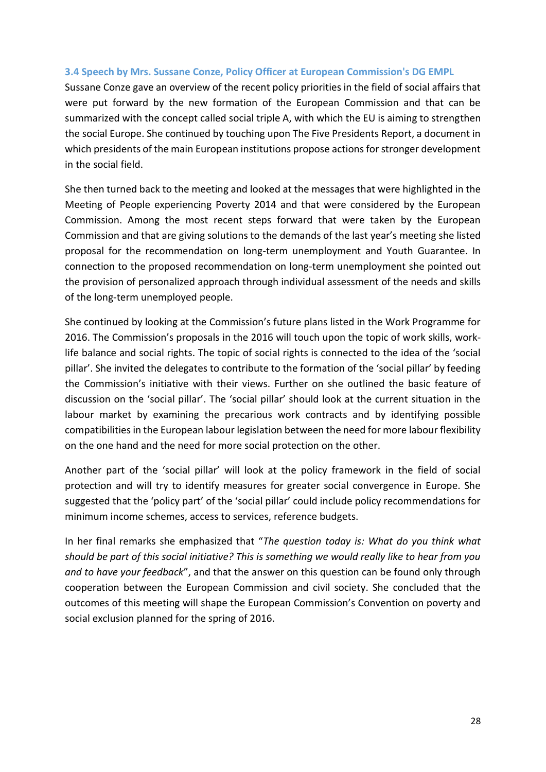### 3.4 Speech by Mrs. Sussane Conze, Policy Officer at European Commission's DG EMPL

Sussane Conze gave an overview of the recent policy priorities in the field of social affairs that were put forward by the new formation of the European Commission and that can be summarized with the concept called social triple A, with which the EU is aiming to strengthen the social Europe. She continued by touching upon The Five Presidents Report, a document in which presidents of the main European institutions propose actions for stronger development in the social field.

She then turned back to the meeting and looked at the messages that were highlighted in the Meeting of People experiencing Poverty 2014 and that were considered by the European Commission. Among the most recent steps forward that were taken by the European Commission and that are giving solutions to the demands of the last year's meeting she listed proposal for the recommendation on long-term unemployment and Youth Guarantee. In connection to the proposed recommendation on long-term unemployment she pointed out the provision of personalized approach through individual assessment of the needs and skills of the long-term unemployed people.

She continued by looking at the Commission's future plans listed in the Work Programme for 2016. The Commission's proposals in the 2016 will touch upon the topic of work skills, work-life balance and social rights. The topic of social rights is connected to the idea of the 'social pillar'. She invited the delegates to contribute to the formation of the 'social pillar' by feeding the Commission's initiative with their views. Further on she outlined the basic feature of discussion on the 'social pillar'. The 'social pillar' should look at the current situation in the labour market by examining the precarious work contracts and by identifying possible compatibilities in the European labour legislation between the need for more labour flexibility on the one hand and the need for more social protection on the other.

Another part of the 'social pillar' will look at the policy framework in the field of social protection and will try to identify measures for greater social convergence in Europe. She suggested that the 'policy part' of the 'social pillar' could include policy recommendations for minimum income schemes, access to services, reference budgets.

In her final remarks she emphasized that "*The question today is: What do you think what should be part of this social initiative? This is something we would really like to hear from you and to have your feedback*", and that the answer on this question can be found only through cooperation between the European Commission and civil society. She concluded that the outcomes of this meeting will shape the European Commission's Convention on poverty and social exclusion planned for the spring of 2016.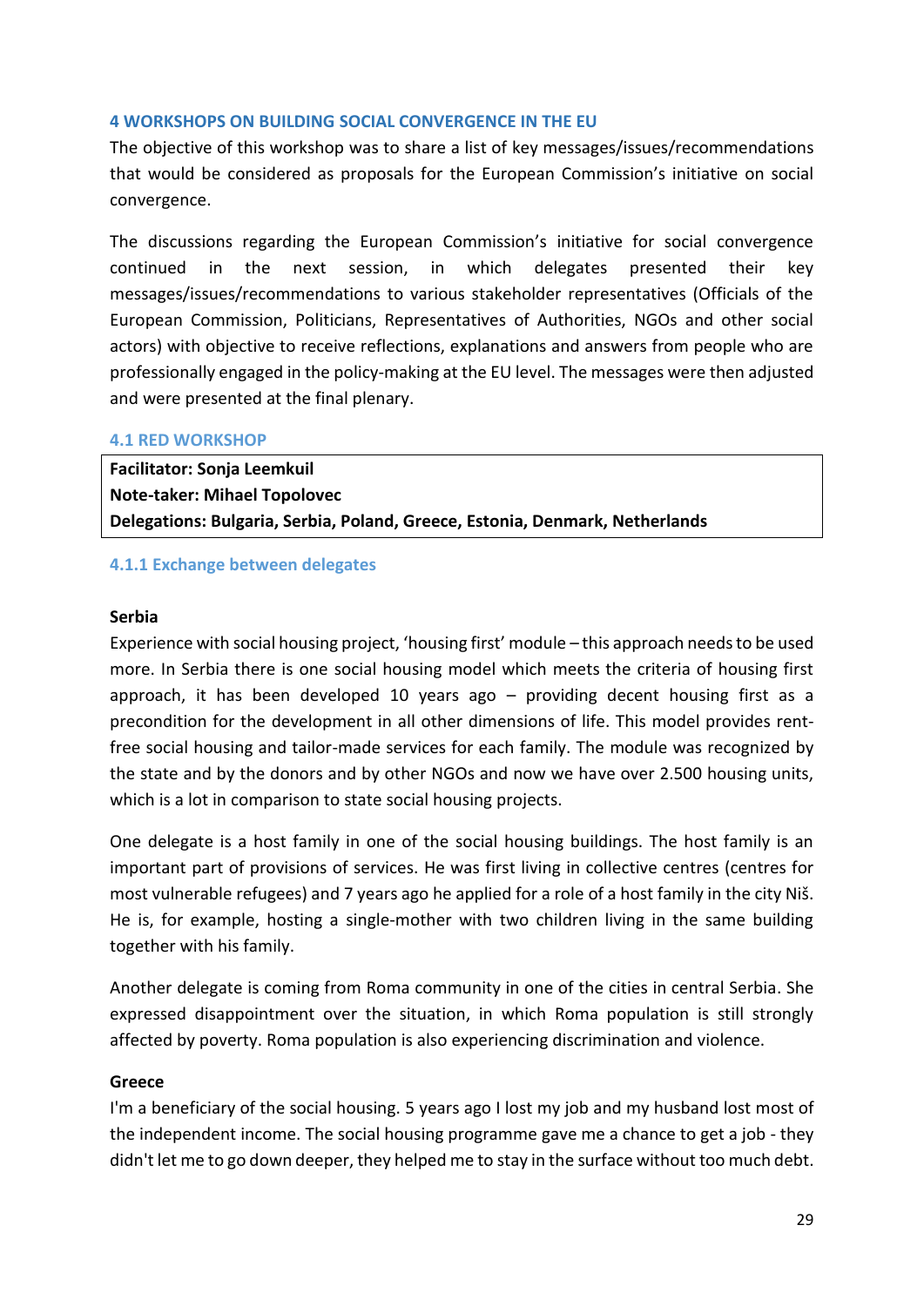## 4 WORKSHOPS ON BUILDING SOCIAL CONVERGENCE IN THE EU

The objective of this workshop was to share a list of key messages/issues/recommendations that would be considered as proposals for the European Commission's initiative on social convergence.

The discussions regarding the European Commission's initiative for social convergence continued in the next session, in which delegates presented their key messages/issues/recommendations to various stakeholder representatives (Officials of the European Commission, Politicians, Representatives of Authorities, NGOs and other social actors) with objective to receive reflections, explanations and answers from people who are professionally engaged in the policy-making at the EU level. The messages were then adjusted and were presented at the final plenary.

### 4.1 RED WORKSHOP

**Facitator: Sonja Leemkuil**
**Note-taker: Mihael Topolovec**
**Delegations: Bulgaria, Serbia, Poland, Greece, Estonia, Denmark, Netherlands**

#### 4.1.1 Exchange between delegates

**Serbia**

Experience with social housing project, 'housing first' module – this approach needs to be used more. In Serbia there is one social housing model which meets the criteria of housing first approach, it has been developed 10 years ago – providing decent housing first as a precondition for the development in all other dimensions of life. This model provides rent-free social housing and tailor-made services for each family. The module was recognized by the state and by the donors and by other NGOs and now we have over 2.500 housing units, which is a lot in comparison to state social housing projects.

One delegate is a host family in one of the social housing buildings. The host family is an important part of provisions of services. He was first living in collective centres (centres for most vulnerable refugees) and 7 years ago he applied for a role of a host family in the city Niš. He is, for example, hosting a single-mother with two children living in the same building together with his family.

Another delegate is coming from Roma community in one of the cities in central Serbia. She expressed disappointment over the situation, in which Roma population is still strongly affected by poverty. Roma population is also experiencing discrimination and violence.

**Greece**

I'm a beneficiary of the social housing. 5 years ago I lost my job and my husband lost most of the independent income. The social housing programme gave me a chance to get a job - they didn't let me to go down deeper, they helped me to stay in the surface without too much debt.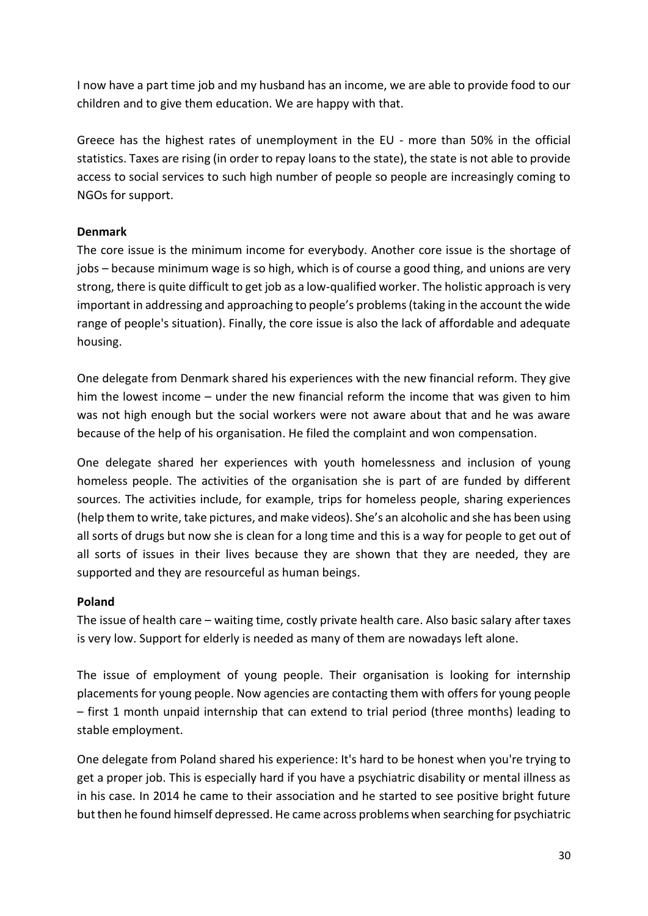I now have a part time job and my husband has an income, we are able to provide food to our children and to give them education. We are happy with that.

Greece has the highest rates of unemployment in the EU - more than 50% in the official statistics. Taxes are rising (in order to repay loans to the state), the state is not able to provide access to social services to such high number of people so people are increasingly coming to NGOs for support.

**Denmark**

The core issue is the minimum income for everybody. Another core issue is the shortage of jobs – because minimum wage is so high, which is of course a good thing, and unions are very strong, there is quite difficult to get job as a low-qualified worker. The holistic approach is very important in addressing and approaching to people's problems (taking in the account the wide range of people's situation). Finally, the core issue is also the lack of affordable and adequate housing.

One delegate from Denmark shared his experiences with the new financial reform. They give him the lowest income – under the new financial reform the income that was given to him was not high enough but the social workers were not aware about that and he was aware because of the help of his organisation. He filed the complaint and won compensation.

One delegate shared her experiences with youth homelessness and inclusion of young homeless people. The activities of the organisation she is part of are funded by different sources. The activities include, for example, trips for homeless people, sharing experiences (help them to write, take pictures, and make videos). She's an alcoholic and she has been using all sorts of drugs but now she is clean for a long time and this is a way for people to get out of all sorts of issues in their lives because they are shown that they are needed, they are supported and they are resourceful as human beings.

**Poland**

The issue of health care – waiting time, costly private health care. Also basic salary after taxes is very low. Support for elderly is needed as many of them are nowadays left alone.

The issue of employment of young people. Their organisation is looking for internship placements for young people. Now agencies are contacting them with offers for young people – first 1 month unpaid internship that can extend to trial period (three months) leading to stable employment.

One delegate from Poland shared his experience: It's hard to be honest when you're trying to get a proper job. This is especially hard if you have a psychiatric disability or mental illness as in his case. In 2014 he came to their association and he started to see positive bright future but then he found himself depressed. He came across problems when searching for psychiatric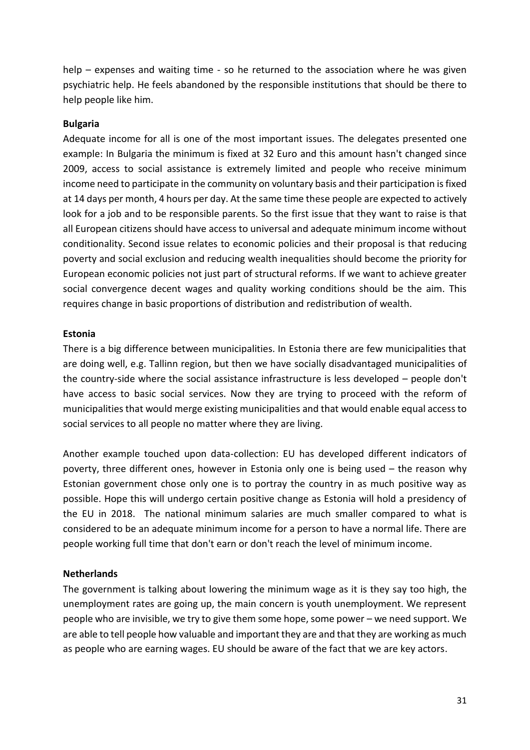help – expenses and waiting time - so he returned to the association where he was given psychiatric help. He feels abandoned by the responsible institutions that should be there to help people like him.

**Bulgaria**

Adequate income for all is one of the most important issues. The delegates presented one example: In Bulgaria the minimum is fixed at 32 Euro and this amount hasn't changed since 2009, access to social assistance is extremely limited and people who receive minimum income need to participate in the community on voluntary basis and their participation is fixed at 14 days per month, 4 hours per day. At the same time these people are expected to actively look for a job and to be responsible parents. So the first issue that they want to raise is that all European citizens should have access to universal and adequate minimum income without conditionality. Second issue relates to economic policies and their proposal is that reducing poverty and social exclusion and reducing wealth inequalities should become the priority for European economic policies not just part of structural reforms. If we want to achieve greater social convergence decent wages and quality working conditions should be the aim. This requires change in basic proportions of distribution and redistribution of wealth.

**Estonia**

There is a big difference between municipalities. In Estonia there are few municipalities that are doing well, e.g. Tallinn region, but then we have socially disadvantaged municipalities of the country-side where the social assistance infrastructure is less developed – people don't have access to basic social services. Now they are trying to proceed with the reform of municipalities that would merge existing municipalities and that would enable equal access to social services to all people no matter where they are living.

Another example touched upon data-collection: EU has developed different indicators of poverty, three different ones, however in Estonia only one is being used – the reason why Estonian government chose only one is to portray the country in as much positive way as possible. Hope this will undergo certain positive change as Estonia will hold a presidency of the EU in 2018. The national minimum salaries are much smaller compared to what is considered to be an adequate minimum income for a person to have a normal life. There are people working full time that don't earn or don't reach the level of minimum income.

**Netherlands**

The government is talking about lowering the minimum wage as it is they say too high, the unemployment rates are going up, the main concern is youth unemployment. We represent people who are invisible, we try to give them some hope, some power – we need support. We are able to tell people how valuable and important they are and that they are working as much as people who are earning wages. EU should be aware of the fact that we are key actors.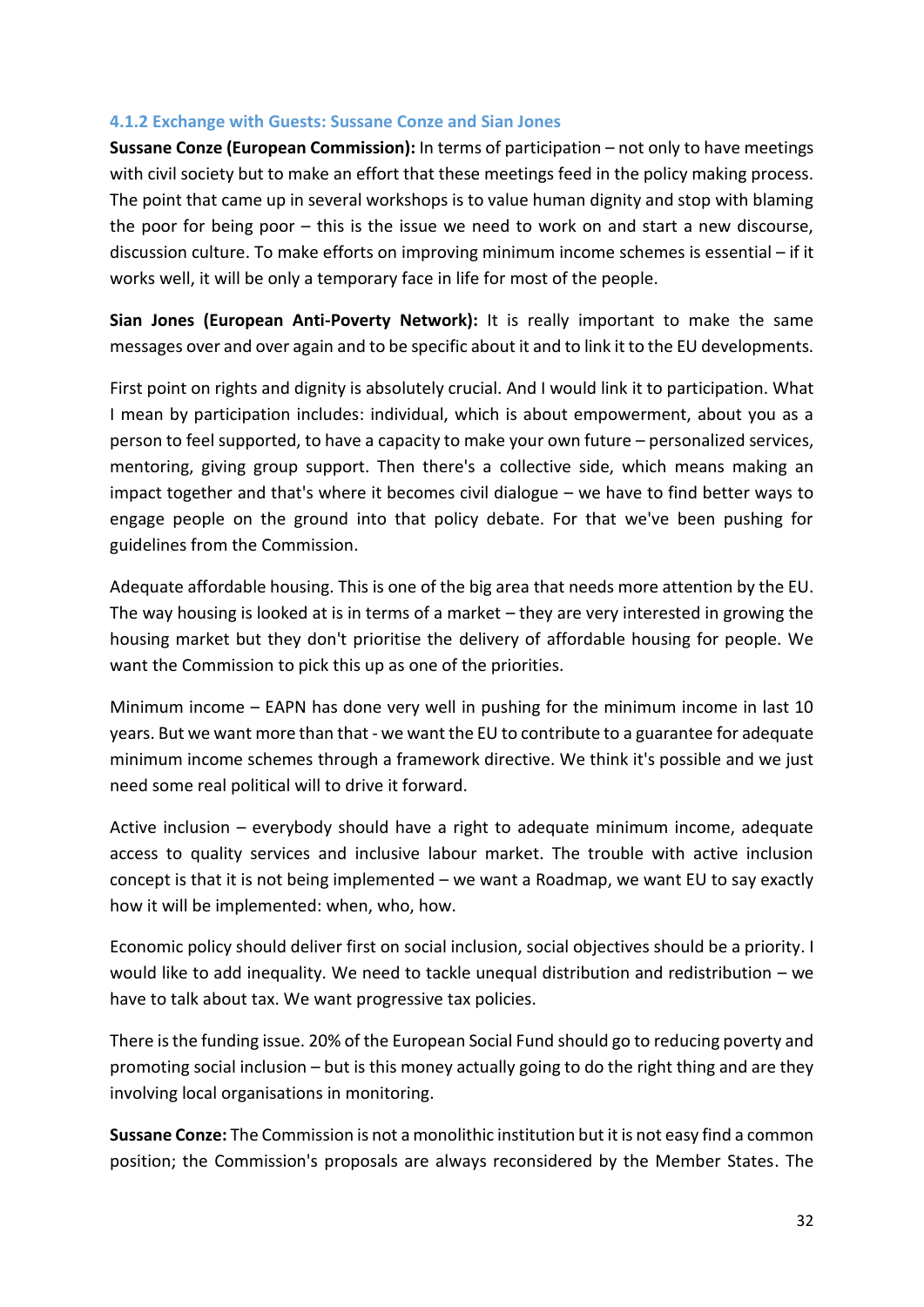### 4.1.2 Exchange with Guests: Sussane Conze and Sian Jones

**Sussane Conze (European Commission):** In terms of participation – not only to have meetings with civil society but to make an effort that these meetings feed in the policy making process. The point that came up in several workshops is to value human dignity and stop with blaming the poor for being poor – this is the issue we need to work on and start a new discourse, discussion culture. To make efforts on improving minimum income schemes is essential – if it works well, it will be only a temporary face in life for most of the people.

**Sian Jones (European Anti-Poverty Network):** It is really important to make the same messages over and over again and to be specific about it and to link it to the EU developments.

First point on rights and dignity is absolutely crucial. And I would link it to participation. What I mean by participation includes: individual, which is about empowerment, about you as a person to feel supported, to have a capacity to make your own future – personalized services, mentoring, giving group support. Then there's a collective side, which means making an impact together and that's where it becomes civil dialogue – we have to find better ways to engage people on the ground into that policy debate. For that we've been pushing for guidelines from the Commission.

Adequate affordable housing. This is one of the big area that needs more attention by the EU. The way housing is looked at is in terms of a market – they are very interested in growing the housing market but they don't prioritise the delivery of affordable housing for people. We want the Commission to pick this up as one of the priorities.

Minimum income – EAPN has done very well in pushing for the minimum income in last 10 years. But we want more than that - we want the EU to contribute to a guarantee for adequate minimum income schemes through a framework directive. We think it's possible and we just need some real political will to drive it forward.

Active inclusion – everybody should have a right to adequate minimum income, adequate access to quality services and inclusive labour market. The trouble with active inclusion concept is that it is not being implemented – we want a Roadmap, we want EU to say exactly how it will be implemented: when, who, how.

Economic policy should deliver first on social inclusion, social objectives should be a priority. I would like to add inequality. We need to tackle unequal distribution and redistribution – we have to talk about tax. We want progressive tax policies.

There is the funding issue. 20% of the European Social Fund should go to reducing poverty and promoting social inclusion – but is this money actually going to do the right thing and are they involving local organisations in monitoring.

**Sussane Conze:** The Commission is not a monolithic institution but it is not easy find a common position; the Commission's proposals are always reconsidered by the Member States. The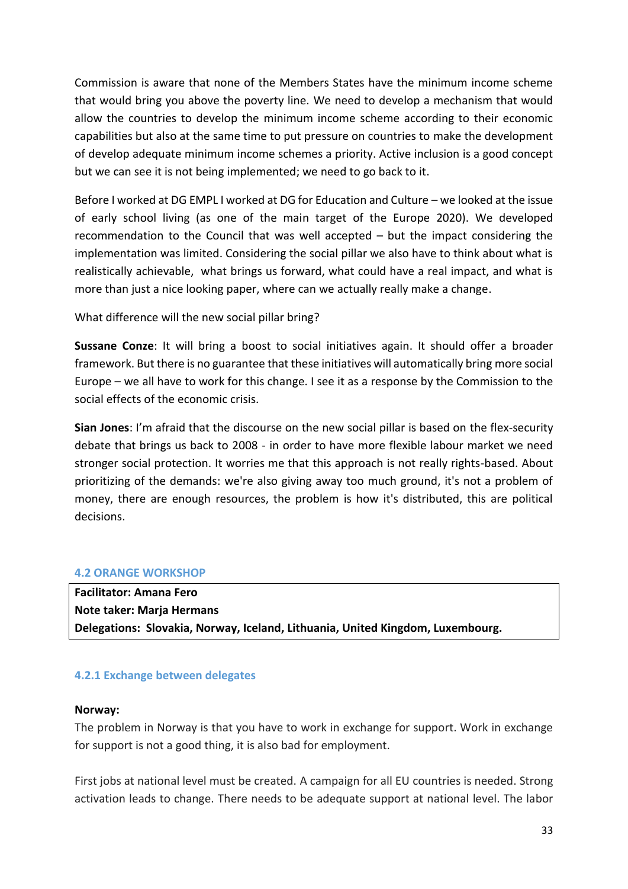Commission is aware that none of the Members States have the minimum income scheme that would bring you above the poverty line. We need to develop a mechanism that would allow the countries to develop the minimum income scheme according to their economic capabilities but also at the same time to put pressure on countries to make the development of develop adequate minimum income schemes a priority. Active inclusion is a good concept but we can see it is not being implemented; we need to go back to it.

Before I worked at DG EMPL I worked at DG for Education and Culture – we looked at the issue of early school living (as one of the main target of the Europe 2020). We developed recommendation to the Council that was well accepted – but the impact considering the implementation was limited. Considering the social pillar we also have to think about what is realistically achievable, what brings us forward, what could have a real impact, and what is more than just a nice looking paper, where can we actually really make a change.

What difference will the new social pillar bring?

**Sussane Conze**: It will bring a boost to social initiatives again. It should offer a broader framework. But there is no guarantee that these initiatives will automatically bring more social Europe – we all have to work for this change. I see it as a response by the Commission to the social effects of the economic crisis.

**Sian Jones**: I'm afraid that the discourse on the new social pillar is based on the flex-security debate that brings us back to 2008 - in order to have more flexible labour market we need stronger social protection. It worries me that this approach is not really rights-based. About prioritizing of the demands: we're also giving away too much ground, it's not a problem of money, there are enough resources, the problem is how it's distributed, this are political decisions.

### 4.2 ORANGE WORKSHOP

**Facilitator: Amana Fero**
**Note taker: Marja Hermans**
**Delegations: Slovakia, Norway, Iceland, Lithuania, United Kingdom, Luxembourg.**

#### 4.2.1 Exchange between delegates

**Norway:**
The problem in Norway is that you have to work in exchange for support. Work in exchange for support is not a good thing, it is also bad for employment.

First jobs at national level must be created. A campaign for all EU countries is needed. Strong activation leads to change. There needs to be adequate support at national level. The labor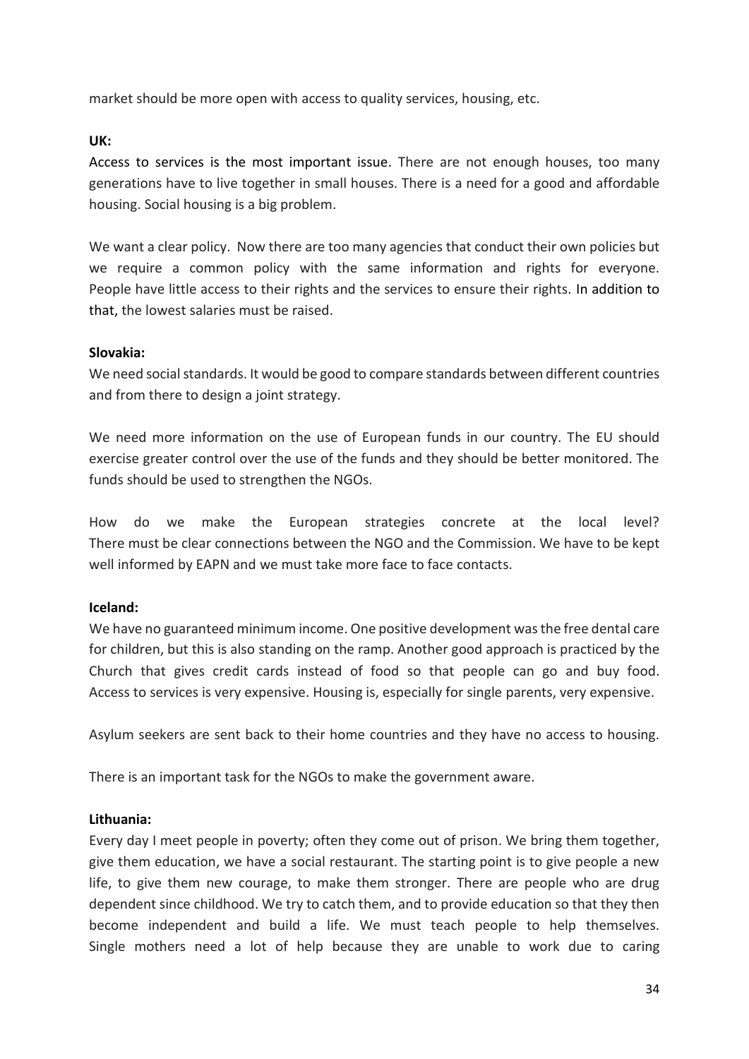market should be more open with access to quality services, housing, etc.

**UK:**

Access to services is the most important issue. There are not enough houses, too many generations have to live together in small houses. There is a need for a good and affordable housing. Social housing is a big problem.

We want a clear policy. Now there are too many agencies that conduct their own policies but we require a common policy with the same information and rights for everyone. People have little access to their rights and the services to ensure their rights. In addition to that, the lowest salaries must be raised.

**Slovakia:**

We need social standards. It would be good to compare standards between different countries and from there to design a joint strategy.

We need more information on the use of European funds in our country. The EU should exercise greater control over the use of the funds and they should be better monitored. The funds should be used to strengthen the NGOs.

How do we make the European strategies concrete at the local level? There must be clear connections between the NGO and the Commission. We have to be kept well informed by EAPN and we must take more face to face contacts.

**Iceland:**

We have no guaranteed minimum income. One positive development was the free dental care for children, but this is also standing on the ramp. Another good approach is practiced by the Church that gives credit cards instead of food so that people can go and buy food. Access to services is very expensive. Housing is, especially for single parents, very expensive.

Asylum seekers are sent back to their home countries and they have no access to housing.

There is an important task for the NGOs to make the government aware.

**Lithuania:**

Every day I meet people in poverty; often they come out of prison. We bring them together, give them education, we have a social restaurant. The starting point is to give people a new life, to give them new courage, to make them stronger. There are people who are drug dependent since childhood. We try to catch them, and to provide education so that they then become independent and build a life. We must teach people to help themselves. Single mothers need a lot of help because they are unable to work due to caring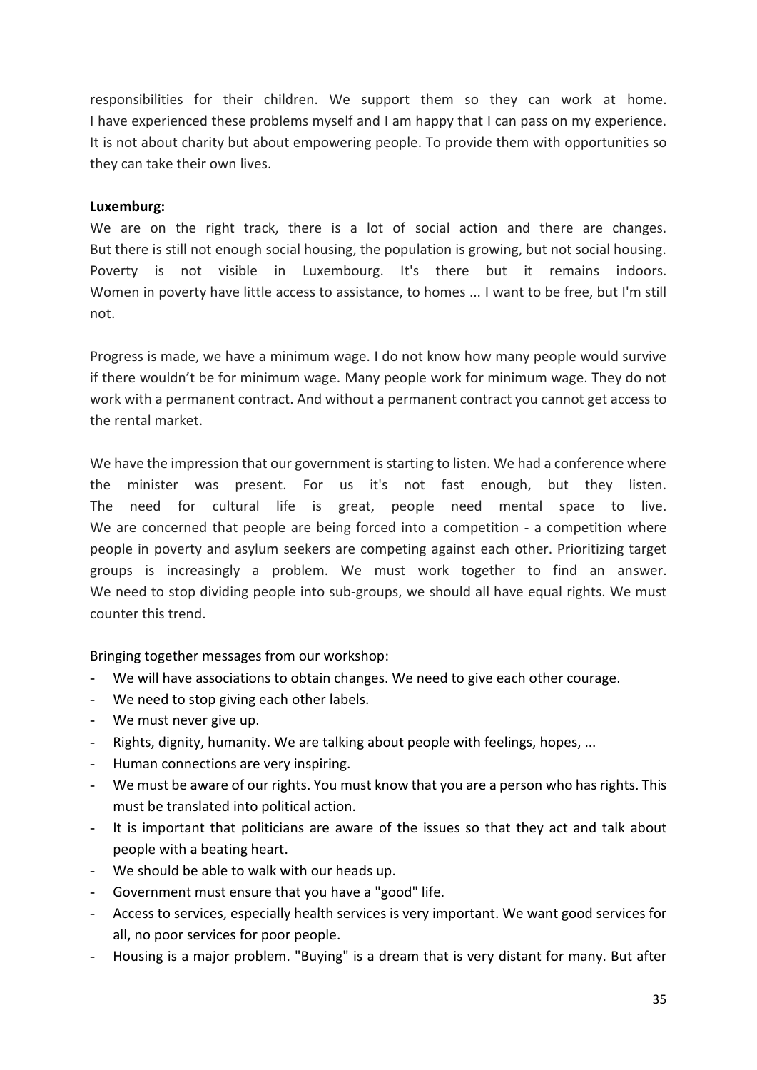responsibilities for their children. We support them so they can work at home. I have experienced these problems myself and I am happy that I can pass on my experience. It is not about charity but about empowering people. To provide them with opportunities so they can take their own lives.

**Luxemburg:**

We are on the right track, there is a lot of social action and there are changes. But there is still not enough social housing, the population is growing, but not social housing. Poverty is not visible in Luxembourg. It's there but it remains indoors. Women in poverty have little access to assistance, to homes ... I want to be free, but I'm still not.

Progress is made, we have a minimum wage. I do not know how many people would survive if there wouldn't be for minimum wage. Many people work for minimum wage. They do not work with a permanent contract. And without a permanent contract you cannot get access to the rental market.

We have the impression that our government is starting to listen. We had a conference where the minister was present. For us it's not fast enough, but they listen. The need for cultural life is great, people need mental space to live. We are concerned that people are being forced into a competition - a competition where people in poverty and asylum seekers are competing against each other. Prioritizing target groups is increasingly a problem. We must work together to find an answer. We need to stop dividing people into sub-groups, we should all have equal rights. We must counter this trend.

Bringing together messages from our workshop:

- We will have associations to obtain changes. We need to give each other courage.
- We need to stop giving each other labels.
- We must never give up.
- Rights, dignity, humanity. We are talking about people with feelings, hopes, ...
- Human connections are very inspiring.
- We must be aware of our rights. You must know that you are a person who has rights. This must be translated into political action.
- It is important that politicians are aware of the issues so that they act and talk about people with a beating heart.
- We should be able to walk with our heads up.
- Government must ensure that you have a "good" life.
- Access to services, especially health services is very important. We want good services for all, no poor services for poor people.
- Housing is a major problem. "Buying" is a dream that is very distant for many. But after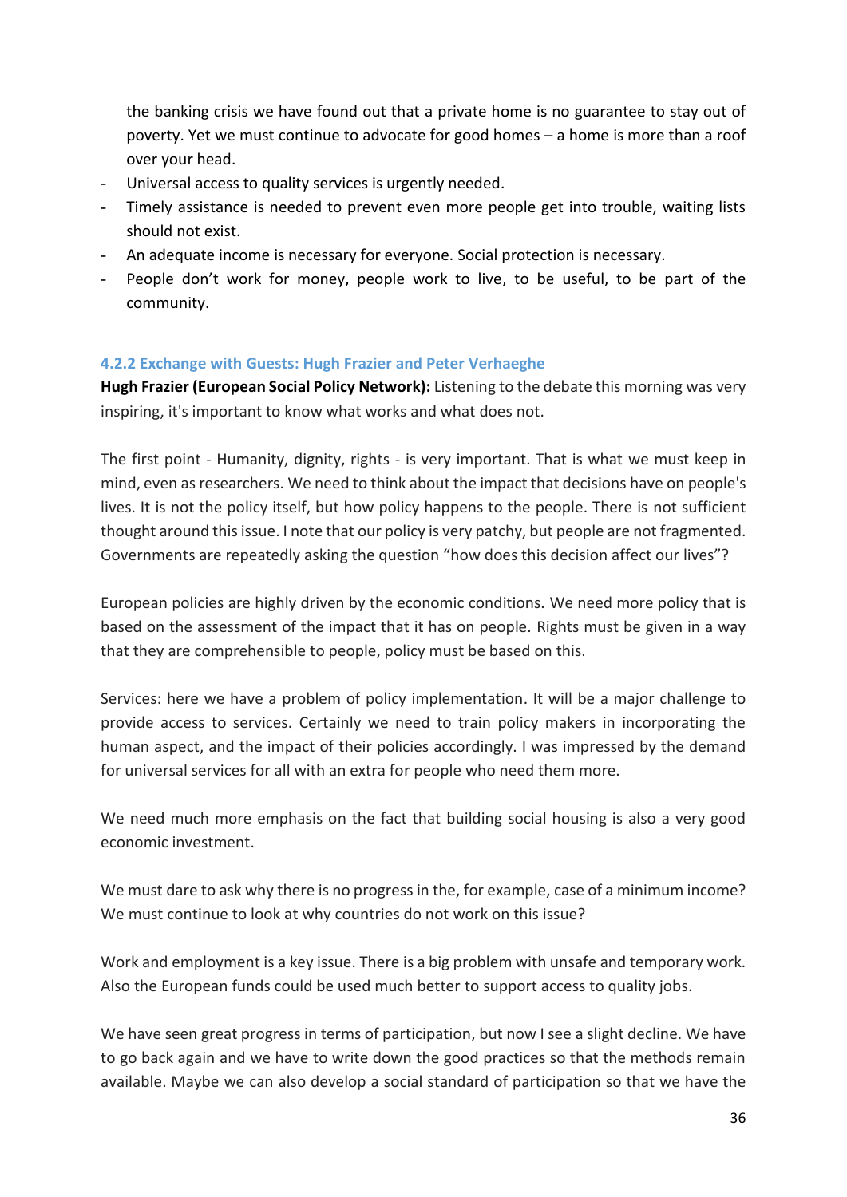the banking crisis we have found out that a private home is no guarantee to stay out of poverty. Yet we must continue to advocate for good homes – a home is more than a roof over your head.

- Universal access to quality services is urgently needed.
- Timely assistance is needed to prevent even more people get into trouble, waiting lists should not exist.
- An adequate income is necessary for everyone. Social protection is necessary.
- People don't work for money, people work to live, to be useful, to be part of the community.

### 4.2.2 Exchange with Guests: Hugh Frazier and Peter Verhaeghe

**Hugh Frazier (European Social Policy Network):** Listening to the debate this morning was very inspiring, it's important to know what works and what does not.

The first point - Humanity, dignity, rights - is very important. That is what we must keep in mind, even as researchers. We need to think about the impact that decisions have on people's lives. It is not the policy itself, but how policy happens to the people. There is not sufficient thought around this issue. I note that our policy is very patchy, but people are not fragmented. Governments are repeatedly asking the question "how does this decision affect our lives"?

European policies are highly driven by the economic conditions. We need more policy that is based on the assessment of the impact that it has on people. Rights must be given in a way that they are comprehensible to people, policy must be based on this.

Services: here we have a problem of policy implementation. It will be a major challenge to provide access to services. Certainly we need to train policy makers in incorporating the human aspect, and the impact of their policies accordingly. I was impressed by the demand for universal services for all with an extra for people who need them more.

We need much more emphasis on the fact that building social housing is also a very good economic investment.

We must dare to ask why there is no progress in the, for example, case of a minimum income? We must continue to look at why countries do not work on this issue?

Work and employment is a key issue. There is a big problem with unsafe and temporary work. Also the European funds could be used much better to support access to quality jobs.

We have seen great progress in terms of participation, but now I see a slight decline. We have to go back again and we have to write down the good practices so that the methods remain available. Maybe we can also develop a social standard of participation so that we have the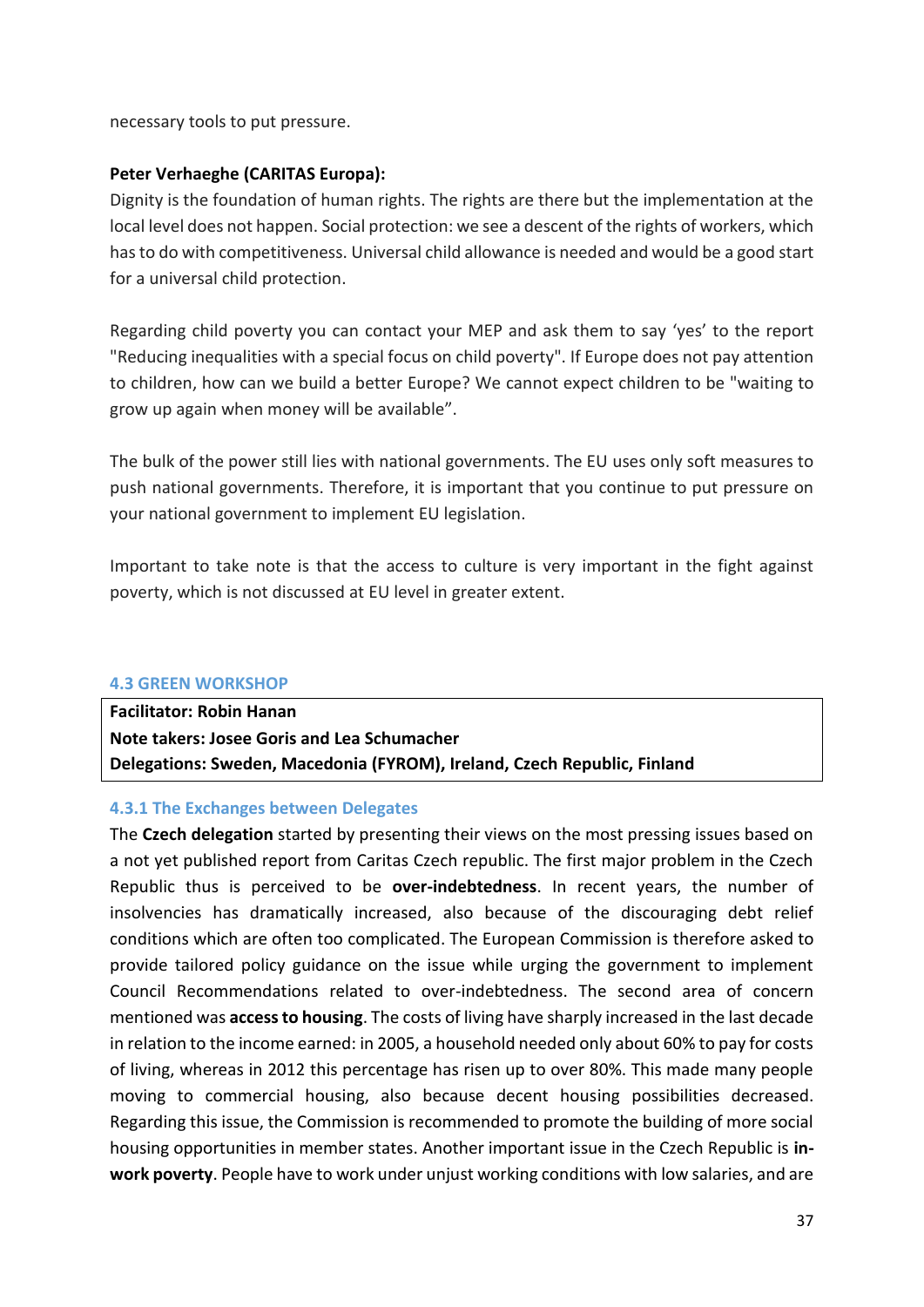necessary tools to put pressure.

**Peter Verhaeghe (CARITAS Europa):**

Dignity is the foundation of human rights. The rights are there but the implementation at the local level does not happen. Social protection: we see a descent of the rights of workers, which has to do with competitiveness. Universal child allowance is needed and would be a good start for a universal child protection.

Regarding child poverty you can contact your MEP and ask them to say 'yes' to the report "Reducing inequalities with a special focus on child poverty". If Europe does not pay attention to children, how can we build a better Europe? We cannot expect children to be "waiting to grow up again when money will be available".

The bulk of the power still lies with national governments. The EU uses only soft measures to push national governments. Therefore, it is important that you continue to put pressure on your national government to implement EU legislation.

Important to take note is that the access to culture is very important in the fight against poverty, which is not discussed at EU level in greater extent.

### 4.3 GREEN WORKSHOP

**Facilitator: Robin Hanan**
**Note takers: Josee Goris and Lea Schumacher**
**Delegations: Sweden, Macedonia (FYROM), Ireland, Czech Republic, Finland**

#### 4.3.1 The Exchanges between Delegates

The **Czech delegation** started by presenting their views on the most pressing issues based on a not yet published report from Caritas Czech republic. The first major problem in the Czech Republic thus is perceived to be **over-indebtedness**. In recent years, the number of insolvencies has dramatically increased, also because of the discouraging debt relief conditions which are often too complicated. The European Commission is therefore asked to provide tailored policy guidance on the issue while urging the government to implement Council Recommendations related to over-indebtedness. The second area of concern mentioned was **access to housing**. The costs of living have sharply increased in the last decade in relation to the income earned: in 2005, a household needed only about 60% to pay for costs of living, whereas in 2012 this percentage has risen up to over 80%. This made many people moving to commercial housing, also because decent housing possibilities decreased. Regarding this issue, the Commission is recommended to promote the building of more social housing opportunities in member states. Another important issue in the Czech Republic is **in-work poverty**. People have to work under unjust working conditions with low salaries, and are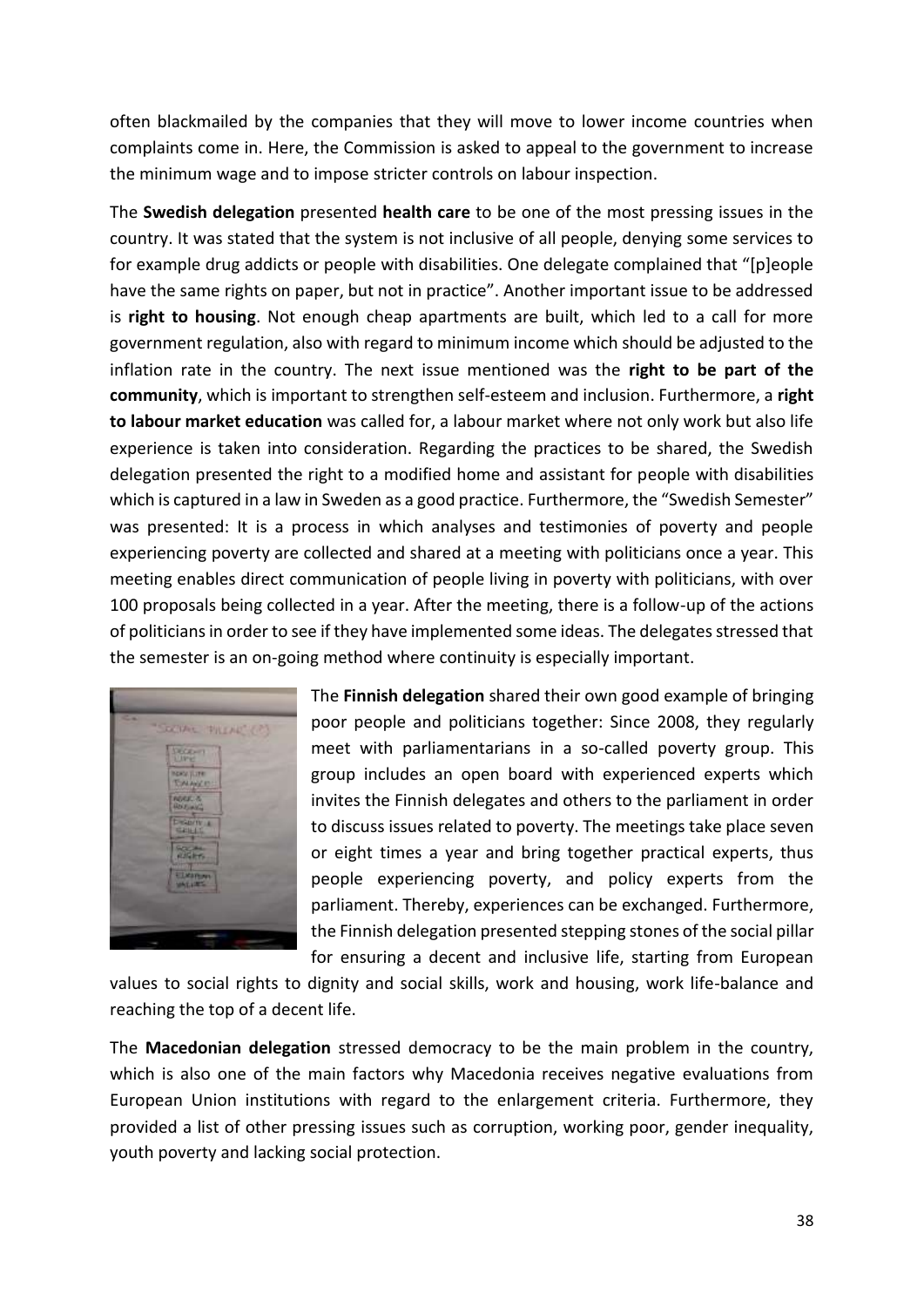often blackmailed by the companies that they will move to lower income countries when complaints come in. Here, the Commission is asked to appeal to the government to increase the minimum wage and to impose stricter controls on labour inspection.

The **Swedish delegation** presented **health care** to be one of the most pressing issues in the country. It was stated that the system is not inclusive of all people, denying some services to for example drug addicts or people with disabilities. One delegate complained that "[p]eople have the same rights on paper, but not in practice". Another important issue to be addressed is **right to housing**. Not enough cheap apartments are built, which led to a call for more government regulation, also with regard to minimum income which should be adjusted to the inflation rate in the country. The next issue mentioned was the **right to be part of the community**, which is important to strengthen self-esteem and inclusion. Furthermore, a **right to labour market education** was called for, a labour market where not only work but also life experience is taken into consideration. Regarding the practices to be shared, the Swedish delegation presented the right to a modified home and assistant for people with disabilities which is captured in a law in Sweden as a good practice. Furthermore, the "Swedish Semester" was presented: It is a process in which analyses and testimonies of poverty and people experiencing poverty are collected and shared at a meeting with politicians once a year. This meeting enables direct communication of people living in poverty with politicians, with over 100 proposals being collected in a year. After the meeting, there is a follow-up of the actions of politicians in order to see if they have implemented some ideas. The delegates stressed that the semester is an on-going method where continuity is especially important.

The **Finnish delegation** shared their own good example of bringing poor people and politicians together: Since 2008, they regularly meet with parliamentarians in a so-called poverty group. This group includes an open board with experienced experts which invites the Finnish delegates and others to the parliament in order to discuss issues related to poverty. The meetings take place seven or eight times a year and bring together practical experts, thus people experiencing poverty, and policy experts from the parliament. Thereby, experiences can be exchanged. Furthermore, the Finnish delegation presented stepping stones of the social pillar for ensuring a decent and inclusive life, starting from European values to social rights to dignity and social skills, work and housing, work life-balance and reaching the top of a decent life.

The **Macedonian delegation** stressed democracy to be the main problem in the country, which is also one of the main factors why Macedonia receives negative evaluations from European Union institutions with regard to the enlargement criteria. Furthermore, they provided a list of other pressing issues such as corruption, working poor, gender inequality, youth poverty and lacking social protection.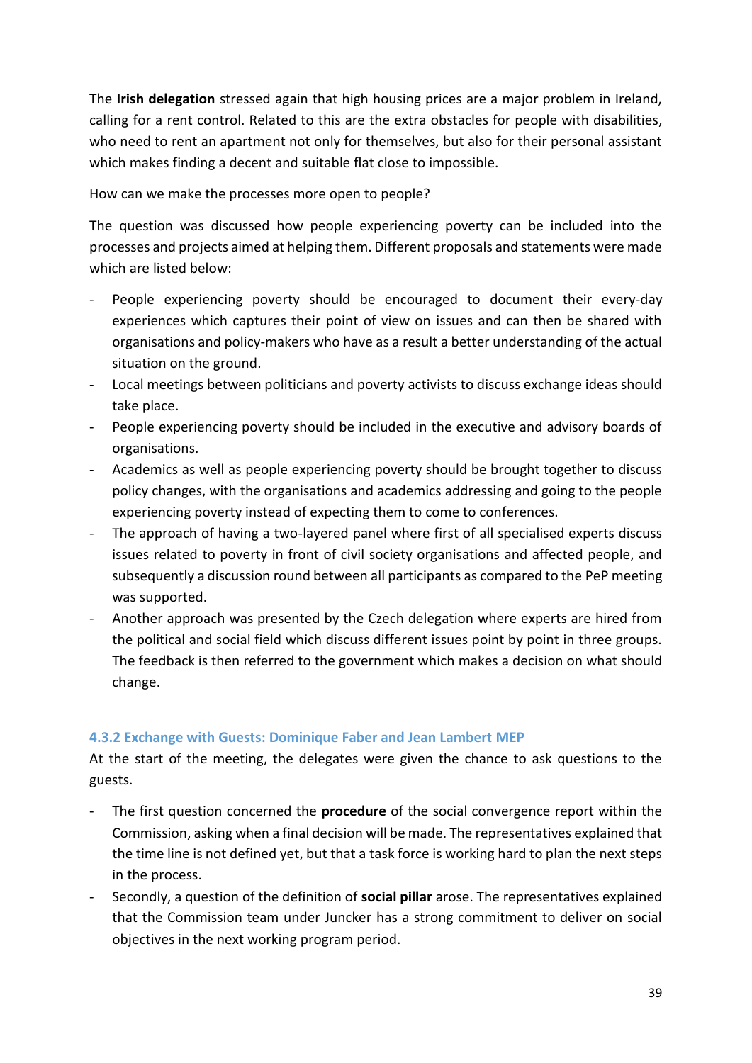The **Irish delegation** stressed again that high housing prices are a major problem in Ireland, calling for a rent control. Related to this are the extra obstacles for people with disabilities, who need to rent an apartment not only for themselves, but also for their personal assistant which makes finding a decent and suitable flat close to impossible.

How can we make the processes more open to people?

The question was discussed how people experiencing poverty can be included into the processes and projects aimed at helping them. Different proposals and statements were made which are listed below:

- People experiencing poverty should be encouraged to document their every-day experiences which captures their point of view on issues and can then be shared with organisations and policy-makers who have as a result a better understanding of the actual situation on the ground.
- Local meetings between politicians and poverty activists to discuss exchange ideas should take place.
- People experiencing poverty should be included in the executive and advisory boards of organisations.
- Academics as well as people experiencing poverty should be brought together to discuss policy changes, with the organisations and academics addressing and going to the people experiencing poverty instead of expecting them to come to conferences.
- The approach of having a two-layered panel where first of all specialised experts discuss issues related to poverty in front of civil society organisations and affected people, and subsequently a discussion round between all participants as compared to the PeP meeting was supported.
- Another approach was presented by the Czech delegation where experts are hired from the political and social field which discuss different issues point by point in three groups. The feedback is then referred to the government which makes a decision on what should change.

#### 4.3.2 Exchange with Guests: Dominique Faber and Jean Lambert MEP

At the start of the meeting, the delegates were given the chance to ask questions to the guests.

- The first question concerned the **procedure** of the social convergence report within the Commission, asking when a final decision will be made. The representatives explained that the time line is not defined yet, but that a task force is working hard to plan the next steps in the process.
- Secondly, a question of the definition of **social pillar** arose. The representatives explained that the Commission team under Juncker has a strong commitment to deliver on social objectives in the next working program period.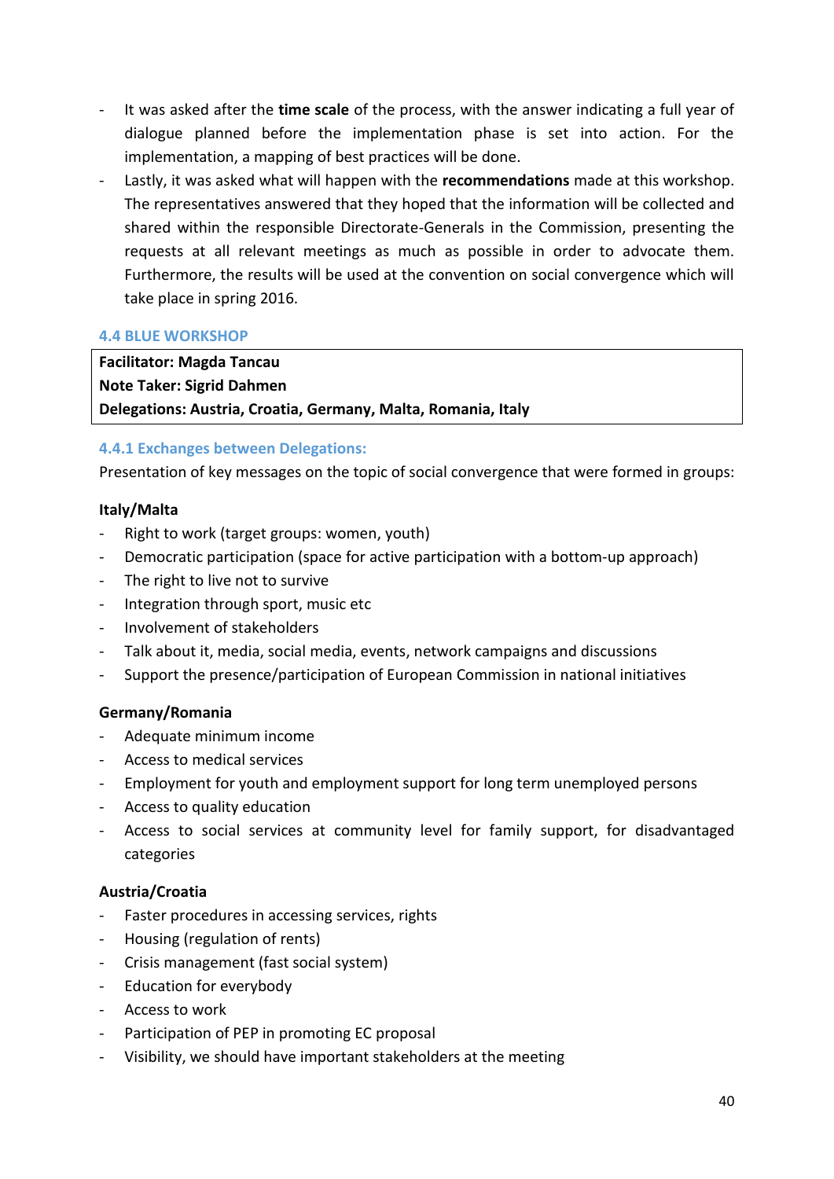- It was asked after the **time scale** of the process, with the answer indicating a full year of dialogue planned before the implementation phase is set into action. For the implementation, a mapping of best practices will be done.
- Lastly, it was asked what will happen with the **recommendations** made at this workshop. The representatives answered that they hoped that the information will be collected and shared within the responsible Directorate-Generals in the Commission, presenting the requests at all relevant meetings as much as possible in order to advocate them. Furthermore, the results will be used at the convention on social convergence which will take place in spring 2016.

### 4.4 BLUE WORKSHOP

**Facilitator: Magda Tancau**
**Note Taker: Sigrid Dahmen**
**Delegations: Austria, Croatia, Germany, Malta, Romania, Italy**

#### 4.4.1 Exchanges between Delegations:

Presentation of key messages on the topic of social convergence that were formed in groups:

**Italy/Malta**

- Right to work (target groups: women, youth)
- Democratic participation (space for active participation with a bottom-up approach)
- The right to live not to survive
- Integration through sport, music etc
- Involvement of stakeholders
- Talk about it, media, social media, events, network campaigns and discussions
- Support the presence/participation of European Commission in national initiatives

**Germany/Romania**

- Adequate minimum income
- Access to medical services
- Employment for youth and employment support for long term unemployed persons
- Access to quality education
- Access to social services at community level for family support, for disadvantaged categories

**Austria/Croatia**

- Faster procedures in accessing services, rights
- Housing (regulation of rents)
- Crisis management (fast social system)
- Education for everybody
- Access to work
- Participation of PEP in promoting EC proposal
- Visibility, we should have important stakeholders at the meeting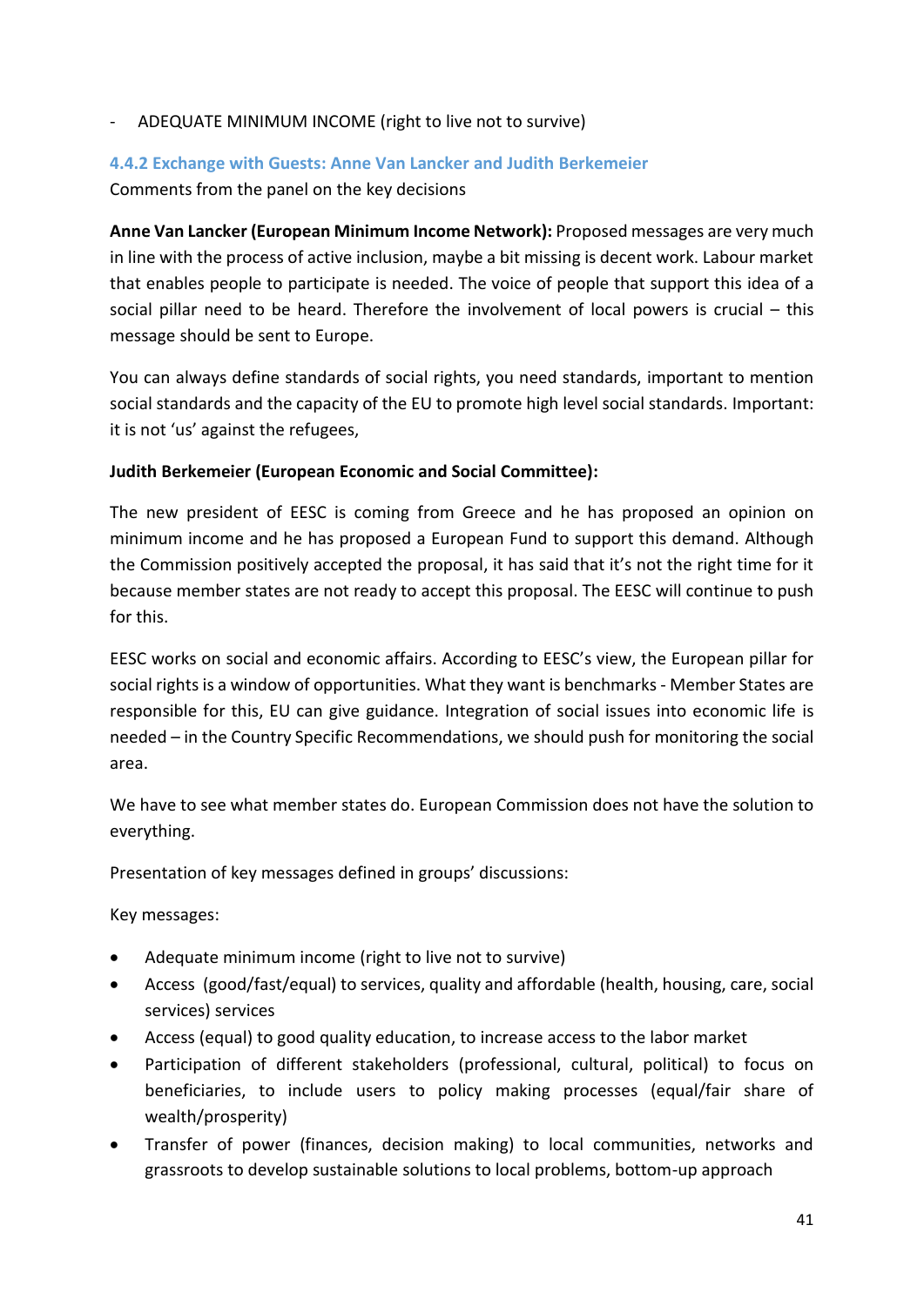- ADEQUATE MINIMUM INCOME (right to live not to survive)

### 4.4.2 Exchange with Guests: Anne Van Lancker and Judith Berkemeier

Comments from the panel on the key decisions

**Anne Van Lancker (European Minimum Income Network):** Proposed messages are very much in line with the process of active inclusion, maybe a bit missing is decent work. Labour market that enables people to participate is needed. The voice of people that support this idea of a social pillar need to be heard. Therefore the involvement of local powers is crucial – this message should be sent to Europe.

You can always define standards of social rights, you need standards, important to mention social standards and the capacity of the EU to promote high level social standards. Important: it is not 'us' against the refugees,

**Judith Berkemeier (European Economic and Social Committee):**

The new president of EESC is coming from Greece and he has proposed an opinion on minimum income and he has proposed a European Fund to support this demand. Although the Commission positively accepted the proposal, it has said that it's not the right time for it because member states are not ready to accept this proposal. The EESC will continue to push for this.

EESC works on social and economic affairs. According to EESC's view, the European pillar for social rights is a window of opportunities. What they want is benchmarks - Member States are responsible for this, EU can give guidance. Integration of social issues into economic life is needed – in the Country Specific Recommendations, we should push for monitoring the social area.

We have to see what member states do. European Commission does not have the solution to everything.

Presentation of key messages defined in groups' discussions:

Key messages:

- Adequate minimum income (right to live not to survive)
- Access (good/fast/equal) to services, quality and affordable (health, housing, care, social services) services
- Access (equal) to good quality education, to increase access to the labor market
- Participation of different stakeholders (professional, cultural, political) to focus on beneficiaries, to include users to policy making processes (equal/fair share of wealth/prosperity)
- Transfer of power (finances, decision making) to local communities, networks and grassroots to develop sustainable solutions to local problems, bottom-up approach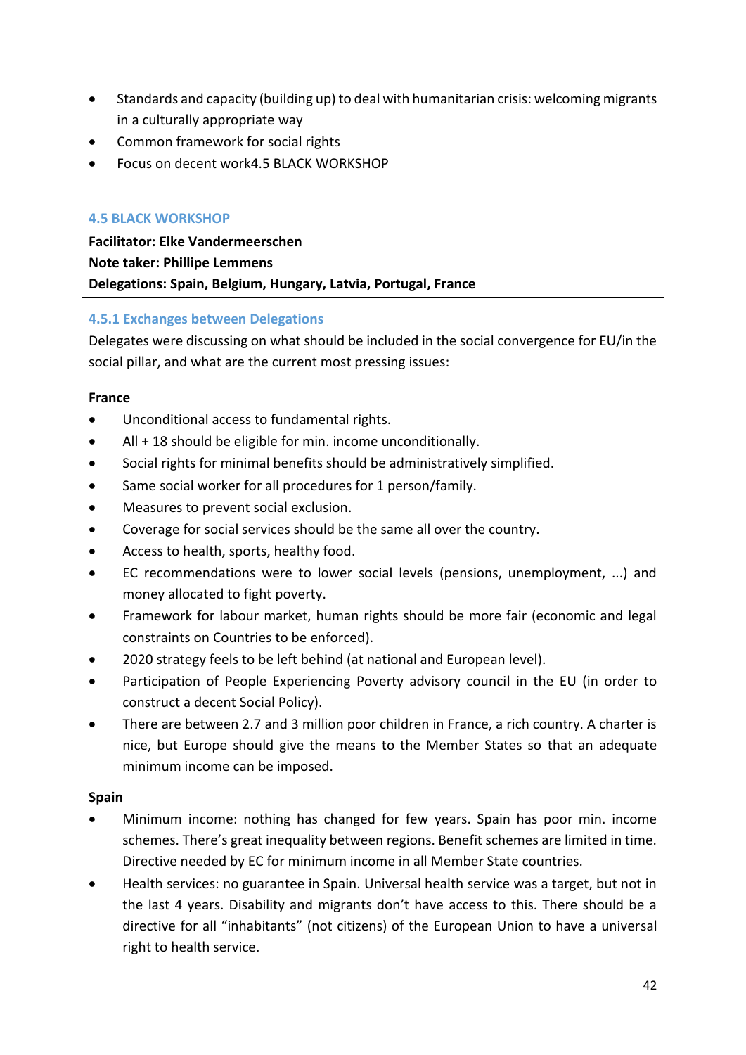- Standards and capacity (building up) to deal with humanitarian crisis: welcoming migrants in a culturally appropriate way
- Common framework for social rights
- Focus on decent work4.5 BLACK WORKSHOP

### 4.5 BLACK WORKSHOP

**Facilitator: Elke Vandermeerschen**
**Note taker: Phillipe Lemmens**
**Delegations: Spain, Belgium, Hungary, Latvia, Portugal, France**

#### 4.5.1 Exchanges between Delegations

Delegates were discussing on what should be included in the social convergence for EU/in the social pillar, and what are the current most pressing issues:

**France**

- Unconditional access to fundamental rights.
- All + 18 should be eligible for min. income unconditionally.
- Social rights for minimal benefits should be administratively simplified.
- Same social worker for all procedures for 1 person/family.
- Measures to prevent social exclusion.
- Coverage for social services should be the same all over the country.
- Access to health, sports, healthy food.
- EC recommendations were to lower social levels (pensions, unemployment, ...) and money allocated to fight poverty.
- Framework for labour market, human rights should be more fair (economic and legal constraints on Countries to be enforced).
- 2020 strategy feels to be left behind (at national and European level).
- Participation of People Experiencing Poverty advisory council in the EU (in order to construct a decent Social Policy).
- There are between 2.7 and 3 million poor children in France, a rich country. A charter is nice, but Europe should give the means to the Member States so that an adequate minimum income can be imposed.

**Spain**

- Minimum income: nothing has changed for few years. Spain has poor min. income schemes. There's great inequality between regions. Benefit schemes are limited in time. Directive needed by EC for minimum income in all Member State countries.
- Health services: no guarantee in Spain. Universal health service was a target, but not in the last 4 years. Disability and migrants don't have access to this. There should be a directive for all "inhabitants" (not citizens) of the European Union to have a universal right to health service.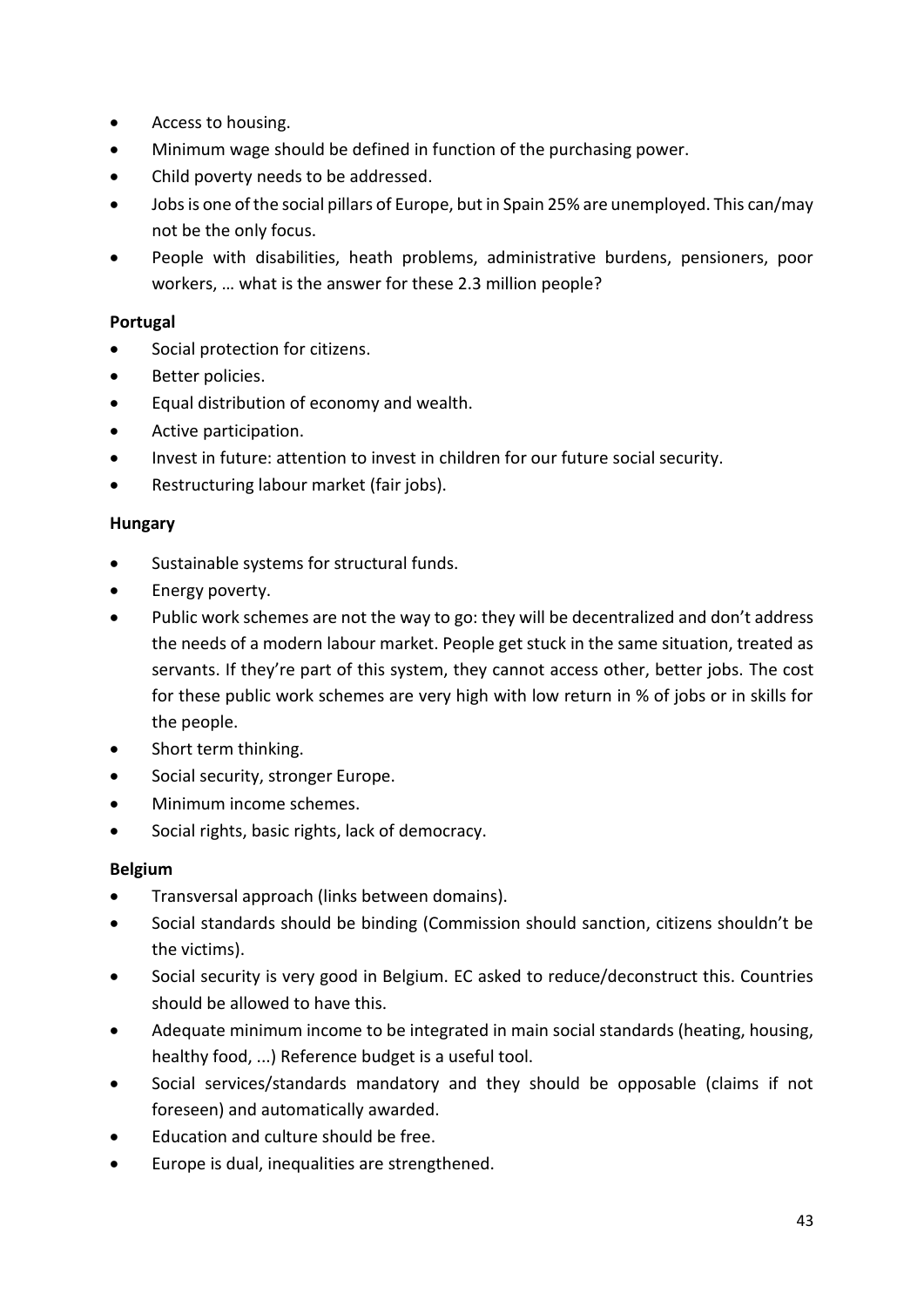- Access to housing.
- Minimum wage should be defined in function of the purchasing power.
- Child poverty needs to be addressed.
- Jobs is one of the social pillars of Europe, but in Spain 25% are unemployed. This can/may not be the only focus.
- People with disabilities, heath problems, administrative burdens, pensioners, poor workers, … what is the answer for these 2.3 million people?

**Portugal**

- Social protection for citizens.
- Better policies.
- Equal distribution of economy and wealth.
- Active participation.
- Invest in future: attention to invest in children for our future social security.
- Restructuring labour market (fair jobs).

**Hungary**

- Sustainable systems for structural funds.
- Energy poverty.
- Public work schemes are not the way to go: they will be decentralized and don't address the needs of a modern labour market. People get stuck in the same situation, treated as servants. If they're part of this system, they cannot access other, better jobs. The cost for these public work schemes are very high with low return in % of jobs or in skills for the people.
- Short term thinking.
- Social security, stronger Europe.
- Minimum income schemes.
- Social rights, basic rights, lack of democracy.

**Belgium**

- Transversal approach (links between domains).
- Social standards should be binding (Commission should sanction, citizens shouldn't be the victims).
- Social security is very good in Belgium. EC asked to reduce/deconstruct this. Countries should be allowed to have this.
- Adequate minimum income to be integrated in main social standards (heating, housing, healthy food, ...) Reference budget is a useful tool.
- Social services/standards mandatory and they should be opposable (claims if not foreseen) and automatically awarded.
- Education and culture should be free.
- Europe is dual, inequalities are strengthened.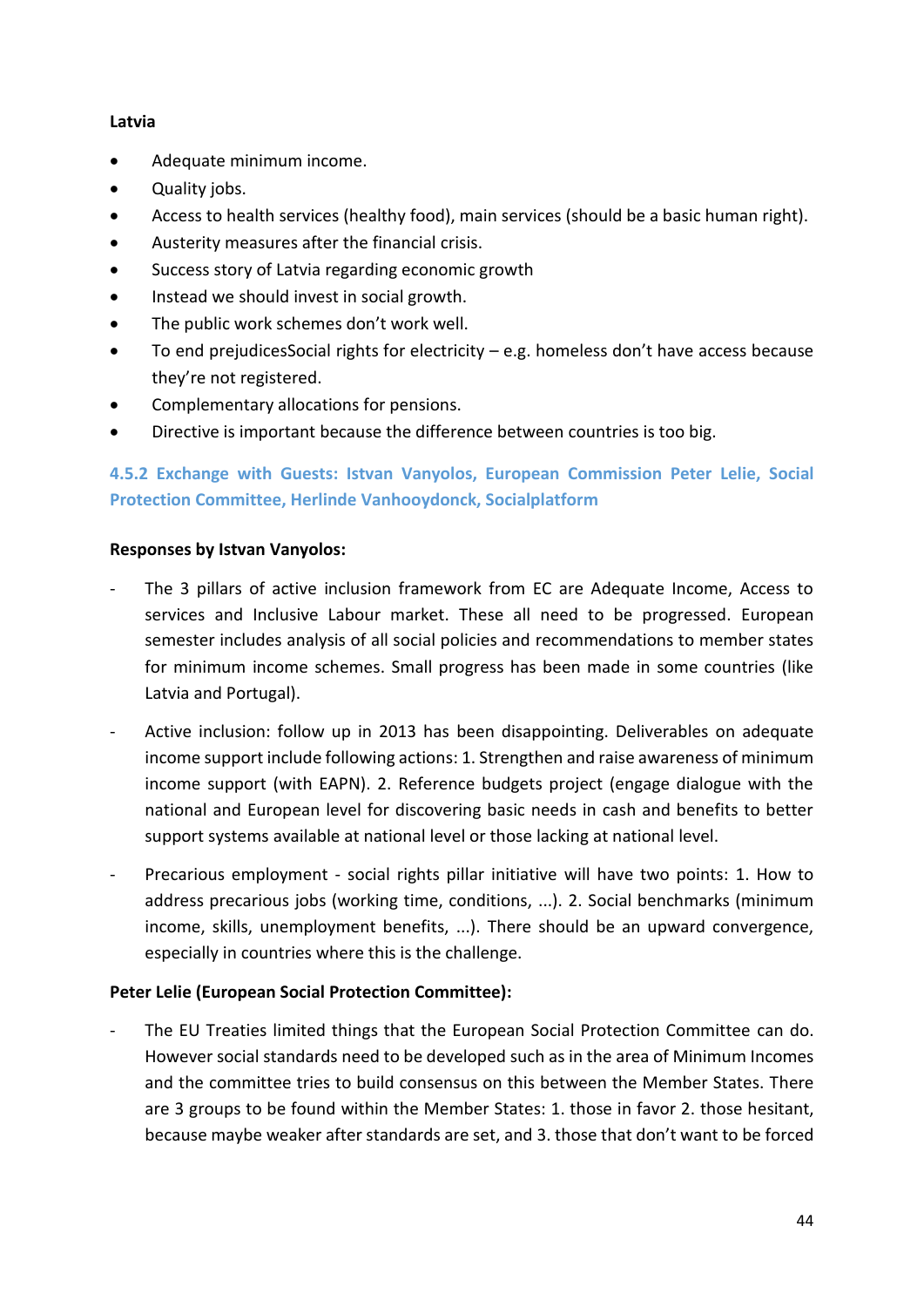**Latvia**

- Adequate minimum income.
- Quality jobs.
- Access to health services (healthy food), main services (should be a basic human right).
- Austerity measures after the financial crisis.
- Success story of Latvia regarding economic growth
- Instead we should invest in social growth.
- The public work schemes don't work well.
- To end prejudicesSocial rights for electricity – e.g. homeless don't have access because they're not registered.
- Complementary allocations for pensions.
- Directive is important because the difference between countries is too big.

### 4.5.2 Exchange with Guests: Istvan Vanyolos, European Commission Peter Lelie, Social Protection Committee, Herlinde Vanhooydonck, Socialplatform

**Responses by Istvan Vanyolos:**

- The 3 pillars of active inclusion framework from EC are Adequate Income, Access to services and Inclusive Labour market. These all need to be progressed. European semester includes analysis of all social policies and recommendations to member states for minimum income schemes. Small progress has been made in some countries (like Latvia and Portugal).
- Active inclusion: follow up in 2013 has been disappointing. Deliverables on adequate income support include following actions: 1. Strengthen and raise awareness of minimum income support (with EAPN). 2. Reference budgets project (engage dialogue with the national and European level for discovering basic needs in cash and benefits to better support systems available at national level or those lacking at national level.
- Precarious employment - social rights pillar initiative will have two points: 1. How to address precarious jobs (working time, conditions, ...). 2. Social benchmarks (minimum income, skills, unemployment benefits, ...). There should be an upward convergence, especially in countries where this is the challenge.

**Peter Lelie (European Social Protection Committee):**

- The EU Treaties limited things that the European Social Protection Committee can do. However social standards need to be developed such as in the area of Minimum Incomes and the committee tries to build consensus on this between the Member States. There are 3 groups to be found within the Member States: 1. those in favor 2. those hesitant, because maybe weaker after standards are set, and 3. those that don't want to be forced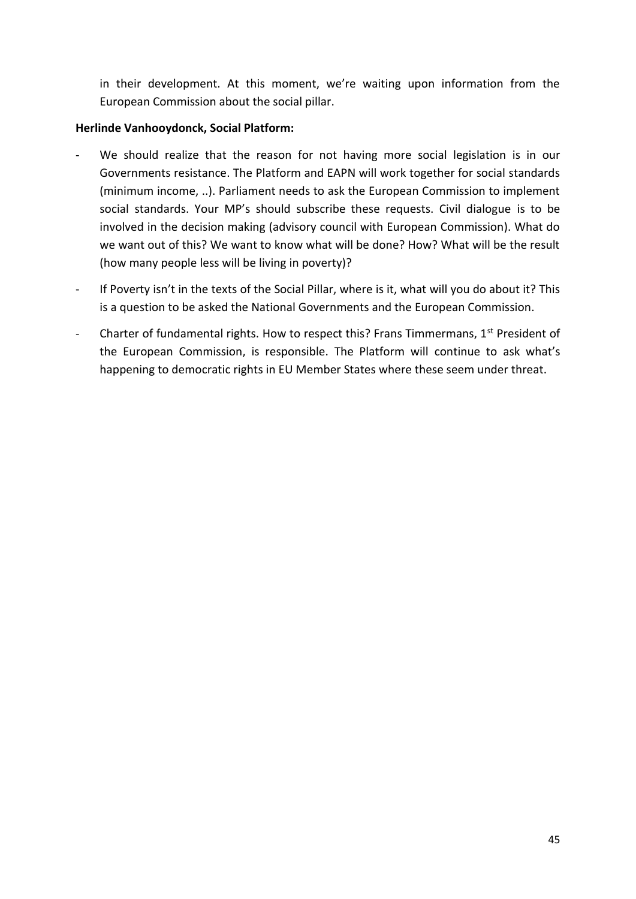in their development. At this moment, we're waiting upon information from the European Commission about the social pillar.

**Herlinde Vanhooydonck, Social Platform:**

- We should realize that the reason for not having more social legislation is in our Governments resistance. The Platform and EAPN will work together for social standards (minimum income, ..). Parliament needs to ask the European Commission to implement social standards. Your MP's should subscribe these requests. Civil dialogue is to be involved in the decision making (advisory council with European Commission). What do we want out of this? We want to know what will be done? How? What will be the result (how many people less will be living in poverty)?
- If Poverty isn't in the texts of the Social Pillar, where is it, what will you do about it? This is a question to be asked the National Governments and the European Commission.
- Charter of fundamental rights. How to respect this? Frans Timmermans, 1st President of the European Commission, is responsible. The Platform will continue to ask what's happening to democratic rights in EU Member States where these seem under threat.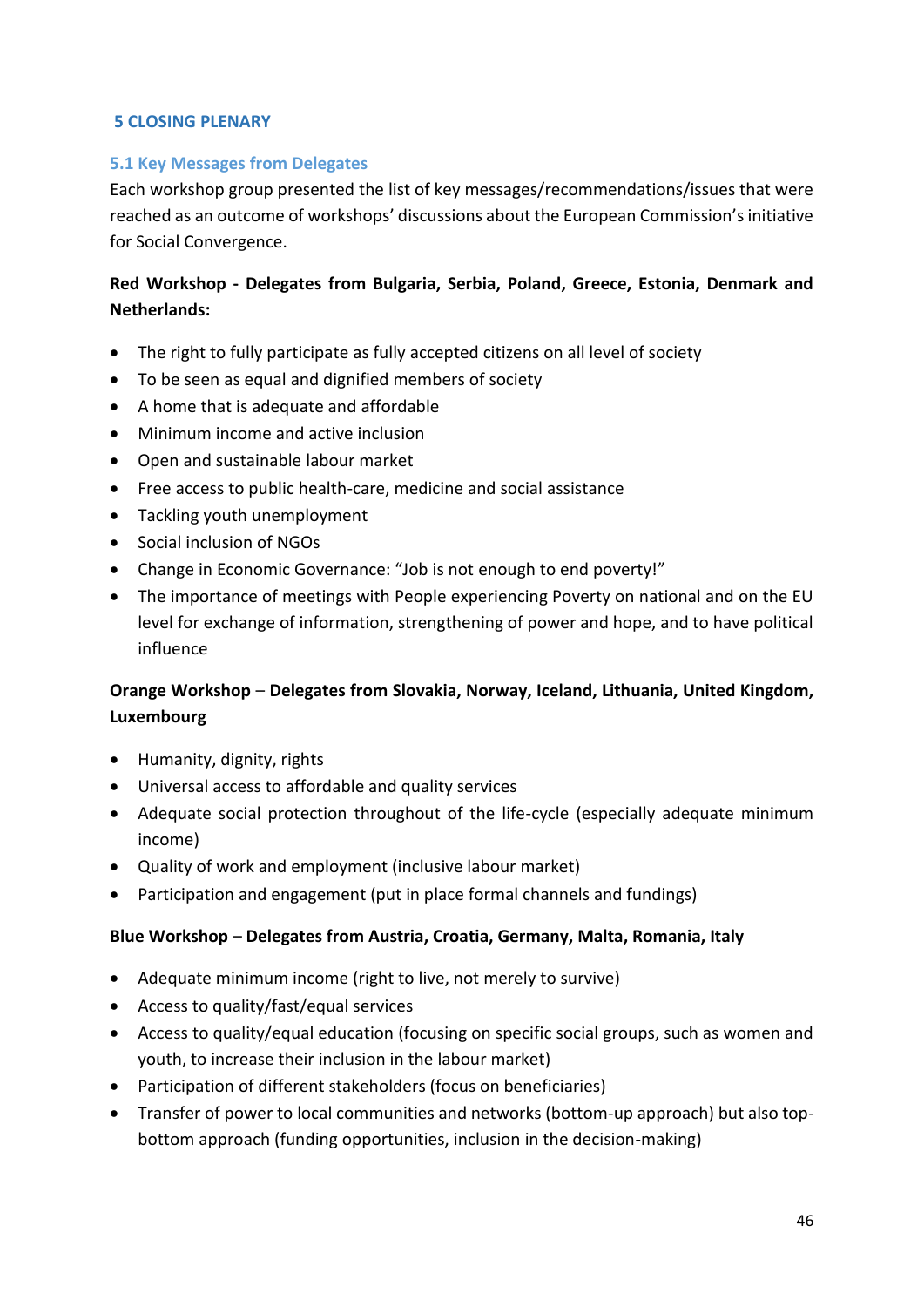## 5 CLOSING PLENARY

### 5.1 Key Messages from Delegates

Each workshop group presented the list of key messages/recommendations/issues that were reached as an outcome of workshops' discussions about the European Commission's initiative for Social Convergence.

**Red Workshop - Delegates from Bulgaria, Serbia, Poland, Greece, Estonia, Denmark and Netherlands:**

- The right to fully participate as fully accepted citizens on all level of society
- To be seen as equal and dignified members of society
- A home that is adequate and affordable
- Minimum income and active inclusion
- Open and sustainable labour market
- Free access to public health-care, medicine and social assistance
- Tackling youth unemployment
- Social inclusion of NGOs
- Change in Economic Governance: "Job is not enough to end poverty!"
- The importance of meetings with People experiencing Poverty on national and on the EU level for exchange of information, strengthening of power and hope, and to have political influence

**Orange Workshop – Delegates from Slovakia, Norway, Iceland, Lithuania, United Kingdom, Luxembourg**

- Humanity, dignity, rights
- Universal access to affordable and quality services
- Adequate social protection throughout of the life-cycle (especially adequate minimum income)
- Quality of work and employment (inclusive labour market)
- Participation and engagement (put in place formal channels and fundings)

**Blue Workshop – Delegates from Austria, Croatia, Germany, Malta, Romania, Italy**

- Adequate minimum income (right to live, not merely to survive)
- Access to quality/fast/equal services
- Access to quality/equal education (focusing on specific social groups, such as women and youth, to increase their inclusion in the labour market)
- Participation of different stakeholders (focus on beneficiaries)
- Transfer of power to local communities and networks (bottom-up approach) but also top-bottom approach (funding opportunities, inclusion in the decision-making)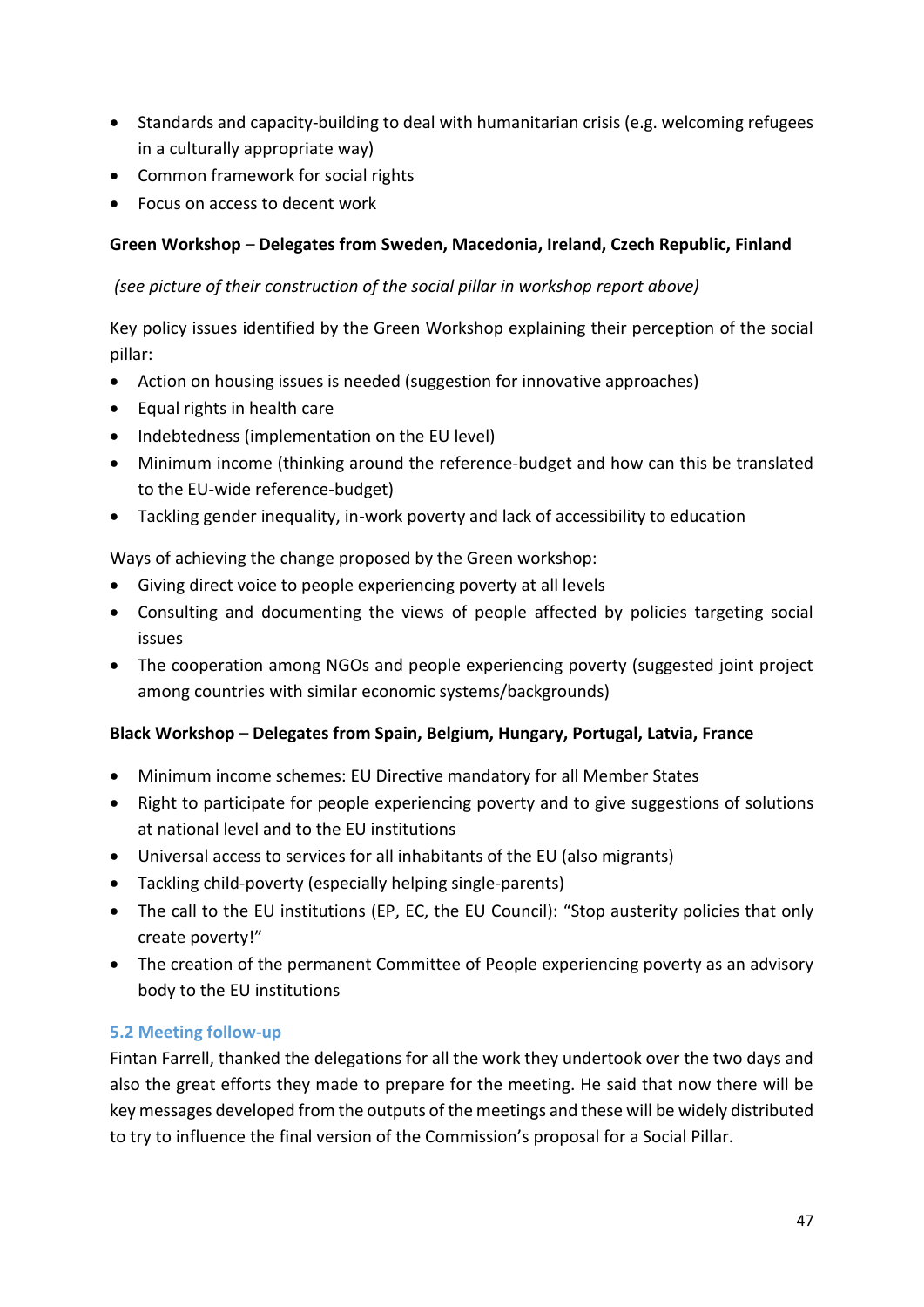- Standards and capacity-building to deal with humanitarian crisis (e.g. welcoming refugees in a culturally appropriate way)
- Common framework for social rights
- Focus on access to decent work

**Green Workshop – Delegates from Sweden, Macedonia, Ireland, Czech Republic, Finland**

*(see picture of their construction of the social pillar in workshop report above)*

Key policy issues identified by the Green Workshop explaining their perception of the social pillar:

- Action on housing issues is needed (suggestion for innovative approaches)
- Equal rights in health care
- Indebtedness (implementation on the EU level)
- Minimum income (thinking around the reference-budget and how can this be translated to the EU-wide reference-budget)
- Tackling gender inequality, in-work poverty and lack of accessibility to education

Ways of achieving the change proposed by the Green workshop:

- Giving direct voice to people experiencing poverty at all levels
- Consulting and documenting the views of people affected by policies targeting social issues
- The cooperation among NGOs and people experiencing poverty (suggested joint project among countries with similar economic systems/backgrounds)

**Black Workshop – Delegates from Spain, Belgium, Hungary, Portugal, Latvia, France**

- Minimum income schemes: EU Directive mandatory for all Member States
- Right to participate for people experiencing poverty and to give suggestions of solutions at national level and to the EU institutions
- Universal access to services for all inhabitants of the EU (also migrants)
- Tackling child-poverty (especially helping single-parents)
- The call to the EU institutions (EP, EC, the EU Council): "Stop austerity policies that only create poverty!"
- The creation of the permanent Committee of People experiencing poverty as an advisory body to the EU institutions

### 5.2 Meeting follow-up

Fintan Farrell, thanked the delegations for all the work they undertook over the two days and also the great efforts they made to prepare for the meeting. He said that now there will be key messages developed from the outputs of the meetings and these will be widely distributed to try to influence the final version of the Commission's proposal for a Social Pillar.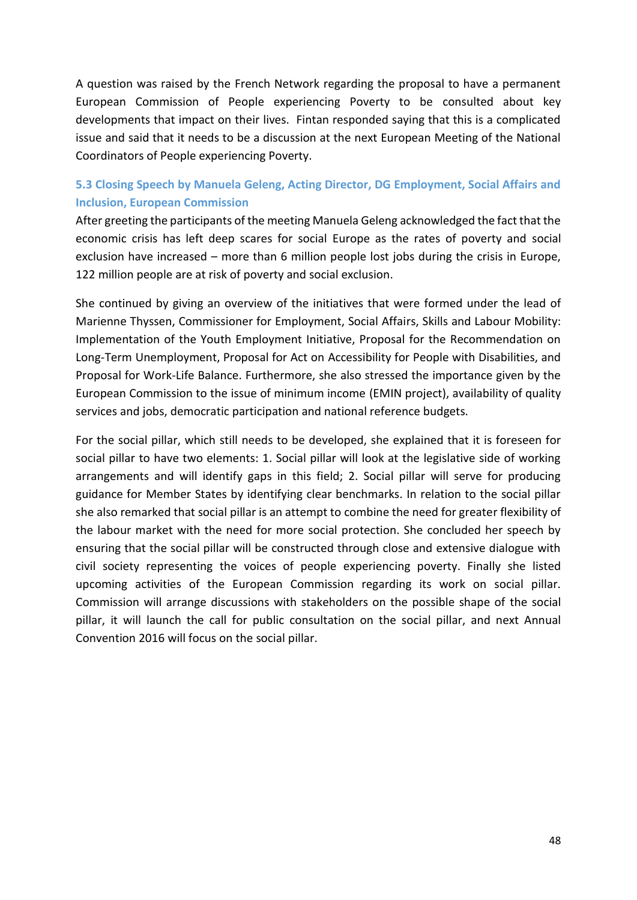A question was raised by the French Network regarding the proposal to have a permanent European Commission of People experiencing Poverty to be consulted about key developments that impact on their lives. Fintan responded saying that this is a complicated issue and said that it needs to be a discussion at the next European Meeting of the National Coordinators of People experiencing Poverty.

### 5.3 Closing Speech by Manuela Geleng, Acting Director, DG Employment, Social Affairs and Inclusion, European Commission

After greeting the participants of the meeting Manuela Geleng acknowledged the fact that the economic crisis has left deep scares for social Europe as the rates of poverty and social exclusion have increased – more than 6 million people lost jobs during the crisis in Europe, 122 million people are at risk of poverty and social exclusion.

She continued by giving an overview of the initiatives that were formed under the lead of Marienne Thyssen, Commissioner for Employment, Social Affairs, Skills and Labour Mobility: Implementation of the Youth Employment Initiative, Proposal for the Recommendation on Long-Term Unemployment, Proposal for Act on Accessibility for People with Disabilities, and Proposal for Work-Life Balance. Furthermore, she also stressed the importance given by the European Commission to the issue of minimum income (EMIN project), availability of quality services and jobs, democratic participation and national reference budgets.

For the social pillar, which still needs to be developed, she explained that it is foreseen for social pillar to have two elements: 1. Social pillar will look at the legislative side of working arrangements and will identify gaps in this field; 2. Social pillar will serve for producing guidance for Member States by identifying clear benchmarks. In relation to the social pillar she also remarked that social pillar is an attempt to combine the need for greater flexibility of the labour market with the need for more social protection. She concluded her speech by ensuring that the social pillar will be constructed through close and extensive dialogue with civil society representing the voices of people experiencing poverty. Finally she listed upcoming activities of the European Commission regarding its work on social pillar. Commission will arrange discussions with stakeholders on the possible shape of the social pillar, it will launch the call for public consultation on the social pillar, and next Annual Convention 2016 will focus on the social pillar.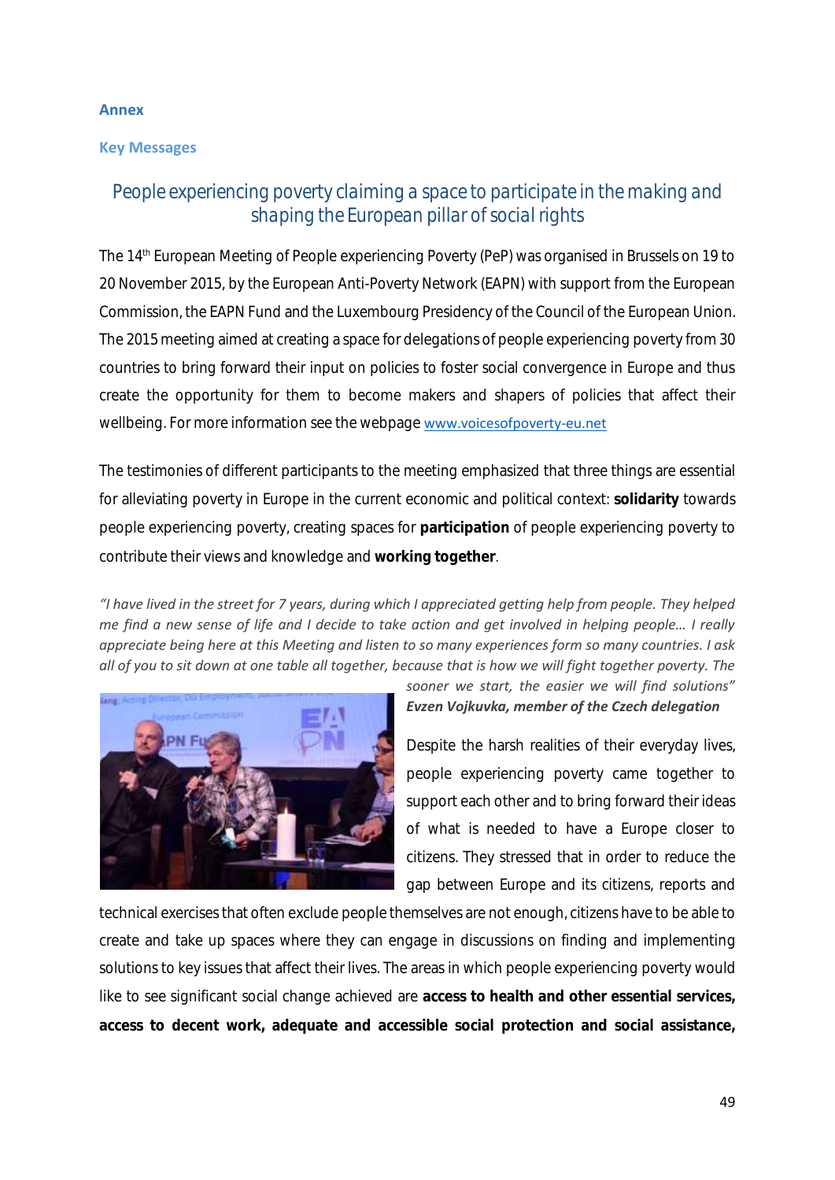## Annex

### Key Messages

# People experiencing poverty claiming a space to participate in the making and shaping the European pillar of social rights

The 14th European Meeting of People experiencing Poverty (PeP) was organised in Brussels on 19 to 20 November 2015, by the European Anti-Poverty Network (EAPN) with support from the European Commission, the EAPN Fund and the Luxembourg Presidency of the Council of the European Union. The 2015 meeting aimed at creating a space for delegations of people experiencing poverty from 30 countries to bring forward their input on policies to foster social convergence in Europe and thus create the opportunity for them to become makers and shapers of policies that affect their wellbeing. For more information see the webpage www.voicesofpoverty-eu.net

The testimonies of different participants to the meeting emphasized that three things are essential for alleviating poverty in Europe in the current economic and political context: **solidarity** towards people experiencing poverty, creating spaces for **participation** of people experiencing poverty to contribute their views and knowledge and **working together**.

*"I have lived in the street for 7 years, during which I appreciated getting help from people. They helped me find a new sense of life and I decide to take action and get involved in helping people… I really appreciate being here at this Meeting and listen to so many experiences form so many countries. I ask all of you to sit down at one table all together, because that is how we will fight together poverty. The sooner we start, the easier we will find solutions"*
***Evzen Vojkuvka, member of the Czech delegation***

Despite the harsh realities of their everyday lives, people experiencing poverty came together to support each other and to bring forward their ideas of what is needed to have a Europe closer to citizens. They stressed that in order to reduce the gap between Europe and its citizens, reports and technical exercises that often exclude people themselves are not enough, citizens have to be able to create and take up spaces where they can engage in discussions on finding and implementing solutions to key issues that affect their lives. The areas in which people experiencing poverty would like to see significant social change achieved are **access to health and other essential services, access to decent work, adequate and accessible social protection and social assistance,**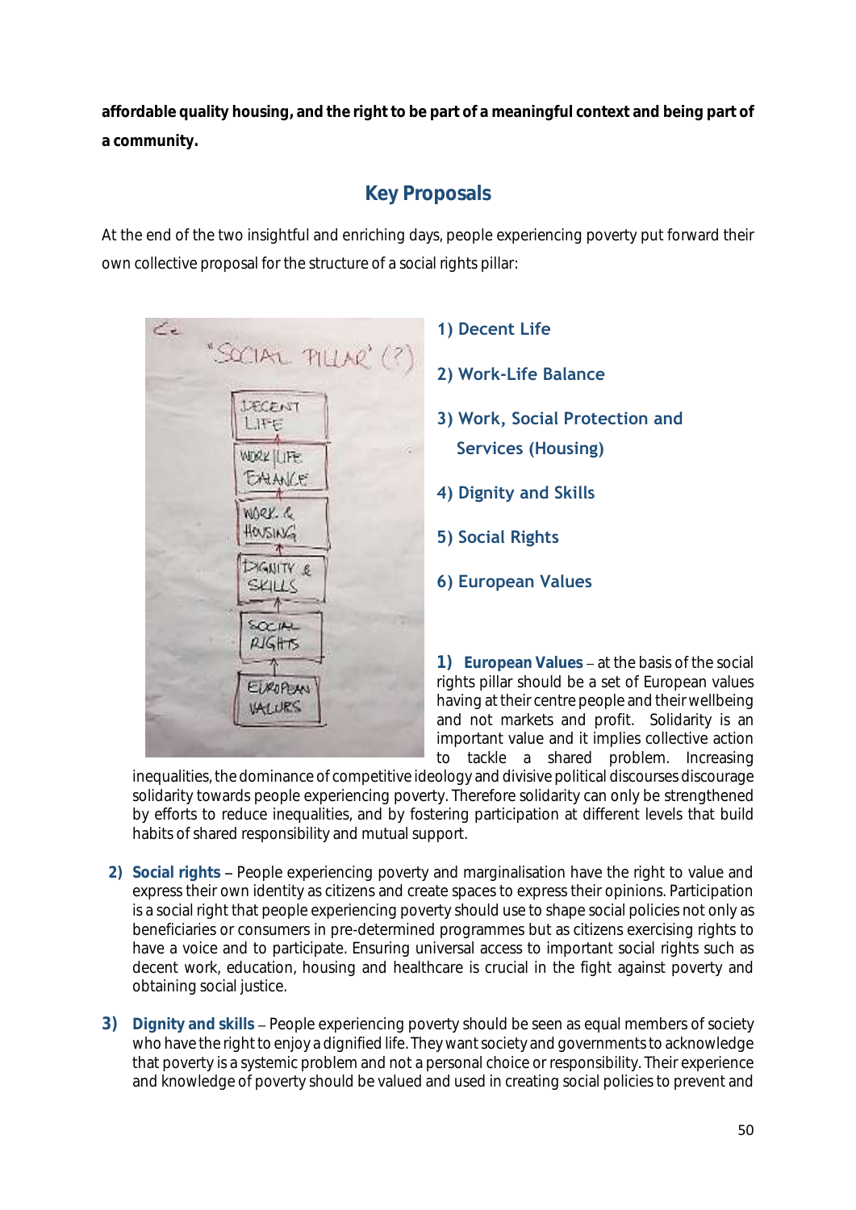**affordable quality housing, and the right to be part of a meaningful context and being part of a community.**

## Key Proposals

At the end of the two insightful and enriching days, people experiencing poverty put forward their own collective proposal for the structure of a social rights pillar:

1) Decent Life

2) Work-Life Balance

3) Work, Social Protection and Services (Housing)

4) Dignity and Skills

5) Social Rights

6) European Values

1) **European Values** – at the basis of the social rights pillar should be a set of European values having at their centre people and their wellbeing and not markets and profit. Solidarity is an important value and it implies collective action to tackle a shared problem. Increasing inequalities, the dominance of competitive ideology and divisive political discourses discourage solidarity towards people experiencing poverty. Therefore solidarity can only be strengthened by efforts to reduce inequalities, and by fostering participation at different levels that build habits of shared responsibility and mutual support.

2) **Social rights** – People experiencing poverty and marginalisation have the right to value and express their own identity as citizens and create spaces to express their opinions. Participation is a social right that people experiencing poverty should use to shape social policies not only as beneficiaries or consumers in pre-determined programmes but as citizens exercising rights to have a voice and to participate. Ensuring universal access to important social rights such as decent work, education, housing and healthcare is crucial in the fight against poverty and obtaining social justice.

3) **Dignity and skills** – People experiencing poverty should be seen as equal members of society who have the right to enjoy a dignified life. They want society and governments to acknowledge that poverty is a systemic problem and not a personal choice or responsibility. Their experience and knowledge of poverty should be valued and used in creating social policies to prevent and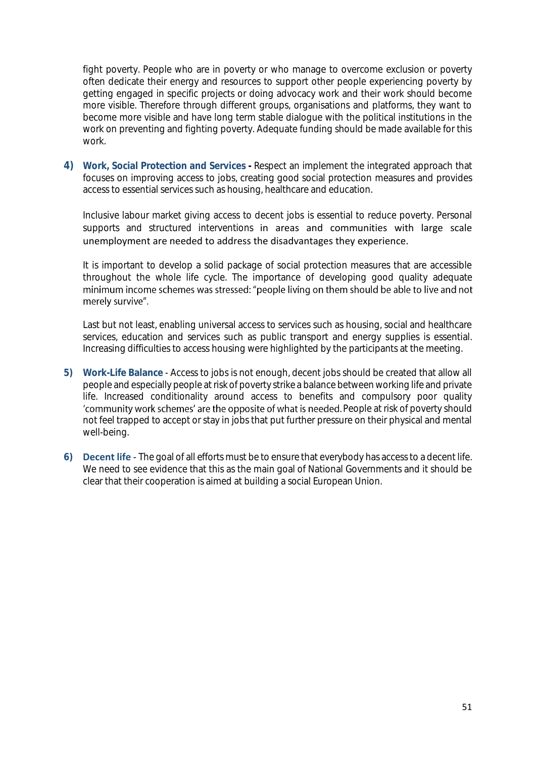fight poverty. People who are in poverty or who manage to overcome exclusion or poverty often dedicate their energy and resources to support other people experiencing poverty by getting engaged in specific projects or doing advocacy work and their work should become more visible. Therefore through different groups, organisations and platforms, they want to become more visible and have long term stable dialogue with the political institutions in the work on preventing and fighting poverty. Adequate funding should be made available for this work.

4) **Work, Social Protection and Services -** Respect an implement the integrated approach that focuses on improving access to jobs, creating good social protection measures and provides access to essential services such as housing, healthcare and education.

   Inclusive labour market giving access to decent jobs is essential to reduce poverty. Personal supports and structured interventions in areas and communities with large scale unemployment are needed to address the disadvantages they experience.

   It is important to develop a solid package of social protection measures that are accessible throughout the whole life cycle. The importance of developing good quality adequate minimum income schemes was stressed: "people living on them should be able to live and not merely survive".

   Last but not least, enabling universal access to services such as housing, social and healthcare services, education and services such as public transport and energy supplies is essential. Increasing difficulties to access housing were highlighted by the participants at the meeting.

5) **Work-Life Balance** - Access to jobs is not enough, decent jobs should be created that allow all people and especially people at risk of poverty strike a balance between working life and private life. Increased conditionality around access to benefits and compulsory poor quality 'community work schemes' are the opposite of what is needed. People at risk of poverty should not feel trapped to accept or stay in jobs that put further pressure on their physical and mental well-being.

6) **Decent life** - The goal of all efforts must be to ensure that everybody has access to a decent life. We need to see evidence that this as the main goal of National Governments and it should be clear that their cooperation is aimed at building a social European Union.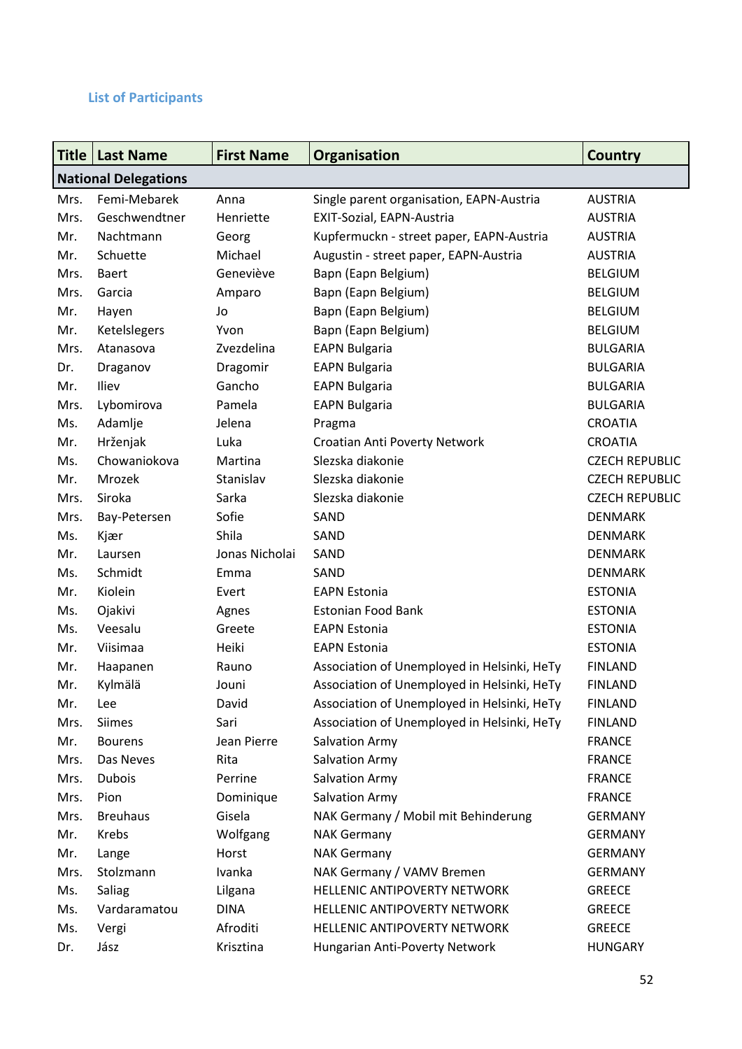### List of Participants

| Title | Last Name | First Name | Organisation | Country |
|---|---|---|---|---|
| **National Delegations** | | | | |
| Mrs. | Femi-Mebarek | Anna | Single parent organisation, EAPN-Austria | AUSTRIA |
| Mrs. | Geschwendtner | Henriette | EXIT-Sozial, EAPN-Austria | AUSTRIA |
| Mr. | Nachtmann | Georg | Kupfermuckn - street paper, EAPN-Austria | AUSTRIA |
| Mr. | Schuette | Michael | Augustin - street paper, EAPN-Austria | AUSTRIA |
| Mrs. | Baert | Geneviève | Bapn (Eapn Belgium) | BELGIUM |
| Mrs. | Garcia | Amparo | Bapn (Eapn Belgium) | BELGIUM |
| Mr. | Hayen | Jo | Bapn (Eapn Belgium) | BELGIUM |
| Mr. | Ketelslegers | Yvon | Bapn (Eapn Belgium) | BELGIUM |
| Mrs. | Atanasova | Zvezdelina | EAPN Bulgaria | BULGARIA |
| Dr. | Draganov | Dragomir | EAPN Bulgaria | BULGARIA |
| Mr. | Iliev | Gancho | EAPN Bulgaria | BULGARIA |
| Mrs. | Lybomirova | Pamela | EAPN Bulgaria | BULGARIA |
| Ms. | Adamlje | Jelena | Pragma | CROATIA |
| Mr. | Hrženjak | Luka | Croatian Anti Poverty Network | CROATIA |
| Ms. | Chowaniokova | Martina | Slezska diakonie | CZECH REPUBLIC |
| Mr. | Mrozek | Stanislav | Slezska diakonie | CZECH REPUBLIC |
| Mrs. | Siroka | Sarka | Slezska diakonie | CZECH REPUBLIC |
| Mrs. | Bay-Petersen | Sofie | SAND | DENMARK |
| Ms. | Kjær | Shila | SAND | DENMARK |
| Mr. | Laursen | Jonas Nicholai | SAND | DENMARK |
| Ms. | Schmidt | Emma | SAND | DENMARK |
| Mr. | Kiolein | Evert | EAPN Estonia | ESTONIA |
| Ms. | Ojakivi | Agnes | Estonian Food Bank | ESTONIA |
| Ms. | Veesalu | Greete | EAPN Estonia | ESTONIA |
| Mr. | Viisimaa | Heiki | EAPN Estonia | ESTONIA |
| Mr. | Haapanen | Rauno | Association of Unemployed in Helsinki, HeTy | FINLAND |
| Mr. | Kylmälä | Jouni | Association of Unemployed in Helsinki, HeTy | FINLAND |
| Mr. | Lee | David | Association of Unemployed in Helsinki, HeTy | FINLAND |
| Mrs. | Siimes | Sari | Association of Unemployed in Helsinki, HeTy | FINLAND |
| Mr. | Bourens | Jean Pierre | Salvation Army | FRANCE |
| Mrs. | Das Neves | Rita | Salvation Army | FRANCE |
| Mrs. | Dubois | Perrine | Salvation Army | FRANCE |
| Mrs. | Pion | Dominique | Salvation Army | FRANCE |
| Mrs. | Breuhaus | Gisela | NAK Germany / Mobil mit Behinderung | GERMANY |
| Mr. | Krebs | Wolfgang | NAK Germany | GERMANY |
| Mr. | Lange | Horst | NAK Germany | GERMANY |
| Mrs. | Stolzmann | Ivanka | NAK Germany / VAMV Bremen | GERMANY |
| Ms. | Saliag | Lilgana | HELLENIC ANTIPOVERTY NETWORK | GREECE |
| Ms. | Vardaramatou | DINA | HELLENIC ANTIPOVERTY NETWORK | GREECE |
| Ms. | Vergi | Afroditi | HELLENIC ANTIPOVERTY NETWORK | GREECE |
| Dr. | Jász | Krisztina | Hungarian Anti-Poverty Network | HUNGARY |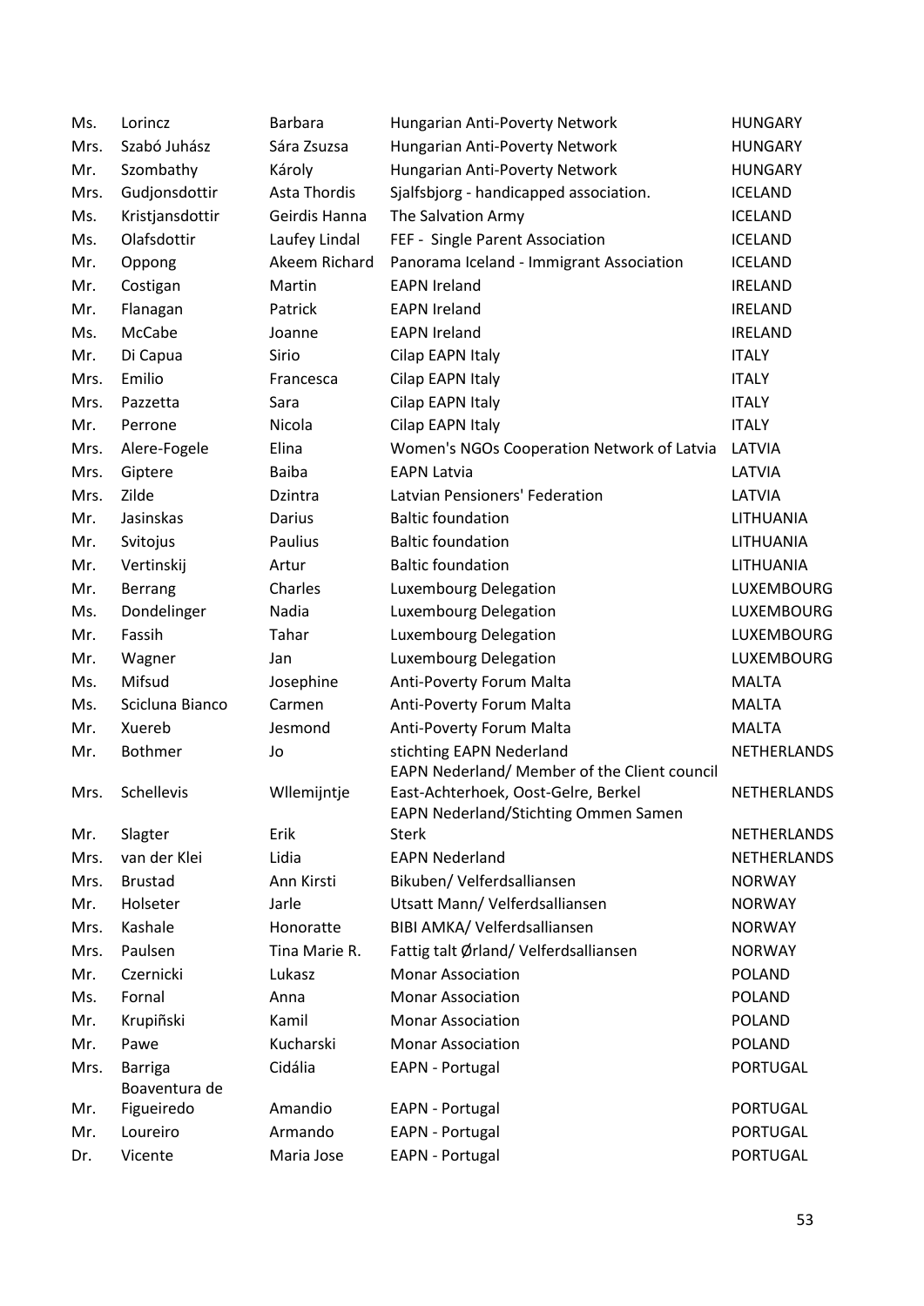| | | | | |
|---|---|---|---|---|
| Ms. | Lorincz | Barbara | Hungarian Anti-Poverty Network | HUNGARY |
| Mrs. | Szabó Juhász | Sára Zsuzsa | Hungarian Anti-Poverty Network | HUNGARY |
| Mr. | Szombathy | Károly | Hungarian Anti-Poverty Network | HUNGARY |
| Mrs. | Gudjonsdottir | Asta Thordis | Sjalfsbjorg - handicapped association. | ICELAND |
| Ms. | Kristjansdottir | Geirdis Hanna | The Salvation Army | ICELAND |
| Ms. | Olafsdottir | Laufey Lindal | FEF - Single Parent Association | ICELAND |
| Mr. | Oppong | Akeem Richard | Panorama Iceland - Immigrant Association | ICELAND |
| Mr. | Costigan | Martin | EAPN Ireland | IRELAND |
| Mr. | Flanagan | Patrick | EAPN Ireland | IRELAND |
| Ms. | McCabe | Joanne | EAPN Ireland | IRELAND |
| Mr. | Di Capua | Sirio | Cilap EAPN Italy | ITALY |
| Mrs. | Emilio | Francesca | Cilap EAPN Italy | ITALY |
| Mrs. | Pazzetta | Sara | Cilap EAPN Italy | ITALY |
| Mr. | Perrone | Nicola | Cilap EAPN Italy | ITALY |
| Mrs. | Alere-Fogele | Elina | Women's NGOs Cooperation Network of Latvia | LATVIA |
| Mrs. | Giptere | Baiba | EAPN Latvia | LATVIA |
| Mrs. | Zilde | Dzintra | Latvian Pensioners' Federation | LATVIA |
| Mr. | Jasinskas | Darius | Baltic foundation | LITHUANIA |
| Mr. | Svitojus | Paulius | Baltic foundation | LITHUANIA |
| Mr. | Vertinskij | Artur | Baltic foundation | LITHUANIA |
| Mr. | Berrang | Charles | Luxembourg Delegation | LUXEMBOURG |
| Ms. | Dondelinger | Nadia | Luxembourg Delegation | LUXEMBOURG |
| Mr. | Fassih | Tahar | Luxembourg Delegation | LUXEMBOURG |
| Mr. | Wagner | Jan | Luxembourg Delegation | LUXEMBOURG |
| Ms. | Mifsud | Josephine | Anti-Poverty Forum Malta | MALTA |
| Ms. | Scicluna Bianco | Carmen | Anti-Poverty Forum Malta | MALTA |
| Mr. | Xuereb | Jesmond | Anti-Poverty Forum Malta | MALTA |
| Mr. | Bothmer | Jo | stichting EAPN Nederland | NETHERLANDS |
| Mrs. | Schellevis | Wllemijntje | EAPN Nederland/ Member of the Client council East-Achterhoek, Oost-Gelre, Berkel | NETHERLANDS |
| Mr. | Slagter | Erik | EAPN Nederland/Stichting Ommen Samen Sterk | NETHERLANDS |
| Mrs. | van der Klei | Lidia | EAPN Nederland | NETHERLANDS |
| Mrs. | Brustad | Ann Kirsti | Bikuben/ Velferdsalliansen | NORWAY |
| Mr. | Holseter | Jarle | Utsatt Mann/ Velferdsalliansen | NORWAY |
| Mrs. | Kashale | Honoratte | BIBI AMKA/ Velferdsalliansen | NORWAY |
| Mrs. | Paulsen | Tina Marie R. | Fattig talt Ørland/ Velferdsalliansen | NORWAY |
| Mr. | Czernicki | Lukasz | Monar Association | POLAND |
| Ms. | Fornal | Anna | Monar Association | POLAND |
| Mr. | Krupiñski | Kamil | Monar Association | POLAND |
| Mr. | Pawe | Kucharski | Monar Association | POLAND |
| Mrs. | Barriga | Cidália | EAPN - Portugal | PORTUGAL |
| Mr. | Boaventura de Figueiredo | Amandio | EAPN - Portugal | PORTUGAL |
| Mr. | Loureiro | Armando | EAPN - Portugal | PORTUGAL |
| Dr. | Vicente | Maria Jose | EAPN - Portugal | PORTUGAL |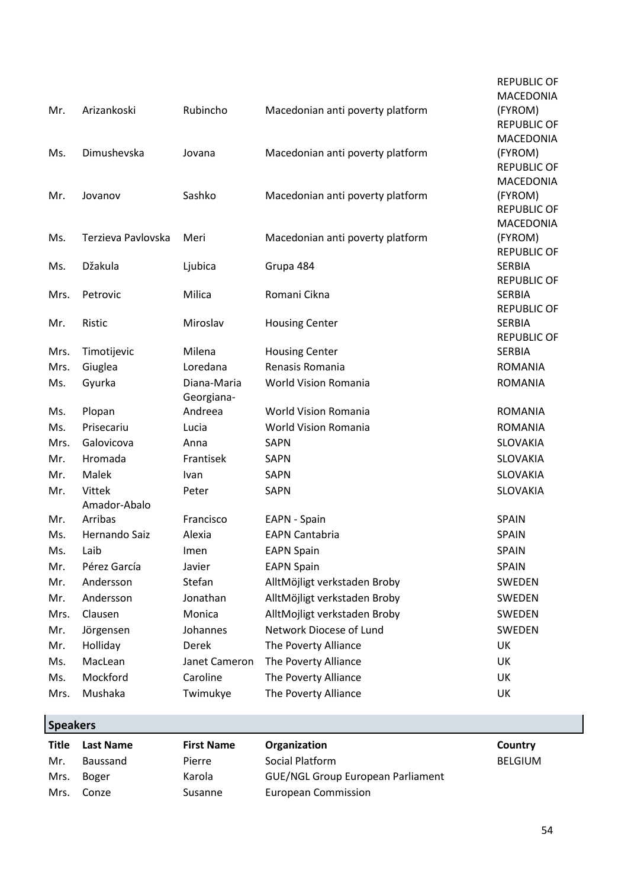| Title | Last Name | First Name | Organization | Country |
|---|---|---|---|---|
| Mr. | Arizankoski | Rubincho | Macedonian anti poverty platform | REPUBLIC OF MACEDONIA (FYROM) |
| Ms. | Dimushevska | Jovana | Macedonian anti poverty platform | REPUBLIC OF MACEDONIA (FYROM) |
| Mr. | Jovanov | Sashko | Macedonian anti poverty platform | REPUBLIC OF MACEDONIA (FYROM) |
| Ms. | Terzieva Pavlovska | Meri | Macedonian anti poverty platform | REPUBLIC OF MACEDONIA (FYROM) |
| Ms. | Džakula | Ljubica | Grupa 484 | REPUBLIC OF SERBIA |
| Mrs. | Petrovic | Milica | Romani Cikna | REPUBLIC OF SERBIA |
| Mr. | Ristic | Miroslav | Housing Center | REPUBLIC OF SERBIA |
| Mrs. | Timotijevic | Milena | Housing Center | REPUBLIC OF SERBIA |
| Mrs. | Giuglea | Loredana | Renasis Romania | ROMANIA |
| Ms. | Gyurka | Diana-Maria | World Vision Romania | ROMANIA |
| Ms. | Plopan | Georgiana-Andreea | World Vision Romania | ROMANIA |
| Ms. | Prisecariu | Lucia | World Vision Romania | ROMANIA |
| Mrs. | Galovicova | Anna | SAPN | SLOVAKIA |
| Mr. | Hromada | Frantisek | SAPN | SLOVAKIA |
| Mr. | Malek | Ivan | SAPN | SLOVAKIA |
| Mr. | Vittek | Peter | SAPN | SLOVAKIA |
| Mr. | Amador-Abalo Arribas | Francisco | EAPN - Spain | SPAIN |
| Ms. | Hernando Saiz | Alexia | EAPN Cantabria | SPAIN |
| Ms. | Laib | Imen | EAPN Spain | SPAIN |
| Mr. | Pérez García | Javier | EAPN Spain | SPAIN |
| Mr. | Andersson | Stefan | AlltMöjligt verkstaden Broby | SWEDEN |
| Mr. | Andersson | Jonathan | AlltMöjligt verkstaden Broby | SWEDEN |
| Mrs. | Clausen | Monica | AlltMojligt verkstaden Broby | SWEDEN |
| Mr. | Jörgensen | Johannes | Network Diocese of Lund | SWEDEN |
| Mr. | Holliday | Derek | The Poverty Alliance | UK |
| Ms. | MacLean | Janet Cameron | The Poverty Alliance | UK |
| Ms. | Mockford | Caroline | The Poverty Alliance | UK |
| Mrs. | Mushaka | Twimukye | The Poverty Alliance | UK |

## Speakers

| Title | Last Name | First Name | Organization | Country |
|---|---|---|---|---|
| Mr. | Baussand | Pierre | Social Platform | BELGIUM |
| Mrs. | Boger | Karola | GUE/NGL Group European Parliament | |
| Mrs. | Conze | Susanne | European Commission | |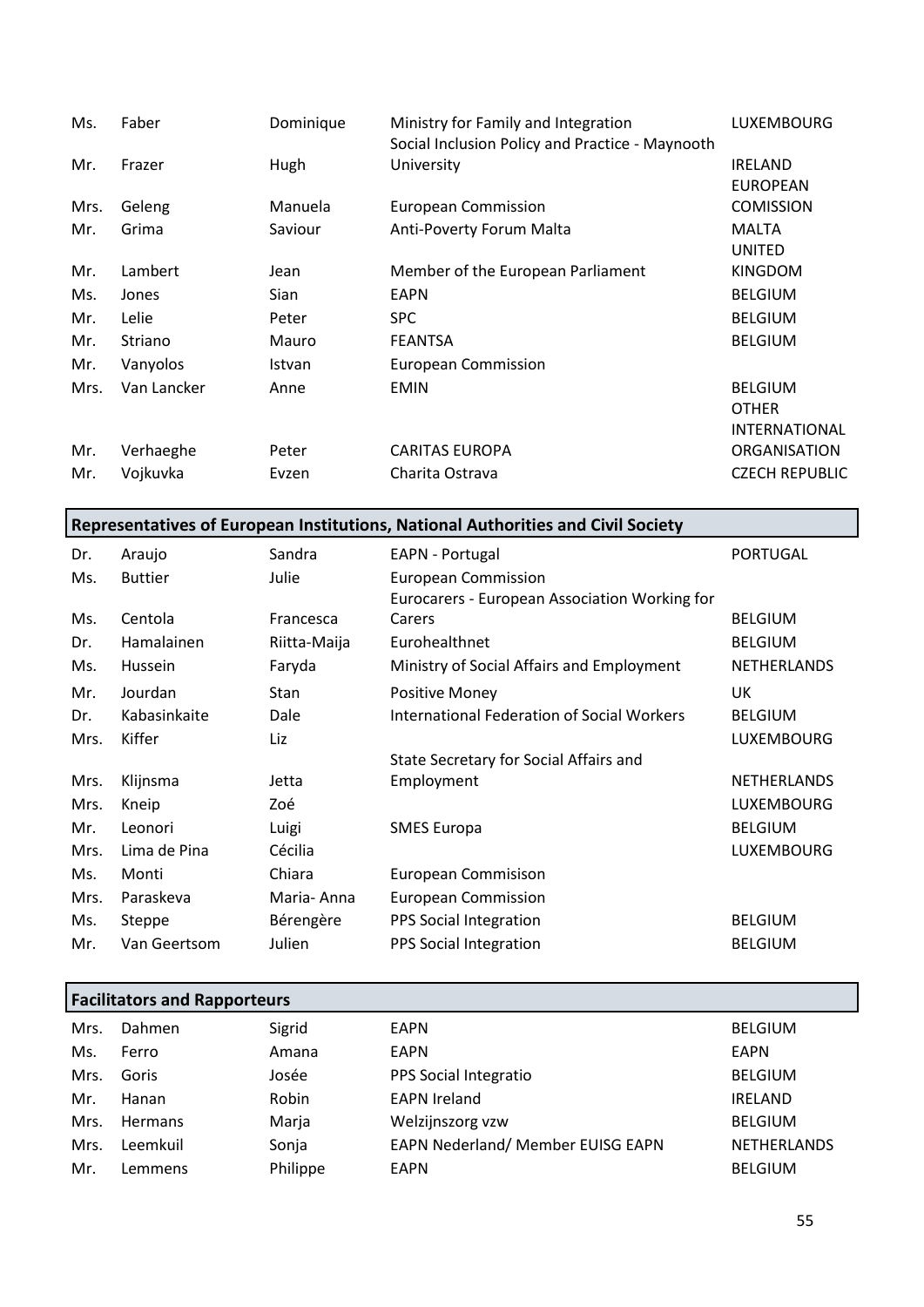| | | | | |
|---|---|---|---|---|
| Ms. | Faber | Dominique | Ministry for Family and Integration | LUXEMBOURG |
| Mr. | Frazer | Hugh | Social Inclusion Policy and Practice - Maynooth University | IRELAND |
| Mrs. | Geleng | Manuela | European Commission | EUROPEAN COMISSION |
| Mr. | Grima | Saviour | Anti-Poverty Forum Malta | MALTA |
| Mr. | Lambert | Jean | Member of the European Parliament | UNITED KINGDOM |
| Ms. | Jones | Sian | EAPN | BELGIUM |
| Mr. | Lelie | Peter | SPC | BELGIUM |
| Mr. | Striano | Mauro | FEANTSA | BELGIUM |
| Mr. | Vanyolos | Istvan | European Commission | |
| Mrs. | Van Lancker | Anne | EMIN | BELGIUM |
| Mr. | Verhaeghe | Peter | CARITAS EUROPA | OTHER INTERNATIONAL ORGANISATION |
| Mr. | Vojkuvka | Evzen | Charita Ostrava | CZECH REPUBLIC |

**Representatives of European Institutions, National Authorities and Civil Society**

| | | | | |
|---|---|---|---|---|
| Dr. | Araujo | Sandra | EAPN - Portugal | PORTUGAL |
| Ms. | Buttier | Julie | European Commission | |
| Ms. | Centola | Francesca | Eurocarers - European Association Working for Carers | BELGIUM |
| Dr. | Hamalainen | Riitta-Maija | Eurohealthnet | BELGIUM |
| Ms. | Hussein | Faryda | Ministry of Social Affairs and Employment | NETHERLANDS |
| Mr. | Jourdan | Stan | Positive Money | UK |
| Dr. | Kabasinkaite | Dale | International Federation of Social Workers | BELGIUM |
| Mrs. | Kiffer | Liz | | LUXEMBOURG |
| Mrs. | Klijnsma | Jetta | State Secretary for Social Affairs and Employment | NETHERLANDS |
| Mrs. | Kneip | Zoé | | LUXEMBOURG |
| Mr. | Leonori | Luigi | SMES Europa | BELGIUM |
| Mrs. | Lima de Pina | Cécilia | | LUXEMBOURG |
| Ms. | Monti | Chiara | European Commisison | |
| Mrs. | Paraskeva | Maria- Anna | European Commission | |
| Ms. | Steppe | Bérengère | PPS Social Integration | BELGIUM |
| Mr. | Van Geertsom | Julien | PPS Social Integration | BELGIUM |

**Facilitators and Rapporteurs**

| | | | | |
|---|---|---|---|---|
| Mrs. | Dahmen | Sigrid | EAPN | BELGIUM |
| Ms. | Ferro | Amana | EAPN | EAPN |
| Mrs. | Goris | Josée | PPS Social Integratio | BELGIUM |
| Mr. | Hanan | Robin | EAPN Ireland | IRELAND |
| Mrs. | Hermans | Marja | Welzijnszorg vzw | BELGIUM |
| Mrs. | Leemkuil | Sonja | EAPN Nederland/ Member EUISG EAPN | NETHERLANDS |
| Mr. | Lemmens | Philippe | EAPN | BELGIUM |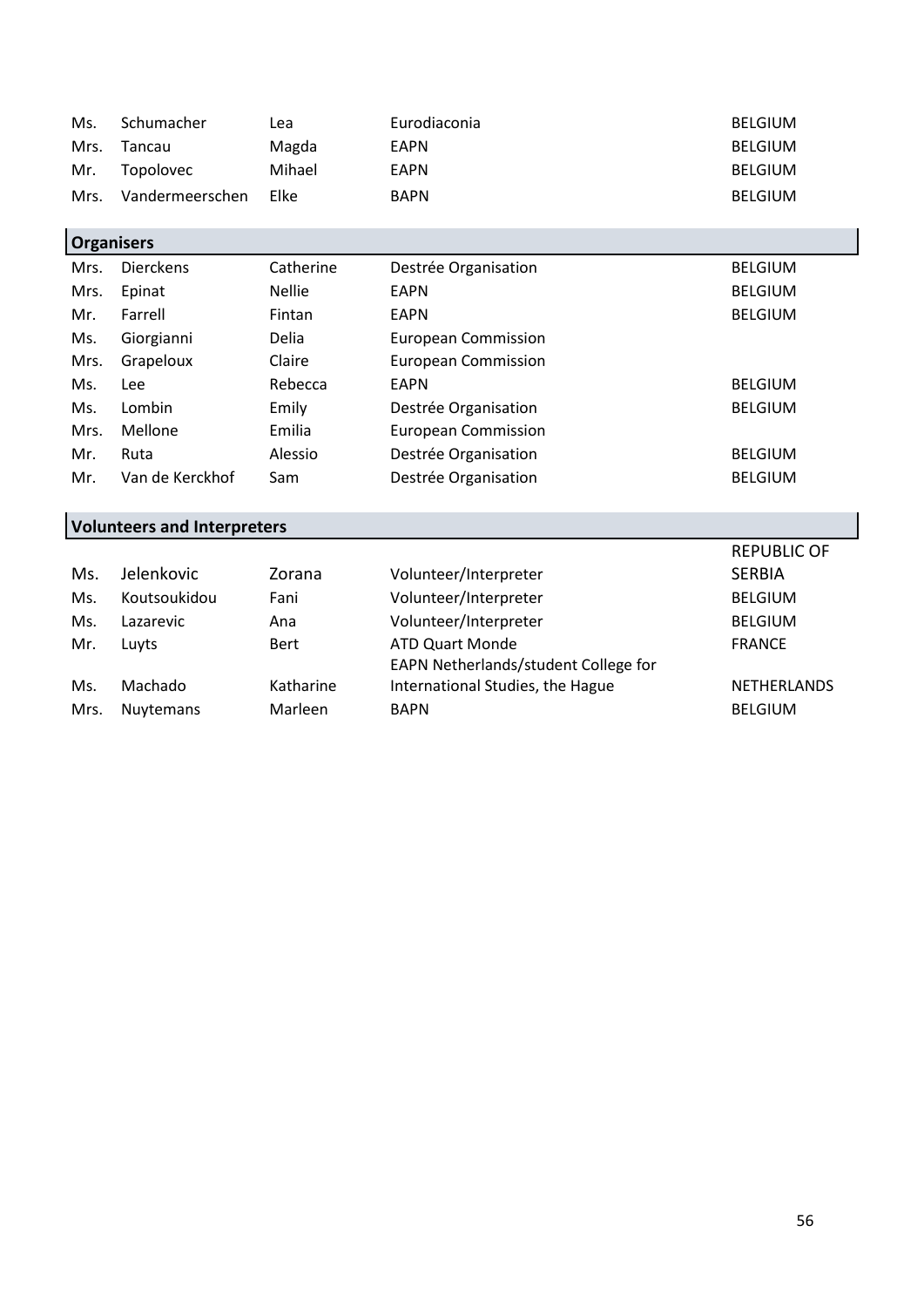| | | | | |
|---|---|---|---|---|
| Ms. | Schumacher | Lea | Eurodiaconia | BELGIUM |
| Mrs. | Tancau | Magda | EAPN | BELGIUM |
| Mr. | Topolovec | Mihael | EAPN | BELGIUM |
| Mrs. | Vandermeerschen | Elke | BAPN | BELGIUM |

**Organisers**

| | | | | |
|---|---|---|---|---|
| Mrs. | Dierckens | Catherine | Destrée Organisation | BELGIUM |
| Mrs. | Epinat | Nellie | EAPN | BELGIUM |
| Mr. | Farrell | Fintan | EAPN | BELGIUM |
| Ms. | Giorgianni | Delia | European Commission | |
| Mrs. | Grapeloux | Claire | European Commission | |
| Ms. | Lee | Rebecca | EAPN | BELGIUM |
| Ms. | Lombin | Emily | Destrée Organisation | BELGIUM |
| Mrs. | Mellone | Emilia | European Commission | |
| Mr. | Ruta | Alessio | Destrée Organisation | BELGIUM |
| Mr. | Van de Kerckhof | Sam | Destrée Organisation | BELGIUM |

**Volunteers and Interpreters**

| | | | | |
|---|---|---|---|---|
| Ms. | Jelenkovic | Zorana | Volunteer/Interpreter | REPUBLIC OF SERBIA |
| Ms. | Koutsoukidou | Fani | Volunteer/Interpreter | BELGIUM |
| Ms. | Lazarevic | Ana | Volunteer/Interpreter | BELGIUM |
| Mr. | Luyts | Bert | ATD Quart Monde | FRANCE |
| Ms. | Machado | Katharine | EAPN Netherlands/student College for International Studies, the Hague | NETHERLANDS |
| Mrs. | Nuytemans | Marleen | BAPN | BELGIUM |